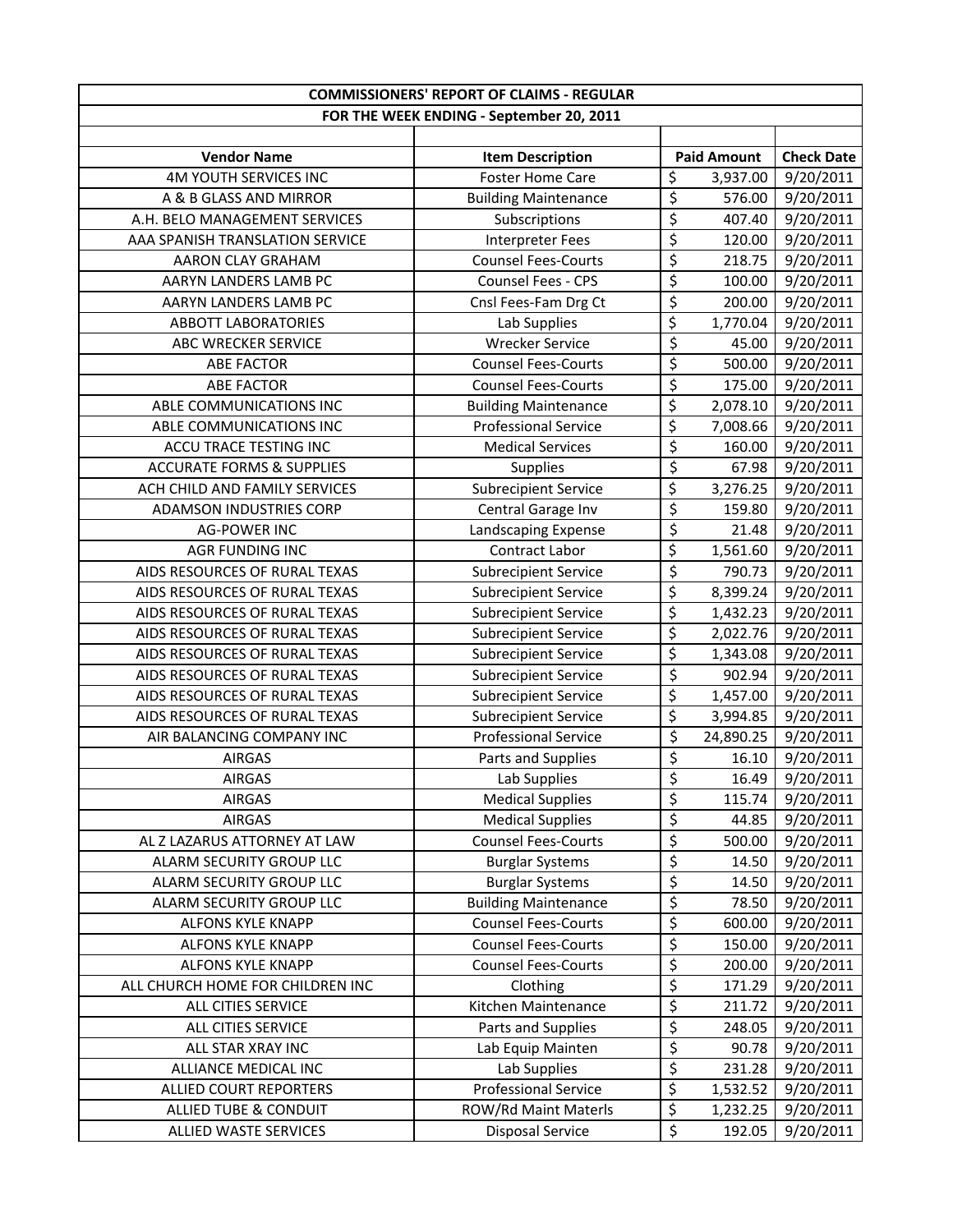| COMMISSIONERS' REPORT OF CLAIMS - REGULAR | | | |
|---|---|---|---|
| FOR THE WEEK ENDING - September 20, 2011 | | | |
| | | | |
| **Vendor Name** | **Item Description** | **Paid Amount** | **Check Date** |
| 4M YOUTH SERVICES INC | Foster Home Care | $ 3,937.00 | 9/20/2011 |
| A & B GLASS AND MIRROR | Building Maintenance | $ 576.00 | 9/20/2011 |
| A.H. BELO MANAGEMENT SERVICES | Subscriptions | $ 407.40 | 9/20/2011 |
| AAA SPANISH TRANSLATION SERVICE | Interpreter Fees | $ 120.00 | 9/20/2011 |
| AARON CLAY GRAHAM | Counsel Fees-Courts | $ 218.75 | 9/20/2011 |
| AARYN LANDERS LAMB PC | Counsel Fees - CPS | $ 100.00 | 9/20/2011 |
| AARYN LANDERS LAMB PC | Cnsl Fees-Fam Drg Ct | $ 200.00 | 9/20/2011 |
| ABBOTT LABORATORIES | Lab Supplies | $ 1,770.04 | 9/20/2011 |
| ABC WRECKER SERVICE | Wrecker Service | $ 45.00 | 9/20/2011 |
| ABE FACTOR | Counsel Fees-Courts | $ 500.00 | 9/20/2011 |
| ABE FACTOR | Counsel Fees-Courts | $ 175.00 | 9/20/2011 |
| ABLE COMMUNICATIONS INC | Building Maintenance | $ 2,078.10 | 9/20/2011 |
| ABLE COMMUNICATIONS INC | Professional Service | $ 7,008.66 | 9/20/2011 |
| ACCU TRACE TESTING INC | Medical Services | $ 160.00 | 9/20/2011 |
| ACCURATE FORMS & SUPPLIES | Supplies | $ 67.98 | 9/20/2011 |
| ACH CHILD AND FAMILY SERVICES | Subrecipient Service | $ 3,276.25 | 9/20/2011 |
| ADAMSON INDUSTRIES CORP | Central Garage Inv | $ 159.80 | 9/20/2011 |
| AG-POWER INC | Landscaping Expense | $ 21.48 | 9/20/2011 |
| AGR FUNDING INC | Contract Labor | $ 1,561.60 | 9/20/2011 |
| AIDS RESOURCES OF RURAL TEXAS | Subrecipient Service | $ 790.73 | 9/20/2011 |
| AIDS RESOURCES OF RURAL TEXAS | Subrecipient Service | $ 8,399.24 | 9/20/2011 |
| AIDS RESOURCES OF RURAL TEXAS | Subrecipient Service | $ 1,432.23 | 9/20/2011 |
| AIDS RESOURCES OF RURAL TEXAS | Subrecipient Service | $ 2,022.76 | 9/20/2011 |
| AIDS RESOURCES OF RURAL TEXAS | Subrecipient Service | $ 1,343.08 | 9/20/2011 |
| AIDS RESOURCES OF RURAL TEXAS | Subrecipient Service | $ 902.94 | 9/20/2011 |
| AIDS RESOURCES OF RURAL TEXAS | Subrecipient Service | $ 1,457.00 | 9/20/2011 |
| AIDS RESOURCES OF RURAL TEXAS | Subrecipient Service | $ 3,994.85 | 9/20/2011 |
| AIR BALANCING COMPANY INC | Professional Service | $ 24,890.25 | 9/20/2011 |
| AIRGAS | Parts and Supplies | $ 16.10 | 9/20/2011 |
| AIRGAS | Lab Supplies | $ 16.49 | 9/20/2011 |
| AIRGAS | Medical Supplies | $ 115.74 | 9/20/2011 |
| AIRGAS | Medical Supplies | $ 44.85 | 9/20/2011 |
| AL Z LAZARUS ATTORNEY AT LAW | Counsel Fees-Courts | $ 500.00 | 9/20/2011 |
| ALARM SECURITY GROUP LLC | Burglar Systems | $ 14.50 | 9/20/2011 |
| ALARM SECURITY GROUP LLC | Burglar Systems | $ 14.50 | 9/20/2011 |
| ALARM SECURITY GROUP LLC | Building Maintenance | $ 78.50 | 9/20/2011 |
| ALFONS KYLE KNAPP | Counsel Fees-Courts | $ 600.00 | 9/20/2011 |
| ALFONS KYLE KNAPP | Counsel Fees-Courts | $ 150.00 | 9/20/2011 |
| ALFONS KYLE KNAPP | Counsel Fees-Courts | $ 200.00 | 9/20/2011 |
| ALL CHURCH HOME FOR CHILDREN INC | Clothing | $ 171.29 | 9/20/2011 |
| ALL CITIES SERVICE | Kitchen Maintenance | $ 211.72 | 9/20/2011 |
| ALL CITIES SERVICE | Parts and Supplies | $ 248.05 | 9/20/2011 |
| ALL STAR XRAY INC | Lab Equip Mainten | $ 90.78 | 9/20/2011 |
| ALLIANCE MEDICAL INC | Lab Supplies | $ 231.28 | 9/20/2011 |
| ALLIED COURT REPORTERS | Professional Service | $ 1,532.52 | 9/20/2011 |
| ALLIED TUBE & CONDUIT | ROW/Rd Maint Materls | $ 1,232.25 | 9/20/2011 |
| ALLIED WASTE SERVICES | Disposal Service | $ 192.05 | 9/20/2011 |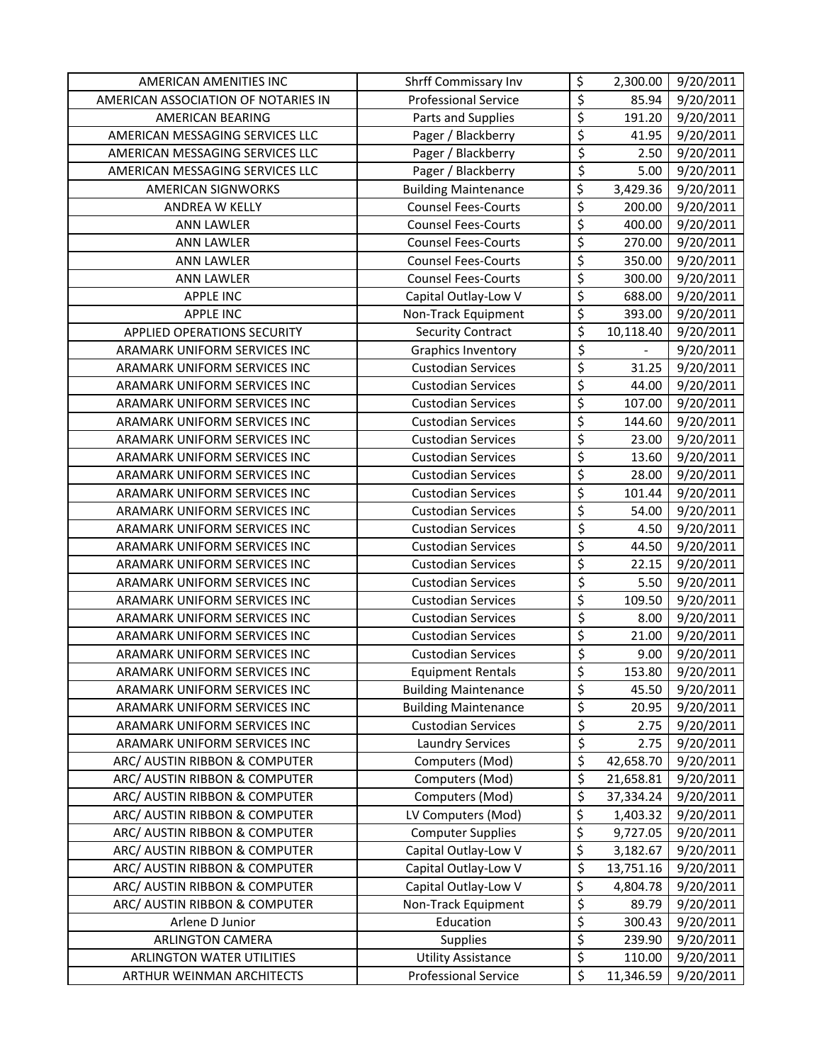| | | | |
|---|---|---|---|
| AMERICAN AMENITIES INC | Shrff Commissary Inv | $ 2,300.00 | 9/20/2011 |
| AMERICAN ASSOCIATION OF NOTARIES IN | Professional Service | $ 85.94 | 9/20/2011 |
| AMERICAN BEARING | Parts and Supplies | $ 191.20 | 9/20/2011 |
| AMERICAN MESSAGING SERVICES LLC | Pager / Blackberry | $ 41.95 | 9/20/2011 |
| AMERICAN MESSAGING SERVICES LLC | Pager / Blackberry | $ 2.50 | 9/20/2011 |
| AMERICAN MESSAGING SERVICES LLC | Pager / Blackberry | $ 5.00 | 9/20/2011 |
| AMERICAN SIGNWORKS | Building Maintenance | $ 3,429.36 | 9/20/2011 |
| ANDREA W KELLY | Counsel Fees-Courts | $ 200.00 | 9/20/2011 |
| ANN LAWLER | Counsel Fees-Courts | $ 400.00 | 9/20/2011 |
| ANN LAWLER | Counsel Fees-Courts | $ 270.00 | 9/20/2011 |
| ANN LAWLER | Counsel Fees-Courts | $ 350.00 | 9/20/2011 |
| ANN LAWLER | Counsel Fees-Courts | $ 300.00 | 9/20/2011 |
| APPLE INC | Capital Outlay-Low V | $ 688.00 | 9/20/2011 |
| APPLE INC | Non-Track Equipment | $ 393.00 | 9/20/2011 |
| APPLIED OPERATIONS SECURITY | Security Contract | $ 10,118.40 | 9/20/2011 |
| ARAMARK UNIFORM SERVICES INC | Graphics Inventory | $ - | 9/20/2011 |
| ARAMARK UNIFORM SERVICES INC | Custodian Services | $ 31.25 | 9/20/2011 |
| ARAMARK UNIFORM SERVICES INC | Custodian Services | $ 44.00 | 9/20/2011 |
| ARAMARK UNIFORM SERVICES INC | Custodian Services | $ 107.00 | 9/20/2011 |
| ARAMARK UNIFORM SERVICES INC | Custodian Services | $ 144.60 | 9/20/2011 |
| ARAMARK UNIFORM SERVICES INC | Custodian Services | $ 23.00 | 9/20/2011 |
| ARAMARK UNIFORM SERVICES INC | Custodian Services | $ 13.60 | 9/20/2011 |
| ARAMARK UNIFORM SERVICES INC | Custodian Services | $ 28.00 | 9/20/2011 |
| ARAMARK UNIFORM SERVICES INC | Custodian Services | $ 101.44 | 9/20/2011 |
| ARAMARK UNIFORM SERVICES INC | Custodian Services | $ 54.00 | 9/20/2011 |
| ARAMARK UNIFORM SERVICES INC | Custodian Services | $ 4.50 | 9/20/2011 |
| ARAMARK UNIFORM SERVICES INC | Custodian Services | $ 44.50 | 9/20/2011 |
| ARAMARK UNIFORM SERVICES INC | Custodian Services | $ 22.15 | 9/20/2011 |
| ARAMARK UNIFORM SERVICES INC | Custodian Services | $ 5.50 | 9/20/2011 |
| ARAMARK UNIFORM SERVICES INC | Custodian Services | $ 109.50 | 9/20/2011 |
| ARAMARK UNIFORM SERVICES INC | Custodian Services | $ 8.00 | 9/20/2011 |
| ARAMARK UNIFORM SERVICES INC | Custodian Services | $ 21.00 | 9/20/2011 |
| ARAMARK UNIFORM SERVICES INC | Custodian Services | $ 9.00 | 9/20/2011 |
| ARAMARK UNIFORM SERVICES INC | Equipment Rentals | $ 153.80 | 9/20/2011 |
| ARAMARK UNIFORM SERVICES INC | Building Maintenance | $ 45.50 | 9/20/2011 |
| ARAMARK UNIFORM SERVICES INC | Building Maintenance | $ 20.95 | 9/20/2011 |
| ARAMARK UNIFORM SERVICES INC | Custodian Services | $ 2.75 | 9/20/2011 |
| ARAMARK UNIFORM SERVICES INC | Laundry Services | $ 2.75 | 9/20/2011 |
| ARC/ AUSTIN RIBBON & COMPUTER | Computers (Mod) | $ 42,658.70 | 9/20/2011 |
| ARC/ AUSTIN RIBBON & COMPUTER | Computers (Mod) | $ 21,658.81 | 9/20/2011 |
| ARC/ AUSTIN RIBBON & COMPUTER | Computers (Mod) | $ 37,334.24 | 9/20/2011 |
| ARC/ AUSTIN RIBBON & COMPUTER | LV Computers (Mod) | $ 1,403.32 | 9/20/2011 |
| ARC/ AUSTIN RIBBON & COMPUTER | Computer Supplies | $ 9,727.05 | 9/20/2011 |
| ARC/ AUSTIN RIBBON & COMPUTER | Capital Outlay-Low V | $ 3,182.67 | 9/20/2011 |
| ARC/ AUSTIN RIBBON & COMPUTER | Capital Outlay-Low V | $ 13,751.16 | 9/20/2011 |
| ARC/ AUSTIN RIBBON & COMPUTER | Capital Outlay-Low V | $ 4,804.78 | 9/20/2011 |
| ARC/ AUSTIN RIBBON & COMPUTER | Non-Track Equipment | $ 89.79 | 9/20/2011 |
| Arlene D Junior | Education | $ 300.43 | 9/20/2011 |
| ARLINGTON CAMERA | Supplies | $ 239.90 | 9/20/2011 |
| ARLINGTON WATER UTILITIES | Utility Assistance | $ 110.00 | 9/20/2011 |
| ARTHUR WEINMAN ARCHITECTS | Professional Service | $ 11,346.59 | 9/20/2011 |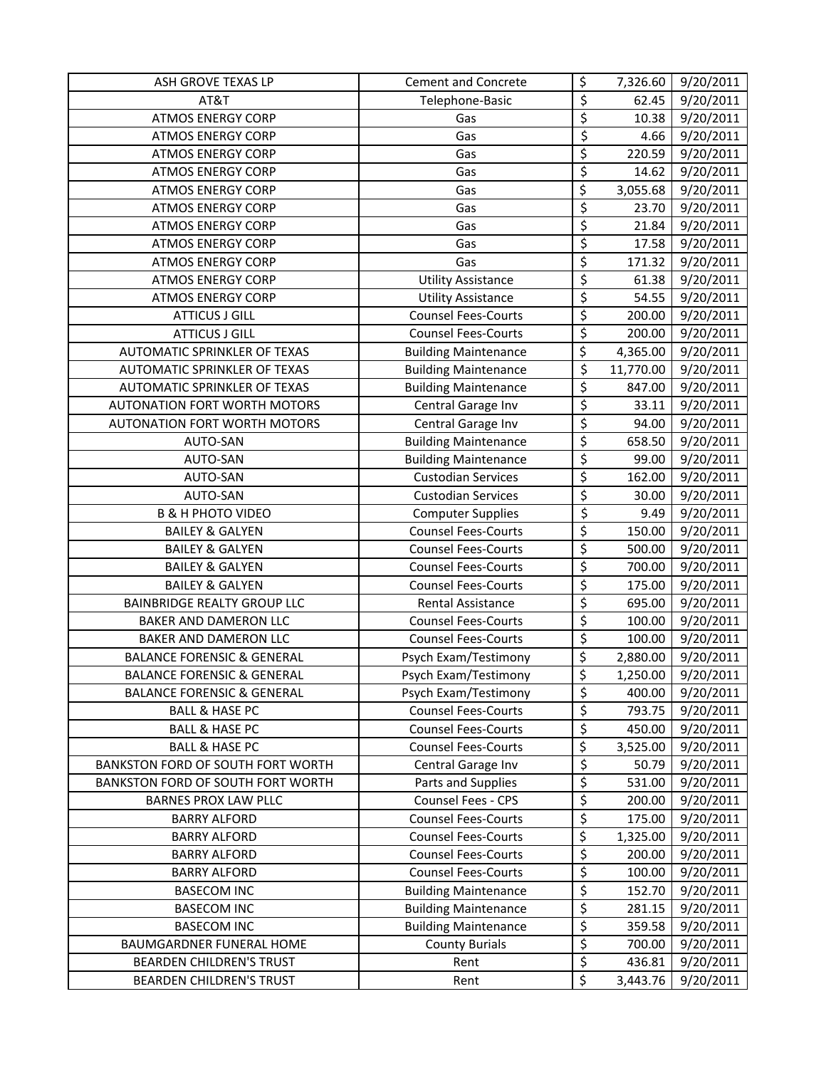| ASH GROVE TEXAS LP | Cement and Concrete | $ | 7,326.60 | 9/20/2011 |
|---|---|---|---|---|
| AT&T | Telephone-Basic | $ | 62.45 | 9/20/2011 |
| ATMOS ENERGY CORP | Gas | $ | 10.38 | 9/20/2011 |
| ATMOS ENERGY CORP | Gas | $ | 4.66 | 9/20/2011 |
| ATMOS ENERGY CORP | Gas | $ | 220.59 | 9/20/2011 |
| ATMOS ENERGY CORP | Gas | $ | 14.62 | 9/20/2011 |
| ATMOS ENERGY CORP | Gas | $ | 3,055.68 | 9/20/2011 |
| ATMOS ENERGY CORP | Gas | $ | 23.70 | 9/20/2011 |
| ATMOS ENERGY CORP | Gas | $ | 21.84 | 9/20/2011 |
| ATMOS ENERGY CORP | Gas | $ | 17.58 | 9/20/2011 |
| ATMOS ENERGY CORP | Gas | $ | 171.32 | 9/20/2011 |
| ATMOS ENERGY CORP | Utility Assistance | $ | 61.38 | 9/20/2011 |
| ATMOS ENERGY CORP | Utility Assistance | $ | 54.55 | 9/20/2011 |
| ATTICUS J GILL | Counsel Fees-Courts | $ | 200.00 | 9/20/2011 |
| ATTICUS J GILL | Counsel Fees-Courts | $ | 200.00 | 9/20/2011 |
| AUTOMATIC SPRINKLER OF TEXAS | Building Maintenance | $ | 4,365.00 | 9/20/2011 |
| AUTOMATIC SPRINKLER OF TEXAS | Building Maintenance | $ | 11,770.00 | 9/20/2011 |
| AUTOMATIC SPRINKLER OF TEXAS | Building Maintenance | $ | 847.00 | 9/20/2011 |
| AUTONATION FORT WORTH MOTORS | Central Garage Inv | $ | 33.11 | 9/20/2011 |
| AUTONATION FORT WORTH MOTORS | Central Garage Inv | $ | 94.00 | 9/20/2011 |
| AUTO-SAN | Building Maintenance | $ | 658.50 | 9/20/2011 |
| AUTO-SAN | Building Maintenance | $ | 99.00 | 9/20/2011 |
| AUTO-SAN | Custodian Services | $ | 162.00 | 9/20/2011 |
| AUTO-SAN | Custodian Services | $ | 30.00 | 9/20/2011 |
| B & H PHOTO VIDEO | Computer Supplies | $ | 9.49 | 9/20/2011 |
| BAILEY & GALYEN | Counsel Fees-Courts | $ | 150.00 | 9/20/2011 |
| BAILEY & GALYEN | Counsel Fees-Courts | $ | 500.00 | 9/20/2011 |
| BAILEY & GALYEN | Counsel Fees-Courts | $ | 700.00 | 9/20/2011 |
| BAILEY & GALYEN | Counsel Fees-Courts | $ | 175.00 | 9/20/2011 |
| BAINBRIDGE REALTY GROUP LLC | Rental Assistance | $ | 695.00 | 9/20/2011 |
| BAKER AND DAMERON LLC | Counsel Fees-Courts | $ | 100.00 | 9/20/2011 |
| BAKER AND DAMERON LLC | Counsel Fees-Courts | $ | 100.00 | 9/20/2011 |
| BALANCE FORENSIC & GENERAL | Psych Exam/Testimony | $ | 2,880.00 | 9/20/2011 |
| BALANCE FORENSIC & GENERAL | Psych Exam/Testimony | $ | 1,250.00 | 9/20/2011 |
| BALANCE FORENSIC & GENERAL | Psych Exam/Testimony | $ | 400.00 | 9/20/2011 |
| BALL & HASE PC | Counsel Fees-Courts | $ | 793.75 | 9/20/2011 |
| BALL & HASE PC | Counsel Fees-Courts | $ | 450.00 | 9/20/2011 |
| BALL & HASE PC | Counsel Fees-Courts | $ | 3,525.00 | 9/20/2011 |
| BANKSTON FORD OF SOUTH FORT WORTH | Central Garage Inv | $ | 50.79 | 9/20/2011 |
| BANKSTON FORD OF SOUTH FORT WORTH | Parts and Supplies | $ | 531.00 | 9/20/2011 |
| BARNES PROX LAW PLLC | Counsel Fees - CPS | $ | 200.00 | 9/20/2011 |
| BARRY ALFORD | Counsel Fees-Courts | $ | 175.00 | 9/20/2011 |
| BARRY ALFORD | Counsel Fees-Courts | $ | 1,325.00 | 9/20/2011 |
| BARRY ALFORD | Counsel Fees-Courts | $ | 200.00 | 9/20/2011 |
| BARRY ALFORD | Counsel Fees-Courts | $ | 100.00 | 9/20/2011 |
| BASECOM INC | Building Maintenance | $ | 152.70 | 9/20/2011 |
| BASECOM INC | Building Maintenance | $ | 281.15 | 9/20/2011 |
| BASECOM INC | Building Maintenance | $ | 359.58 | 9/20/2011 |
| BAUMGARDNER FUNERAL HOME | County Burials | $ | 700.00 | 9/20/2011 |
| BEARDEN CHILDREN'S TRUST | Rent | $ | 436.81 | 9/20/2011 |
| BEARDEN CHILDREN'S TRUST | Rent | $ | 3,443.76 | 9/20/2011 |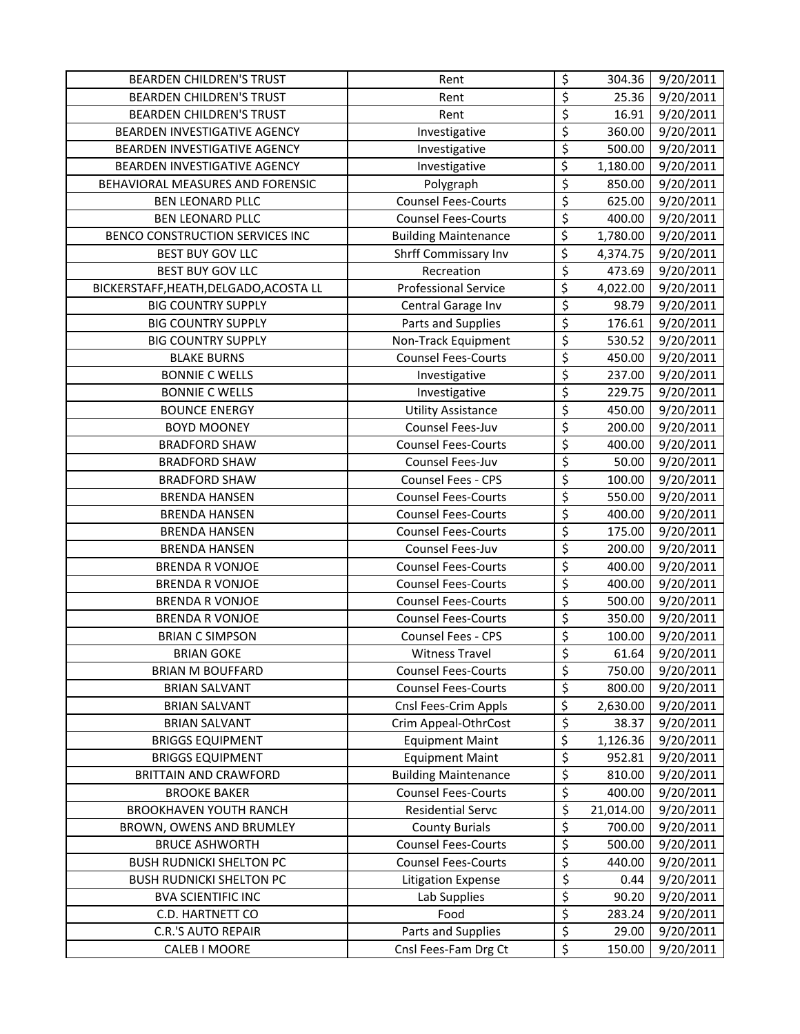| | | | |
|---|---|---|---|
| BEARDEN CHILDREN'S TRUST | Rent | $ 304.36 | 9/20/2011 |
| BEARDEN CHILDREN'S TRUST | Rent | $ 25.36 | 9/20/2011 |
| BEARDEN CHILDREN'S TRUST | Rent | $ 16.91 | 9/20/2011 |
| BEARDEN INVESTIGATIVE AGENCY | Investigative | $ 360.00 | 9/20/2011 |
| BEARDEN INVESTIGATIVE AGENCY | Investigative | $ 500.00 | 9/20/2011 |
| BEARDEN INVESTIGATIVE AGENCY | Investigative | $ 1,180.00 | 9/20/2011 |
| BEHAVIORAL MEASURES AND FORENSIC | Polygraph | $ 850.00 | 9/20/2011 |
| BEN LEONARD PLLC | Counsel Fees-Courts | $ 625.00 | 9/20/2011 |
| BEN LEONARD PLLC | Counsel Fees-Courts | $ 400.00 | 9/20/2011 |
| BENCO CONSTRUCTION SERVICES INC | Building Maintenance | $ 1,780.00 | 9/20/2011 |
| BEST BUY GOV LLC | Shrff Commissary Inv | $ 4,374.75 | 9/20/2011 |
| BEST BUY GOV LLC | Recreation | $ 473.69 | 9/20/2011 |
| BICKERSTAFF,HEATH,DELGADO,ACOSTA LL | Professional Service | $ 4,022.00 | 9/20/2011 |
| BIG COUNTRY SUPPLY | Central Garage Inv | $ 98.79 | 9/20/2011 |
| BIG COUNTRY SUPPLY | Parts and Supplies | $ 176.61 | 9/20/2011 |
| BIG COUNTRY SUPPLY | Non-Track Equipment | $ 530.52 | 9/20/2011 |
| BLAKE BURNS | Counsel Fees-Courts | $ 450.00 | 9/20/2011 |
| BONNIE C WELLS | Investigative | $ 237.00 | 9/20/2011 |
| BONNIE C WELLS | Investigative | $ 229.75 | 9/20/2011 |
| BOUNCE ENERGY | Utility Assistance | $ 450.00 | 9/20/2011 |
| BOYD MOONEY | Counsel Fees-Juv | $ 200.00 | 9/20/2011 |
| BRADFORD SHAW | Counsel Fees-Courts | $ 400.00 | 9/20/2011 |
| BRADFORD SHAW | Counsel Fees-Juv | $ 50.00 | 9/20/2011 |
| BRADFORD SHAW | Counsel Fees - CPS | $ 100.00 | 9/20/2011 |
| BRENDA HANSEN | Counsel Fees-Courts | $ 550.00 | 9/20/2011 |
| BRENDA HANSEN | Counsel Fees-Courts | $ 400.00 | 9/20/2011 |
| BRENDA HANSEN | Counsel Fees-Courts | $ 175.00 | 9/20/2011 |
| BRENDA HANSEN | Counsel Fees-Juv | $ 200.00 | 9/20/2011 |
| BRENDA R VONJOE | Counsel Fees-Courts | $ 400.00 | 9/20/2011 |
| BRENDA R VONJOE | Counsel Fees-Courts | $ 400.00 | 9/20/2011 |
| BRENDA R VONJOE | Counsel Fees-Courts | $ 500.00 | 9/20/2011 |
| BRENDA R VONJOE | Counsel Fees-Courts | $ 350.00 | 9/20/2011 |
| BRIAN C SIMPSON | Counsel Fees - CPS | $ 100.00 | 9/20/2011 |
| BRIAN GOKE | Witness Travel | $ 61.64 | 9/20/2011 |
| BRIAN M BOUFFARD | Counsel Fees-Courts | $ 750.00 | 9/20/2011 |
| BRIAN SALVANT | Counsel Fees-Courts | $ 800.00 | 9/20/2011 |
| BRIAN SALVANT | Cnsl Fees-Crim Appls | $ 2,630.00 | 9/20/2011 |
| BRIAN SALVANT | Crim Appeal-OthrCost | $ 38.37 | 9/20/2011 |
| BRIGGS EQUIPMENT | Equipment Maint | $ 1,126.36 | 9/20/2011 |
| BRIGGS EQUIPMENT | Equipment Maint | $ 952.81 | 9/20/2011 |
| BRITTAIN AND CRAWFORD | Building Maintenance | $ 810.00 | 9/20/2011 |
| BROOKE BAKER | Counsel Fees-Courts | $ 400.00 | 9/20/2011 |
| BROOKHAVEN YOUTH RANCH | Residential Servc | $ 21,014.00 | 9/20/2011 |
| BROWN, OWENS AND BRUMLEY | County Burials | $ 700.00 | 9/20/2011 |
| BRUCE ASHWORTH | Counsel Fees-Courts | $ 500.00 | 9/20/2011 |
| BUSH RUDNICKI SHELTON PC | Counsel Fees-Courts | $ 440.00 | 9/20/2011 |
| BUSH RUDNICKI SHELTON PC | Litigation Expense | $ 0.44 | 9/20/2011 |
| BVA SCIENTIFIC INC | Lab Supplies | $ 90.20 | 9/20/2011 |
| C.D. HARTNETT CO | Food | $ 283.24 | 9/20/2011 |
| C.R.'S AUTO REPAIR | Parts and Supplies | $ 29.00 | 9/20/2011 |
| CALEB I MOORE | Cnsl Fees-Fam Drg Ct | $ 150.00 | 9/20/2011 |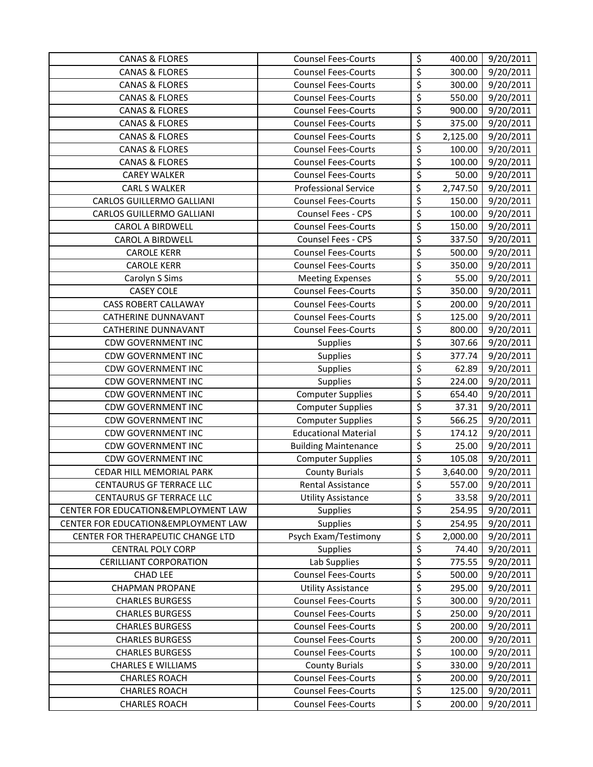| | | | | |
|---|---|---|---|---|
| CANAS & FLORES | Counsel Fees-Courts | $ | 400.00 | 9/20/2011 |
| CANAS & FLORES | Counsel Fees-Courts | $ | 300.00 | 9/20/2011 |
| CANAS & FLORES | Counsel Fees-Courts | $ | 300.00 | 9/20/2011 |
| CANAS & FLORES | Counsel Fees-Courts | $ | 550.00 | 9/20/2011 |
| CANAS & FLORES | Counsel Fees-Courts | $ | 900.00 | 9/20/2011 |
| CANAS & FLORES | Counsel Fees-Courts | $ | 375.00 | 9/20/2011 |
| CANAS & FLORES | Counsel Fees-Courts | $ | 2,125.00 | 9/20/2011 |
| CANAS & FLORES | Counsel Fees-Courts | $ | 100.00 | 9/20/2011 |
| CANAS & FLORES | Counsel Fees-Courts | $ | 100.00 | 9/20/2011 |
| CAREY WALKER | Counsel Fees-Courts | $ | 50.00 | 9/20/2011 |
| CARL S WALKER | Professional Service | $ | 2,747.50 | 9/20/2011 |
| CARLOS GUILLERMO GALLIANI | Counsel Fees-Courts | $ | 150.00 | 9/20/2011 |
| CARLOS GUILLERMO GALLIANI | Counsel Fees - CPS | $ | 100.00 | 9/20/2011 |
| CAROL A BIRDWELL | Counsel Fees-Courts | $ | 150.00 | 9/20/2011 |
| CAROL A BIRDWELL | Counsel Fees - CPS | $ | 337.50 | 9/20/2011 |
| CAROLE KERR | Counsel Fees-Courts | $ | 500.00 | 9/20/2011 |
| CAROLE KERR | Counsel Fees-Courts | $ | 350.00 | 9/20/2011 |
| Carolyn S Sims | Meeting Expenses | $ | 55.00 | 9/20/2011 |
| CASEY COLE | Counsel Fees-Courts | $ | 350.00 | 9/20/2011 |
| CASS ROBERT CALLAWAY | Counsel Fees-Courts | $ | 200.00 | 9/20/2011 |
| CATHERINE DUNNAVANT | Counsel Fees-Courts | $ | 125.00 | 9/20/2011 |
| CATHERINE DUNNAVANT | Counsel Fees-Courts | $ | 800.00 | 9/20/2011 |
| CDW GOVERNMENT INC | Supplies | $ | 307.66 | 9/20/2011 |
| CDW GOVERNMENT INC | Supplies | $ | 377.74 | 9/20/2011 |
| CDW GOVERNMENT INC | Supplies | $ | 62.89 | 9/20/2011 |
| CDW GOVERNMENT INC | Supplies | $ | 224.00 | 9/20/2011 |
| CDW GOVERNMENT INC | Computer Supplies | $ | 654.40 | 9/20/2011 |
| CDW GOVERNMENT INC | Computer Supplies | $ | 37.31 | 9/20/2011 |
| CDW GOVERNMENT INC | Computer Supplies | $ | 566.25 | 9/20/2011 |
| CDW GOVERNMENT INC | Educational Material | $ | 174.12 | 9/20/2011 |
| CDW GOVERNMENT INC | Building Maintenance | $ | 25.00 | 9/20/2011 |
| CDW GOVERNMENT INC | Computer Supplies | $ | 105.08 | 9/20/2011 |
| CEDAR HILL MEMORIAL PARK | County Burials | $ | 3,640.00 | 9/20/2011 |
| CENTAURUS GF TERRACE LLC | Rental Assistance | $ | 557.00 | 9/20/2011 |
| CENTAURUS GF TERRACE LLC | Utility Assistance | $ | 33.58 | 9/20/2011 |
| CENTER FOR EDUCATION&EMPLOYMENT LAW | Supplies | $ | 254.95 | 9/20/2011 |
| CENTER FOR EDUCATION&EMPLOYMENT LAW | Supplies | $ | 254.95 | 9/20/2011 |
| CENTER FOR THERAPEUTIC CHANGE LTD | Psych Exam/Testimony | $ | 2,000.00 | 9/20/2011 |
| CENTRAL POLY CORP | Supplies | $ | 74.40 | 9/20/2011 |
| CERILLIANT CORPORATION | Lab Supplies | $ | 775.55 | 9/20/2011 |
| CHAD LEE | Counsel Fees-Courts | $ | 500.00 | 9/20/2011 |
| CHAPMAN PROPANE | Utility Assistance | $ | 295.00 | 9/20/2011 |
| CHARLES BURGESS | Counsel Fees-Courts | $ | 300.00 | 9/20/2011 |
| CHARLES BURGESS | Counsel Fees-Courts | $ | 250.00 | 9/20/2011 |
| CHARLES BURGESS | Counsel Fees-Courts | $ | 200.00 | 9/20/2011 |
| CHARLES BURGESS | Counsel Fees-Courts | $ | 200.00 | 9/20/2011 |
| CHARLES BURGESS | Counsel Fees-Courts | $ | 100.00 | 9/20/2011 |
| CHARLES E WILLIAMS | County Burials | $ | 330.00 | 9/20/2011 |
| CHARLES ROACH | Counsel Fees-Courts | $ | 200.00 | 9/20/2011 |
| CHARLES ROACH | Counsel Fees-Courts | $ | 125.00 | 9/20/2011 |
| CHARLES ROACH | Counsel Fees-Courts | $ | 200.00 | 9/20/2011 |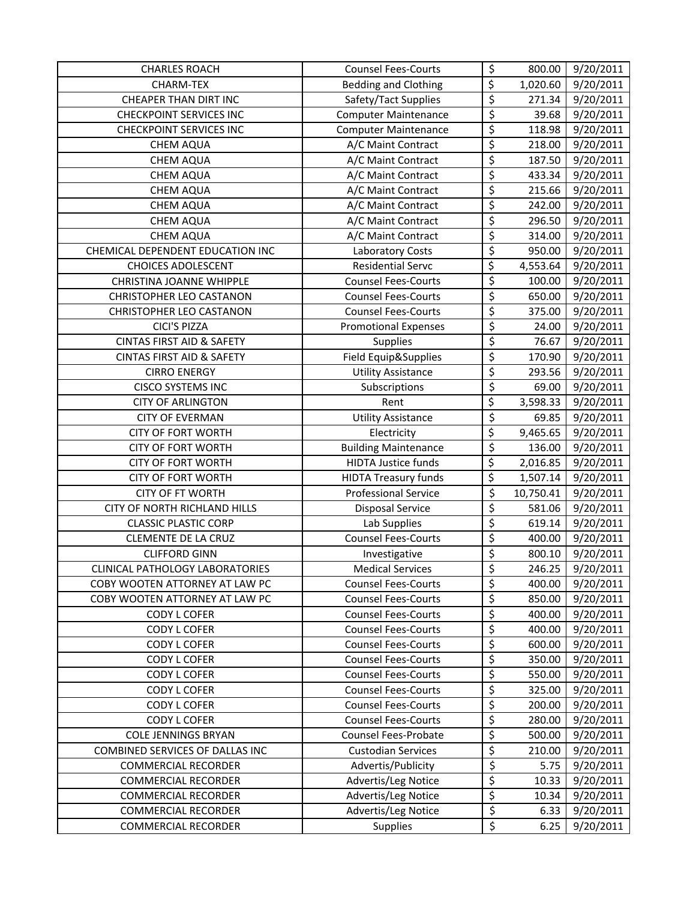| | | | | |
|---|---|---|---|---|
| CHARLES ROACH | Counsel Fees-Courts | $ | 800.00 | 9/20/2011 |
| CHARM-TEX | Bedding and Clothing | $ | 1,020.60 | 9/20/2011 |
| CHEAPER THAN DIRT INC | Safety/Tact Supplies | $ | 271.34 | 9/20/2011 |
| CHECKPOINT SERVICES INC | Computer Maintenance | $ | 39.68 | 9/20/2011 |
| CHECKPOINT SERVICES INC | Computer Maintenance | $ | 118.98 | 9/20/2011 |
| CHEM AQUA | A/C Maint Contract | $ | 218.00 | 9/20/2011 |
| CHEM AQUA | A/C Maint Contract | $ | 187.50 | 9/20/2011 |
| CHEM AQUA | A/C Maint Contract | $ | 433.34 | 9/20/2011 |
| CHEM AQUA | A/C Maint Contract | $ | 215.66 | 9/20/2011 |
| CHEM AQUA | A/C Maint Contract | $ | 242.00 | 9/20/2011 |
| CHEM AQUA | A/C Maint Contract | $ | 296.50 | 9/20/2011 |
| CHEM AQUA | A/C Maint Contract | $ | 314.00 | 9/20/2011 |
| CHEMICAL DEPENDENT EDUCATION INC | Laboratory Costs | $ | 950.00 | 9/20/2011 |
| CHOICES ADOLESCENT | Residential Servc | $ | 4,553.64 | 9/20/2011 |
| CHRISTINA JOANNE WHIPPLE | Counsel Fees-Courts | $ | 100.00 | 9/20/2011 |
| CHRISTOPHER LEO CASTANON | Counsel Fees-Courts | $ | 650.00 | 9/20/2011 |
| CHRISTOPHER LEO CASTANON | Counsel Fees-Courts | $ | 375.00 | 9/20/2011 |
| CICI'S PIZZA | Promotional Expenses | $ | 24.00 | 9/20/2011 |
| CINTAS FIRST AID & SAFETY | Supplies | $ | 76.67 | 9/20/2011 |
| CINTAS FIRST AID & SAFETY | Field Equip&Supplies | $ | 170.90 | 9/20/2011 |
| CIRRO ENERGY | Utility Assistance | $ | 293.56 | 9/20/2011 |
| CISCO SYSTEMS INC | Subscriptions | $ | 69.00 | 9/20/2011 |
| CITY OF ARLINGTON | Rent | $ | 3,598.33 | 9/20/2011 |
| CITY OF EVERMAN | Utility Assistance | $ | 69.85 | 9/20/2011 |
| CITY OF FORT WORTH | Electricity | $ | 9,465.65 | 9/20/2011 |
| CITY OF FORT WORTH | Building Maintenance | $ | 136.00 | 9/20/2011 |
| CITY OF FORT WORTH | HIDTA Justice funds | $ | 2,016.85 | 9/20/2011 |
| CITY OF FORT WORTH | HIDTA Treasury funds | $ | 1,507.14 | 9/20/2011 |
| CITY OF FT WORTH | Professional Service | $ | 10,750.41 | 9/20/2011 |
| CITY OF NORTH RICHLAND HILLS | Disposal Service | $ | 581.06 | 9/20/2011 |
| CLASSIC PLASTIC CORP | Lab Supplies | $ | 619.14 | 9/20/2011 |
| CLEMENTE DE LA CRUZ | Counsel Fees-Courts | $ | 400.00 | 9/20/2011 |
| CLIFFORD GINN | Investigative | $ | 800.10 | 9/20/2011 |
| CLINICAL PATHOLOGY LABORATORIES | Medical Services | $ | 246.25 | 9/20/2011 |
| COBY WOOTEN ATTORNEY AT LAW PC | Counsel Fees-Courts | $ | 400.00 | 9/20/2011 |
| COBY WOOTEN ATTORNEY AT LAW PC | Counsel Fees-Courts | $ | 850.00 | 9/20/2011 |
| CODY L COFER | Counsel Fees-Courts | $ | 400.00 | 9/20/2011 |
| CODY L COFER | Counsel Fees-Courts | $ | 400.00 | 9/20/2011 |
| CODY L COFER | Counsel Fees-Courts | $ | 600.00 | 9/20/2011 |
| CODY L COFER | Counsel Fees-Courts | $ | 350.00 | 9/20/2011 |
| CODY L COFER | Counsel Fees-Courts | $ | 550.00 | 9/20/2011 |
| CODY L COFER | Counsel Fees-Courts | $ | 325.00 | 9/20/2011 |
| CODY L COFER | Counsel Fees-Courts | $ | 200.00 | 9/20/2011 |
| CODY L COFER | Counsel Fees-Courts | $ | 280.00 | 9/20/2011 |
| COLE JENNINGS BRYAN | Counsel Fees-Probate | $ | 500.00 | 9/20/2011 |
| COMBINED SERVICES OF DALLAS INC | Custodian Services | $ | 210.00 | 9/20/2011 |
| COMMERCIAL RECORDER | Advertis/Publicity | $ | 5.75 | 9/20/2011 |
| COMMERCIAL RECORDER | Advertis/Leg Notice | $ | 10.33 | 9/20/2011 |
| COMMERCIAL RECORDER | Advertis/Leg Notice | $ | 10.34 | 9/20/2011 |
| COMMERCIAL RECORDER | Advertis/Leg Notice | $ | 6.33 | 9/20/2011 |
| COMMERCIAL RECORDER | Supplies | $ | 6.25 | 9/20/2011 |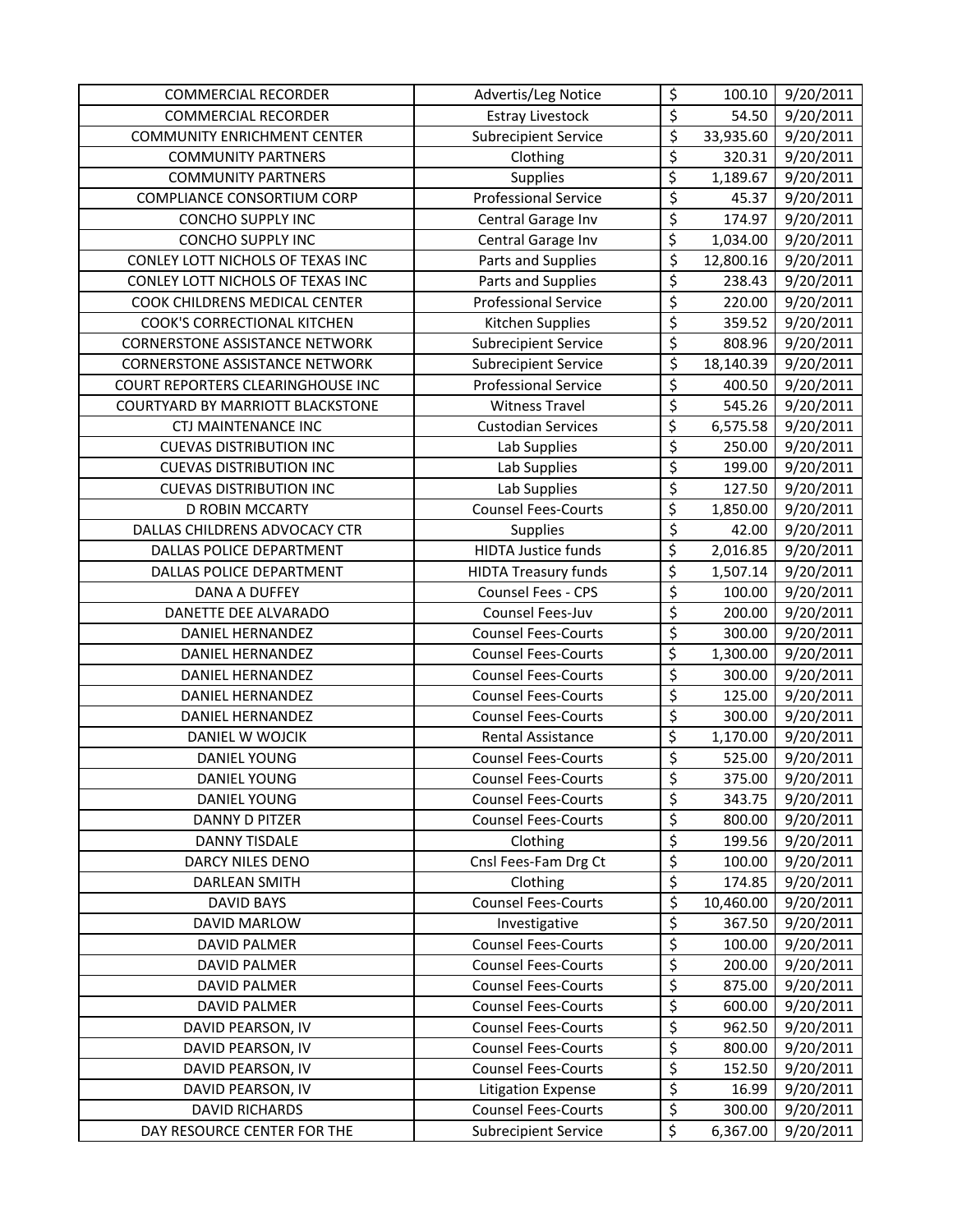| COMMERCIAL RECORDER | Advertis/Leg Notice | $ | 100.10 | 9/20/2011 |
|---|---|---|---|---|
| COMMERCIAL RECORDER | Estray Livestock | $ | 54.50 | 9/20/2011 |
| COMMUNITY ENRICHMENT CENTER | Subrecipient Service | $ | 33,935.60 | 9/20/2011 |
| COMMUNITY PARTNERS | Clothing | $ | 320.31 | 9/20/2011 |
| COMMUNITY PARTNERS | Supplies | $ | 1,189.67 | 9/20/2011 |
| COMPLIANCE CONSORTIUM CORP | Professional Service | $ | 45.37 | 9/20/2011 |
| CONCHO SUPPLY INC | Central Garage Inv | $ | 174.97 | 9/20/2011 |
| CONCHO SUPPLY INC | Central Garage Inv | $ | 1,034.00 | 9/20/2011 |
| CONLEY LOTT NICHOLS OF TEXAS INC | Parts and Supplies | $ | 12,800.16 | 9/20/2011 |
| CONLEY LOTT NICHOLS OF TEXAS INC | Parts and Supplies | $ | 238.43 | 9/20/2011 |
| COOK CHILDRENS MEDICAL CENTER | Professional Service | $ | 220.00 | 9/20/2011 |
| COOK'S CORRECTIONAL KITCHEN | Kitchen Supplies | $ | 359.52 | 9/20/2011 |
| CORNERSTONE ASSISTANCE NETWORK | Subrecipient Service | $ | 808.96 | 9/20/2011 |
| CORNERSTONE ASSISTANCE NETWORK | Subrecipient Service | $ | 18,140.39 | 9/20/2011 |
| COURT REPORTERS CLEARINGHOUSE INC | Professional Service | $ | 400.50 | 9/20/2011 |
| COURTYARD BY MARRIOTT BLACKSTONE | Witness Travel | $ | 545.26 | 9/20/2011 |
| CTJ MAINTENANCE INC | Custodian Services | $ | 6,575.58 | 9/20/2011 |
| CUEVAS DISTRIBUTION INC | Lab Supplies | $ | 250.00 | 9/20/2011 |
| CUEVAS DISTRIBUTION INC | Lab Supplies | $ | 199.00 | 9/20/2011 |
| CUEVAS DISTRIBUTION INC | Lab Supplies | $ | 127.50 | 9/20/2011 |
| D ROBIN MCCARTY | Counsel Fees-Courts | $ | 1,850.00 | 9/20/2011 |
| DALLAS CHILDRENS ADVOCACY CTR | Supplies | $ | 42.00 | 9/20/2011 |
| DALLAS POLICE DEPARTMENT | HIDTA Justice funds | $ | 2,016.85 | 9/20/2011 |
| DALLAS POLICE DEPARTMENT | HIDTA Treasury funds | $ | 1,507.14 | 9/20/2011 |
| DANA A DUFFEY | Counsel Fees - CPS | $ | 100.00 | 9/20/2011 |
| DANETTE DEE ALVARADO | Counsel Fees-Juv | $ | 200.00 | 9/20/2011 |
| DANIEL HERNANDEZ | Counsel Fees-Courts | $ | 300.00 | 9/20/2011 |
| DANIEL HERNANDEZ | Counsel Fees-Courts | $ | 1,300.00 | 9/20/2011 |
| DANIEL HERNANDEZ | Counsel Fees-Courts | $ | 300.00 | 9/20/2011 |
| DANIEL HERNANDEZ | Counsel Fees-Courts | $ | 125.00 | 9/20/2011 |
| DANIEL HERNANDEZ | Counsel Fees-Courts | $ | 300.00 | 9/20/2011 |
| DANIEL W WOJCIK | Rental Assistance | $ | 1,170.00 | 9/20/2011 |
| DANIEL YOUNG | Counsel Fees-Courts | $ | 525.00 | 9/20/2011 |
| DANIEL YOUNG | Counsel Fees-Courts | $ | 375.00 | 9/20/2011 |
| DANIEL YOUNG | Counsel Fees-Courts | $ | 343.75 | 9/20/2011 |
| DANNY D PITZER | Counsel Fees-Courts | $ | 800.00 | 9/20/2011 |
| DANNY TISDALE | Clothing | $ | 199.56 | 9/20/2011 |
| DARCY NILES DENO | Cnsl Fees-Fam Drg Ct | $ | 100.00 | 9/20/2011 |
| DARLEAN SMITH | Clothing | $ | 174.85 | 9/20/2011 |
| DAVID BAYS | Counsel Fees-Courts | $ | 10,460.00 | 9/20/2011 |
| DAVID MARLOW | Investigative | $ | 367.50 | 9/20/2011 |
| DAVID PALMER | Counsel Fees-Courts | $ | 100.00 | 9/20/2011 |
| DAVID PALMER | Counsel Fees-Courts | $ | 200.00 | 9/20/2011 |
| DAVID PALMER | Counsel Fees-Courts | $ | 875.00 | 9/20/2011 |
| DAVID PALMER | Counsel Fees-Courts | $ | 600.00 | 9/20/2011 |
| DAVID PEARSON, IV | Counsel Fees-Courts | $ | 962.50 | 9/20/2011 |
| DAVID PEARSON, IV | Counsel Fees-Courts | $ | 800.00 | 9/20/2011 |
| DAVID PEARSON, IV | Counsel Fees-Courts | $ | 152.50 | 9/20/2011 |
| DAVID PEARSON, IV | Litigation Expense | $ | 16.99 | 9/20/2011 |
| DAVID RICHARDS | Counsel Fees-Courts | $ | 300.00 | 9/20/2011 |
| DAY RESOURCE CENTER FOR THE | Subrecipient Service | $ | 6,367.00 | 9/20/2011 |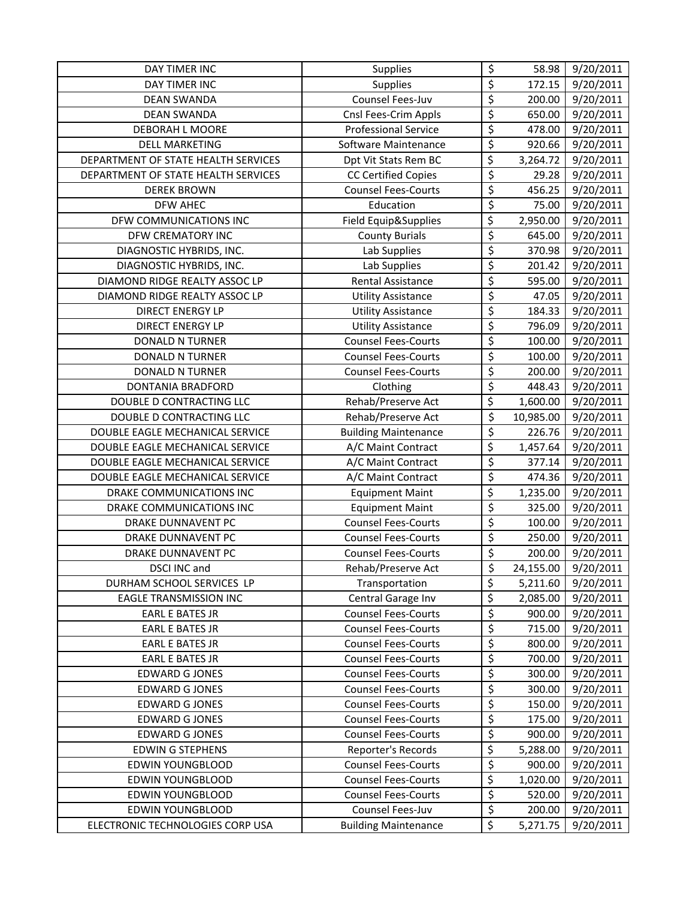| DAY TIMER INC | Supplies | $ | 58.98 | 9/20/2011 |
|---|---|---|---|---|
| DAY TIMER INC | Supplies | $ | 172.15 | 9/20/2011 |
| DEAN SWANDA | Counsel Fees-Juv | $ | 200.00 | 9/20/2011 |
| DEAN SWANDA | Cnsl Fees-Crim Appls | $ | 650.00 | 9/20/2011 |
| DEBORAH L MOORE | Professional Service | $ | 478.00 | 9/20/2011 |
| DELL MARKETING | Software Maintenance | $ | 920.66 | 9/20/2011 |
| DEPARTMENT OF STATE HEALTH SERVICES | Dpt Vit Stats Rem BC | $ | 3,264.72 | 9/20/2011 |
| DEPARTMENT OF STATE HEALTH SERVICES | CC Certified Copies | $ | 29.28 | 9/20/2011 |
| DEREK BROWN | Counsel Fees-Courts | $ | 456.25 | 9/20/2011 |
| DFW AHEC | Education | $ | 75.00 | 9/20/2011 |
| DFW COMMUNICATIONS INC | Field Equip&Supplies | $ | 2,950.00 | 9/20/2011 |
| DFW CREMATORY INC | County Burials | $ | 645.00 | 9/20/2011 |
| DIAGNOSTIC HYBRIDS, INC. | Lab Supplies | $ | 370.98 | 9/20/2011 |
| DIAGNOSTIC HYBRIDS, INC. | Lab Supplies | $ | 201.42 | 9/20/2011 |
| DIAMOND RIDGE REALTY ASSOC LP | Rental Assistance | $ | 595.00 | 9/20/2011 |
| DIAMOND RIDGE REALTY ASSOC LP | Utility Assistance | $ | 47.05 | 9/20/2011 |
| DIRECT ENERGY LP | Utility Assistance | $ | 184.33 | 9/20/2011 |
| DIRECT ENERGY LP | Utility Assistance | $ | 796.09 | 9/20/2011 |
| DONALD N TURNER | Counsel Fees-Courts | $ | 100.00 | 9/20/2011 |
| DONALD N TURNER | Counsel Fees-Courts | $ | 100.00 | 9/20/2011 |
| DONALD N TURNER | Counsel Fees-Courts | $ | 200.00 | 9/20/2011 |
| DONTANIA BRADFORD | Clothing | $ | 448.43 | 9/20/2011 |
| DOUBLE D CONTRACTING LLC | Rehab/Preserve Act | $ | 1,600.00 | 9/20/2011 |
| DOUBLE D CONTRACTING LLC | Rehab/Preserve Act | $ | 10,985.00 | 9/20/2011 |
| DOUBLE EAGLE MECHANICAL SERVICE | Building Maintenance | $ | 226.76 | 9/20/2011 |
| DOUBLE EAGLE MECHANICAL SERVICE | A/C Maint Contract | $ | 1,457.64 | 9/20/2011 |
| DOUBLE EAGLE MECHANICAL SERVICE | A/C Maint Contract | $ | 377.14 | 9/20/2011 |
| DOUBLE EAGLE MECHANICAL SERVICE | A/C Maint Contract | $ | 474.36 | 9/20/2011 |
| DRAKE COMMUNICATIONS INC | Equipment Maint | $ | 1,235.00 | 9/20/2011 |
| DRAKE COMMUNICATIONS INC | Equipment Maint | $ | 325.00 | 9/20/2011 |
| DRAKE DUNNAVENT PC | Counsel Fees-Courts | $ | 100.00 | 9/20/2011 |
| DRAKE DUNNAVENT PC | Counsel Fees-Courts | $ | 250.00 | 9/20/2011 |
| DRAKE DUNNAVENT PC | Counsel Fees-Courts | $ | 200.00 | 9/20/2011 |
| DSCI INC and | Rehab/Preserve Act | $ | 24,155.00 | 9/20/2011 |
| DURHAM SCHOOL SERVICES LP | Transportation | $ | 5,211.60 | 9/20/2011 |
| EAGLE TRANSMISSION INC | Central Garage Inv | $ | 2,085.00 | 9/20/2011 |
| EARL E BATES JR | Counsel Fees-Courts | $ | 900.00 | 9/20/2011 |
| EARL E BATES JR | Counsel Fees-Courts | $ | 715.00 | 9/20/2011 |
| EARL E BATES JR | Counsel Fees-Courts | $ | 800.00 | 9/20/2011 |
| EARL E BATES JR | Counsel Fees-Courts | $ | 700.00 | 9/20/2011 |
| EDWARD G JONES | Counsel Fees-Courts | $ | 300.00 | 9/20/2011 |
| EDWARD G JONES | Counsel Fees-Courts | $ | 300.00 | 9/20/2011 |
| EDWARD G JONES | Counsel Fees-Courts | $ | 150.00 | 9/20/2011 |
| EDWARD G JONES | Counsel Fees-Courts | $ | 175.00 | 9/20/2011 |
| EDWARD G JONES | Counsel Fees-Courts | $ | 900.00 | 9/20/2011 |
| EDWIN G STEPHENS | Reporter's Records | $ | 5,288.00 | 9/20/2011 |
| EDWIN YOUNGBLOOD | Counsel Fees-Courts | $ | 900.00 | 9/20/2011 |
| EDWIN YOUNGBLOOD | Counsel Fees-Courts | $ | 1,020.00 | 9/20/2011 |
| EDWIN YOUNGBLOOD | Counsel Fees-Courts | $ | 520.00 | 9/20/2011 |
| EDWIN YOUNGBLOOD | Counsel Fees-Juv | $ | 200.00 | 9/20/2011 |
| ELECTRONIC TECHNOLOGIES CORP USA | Building Maintenance | $ | 5,271.75 | 9/20/2011 |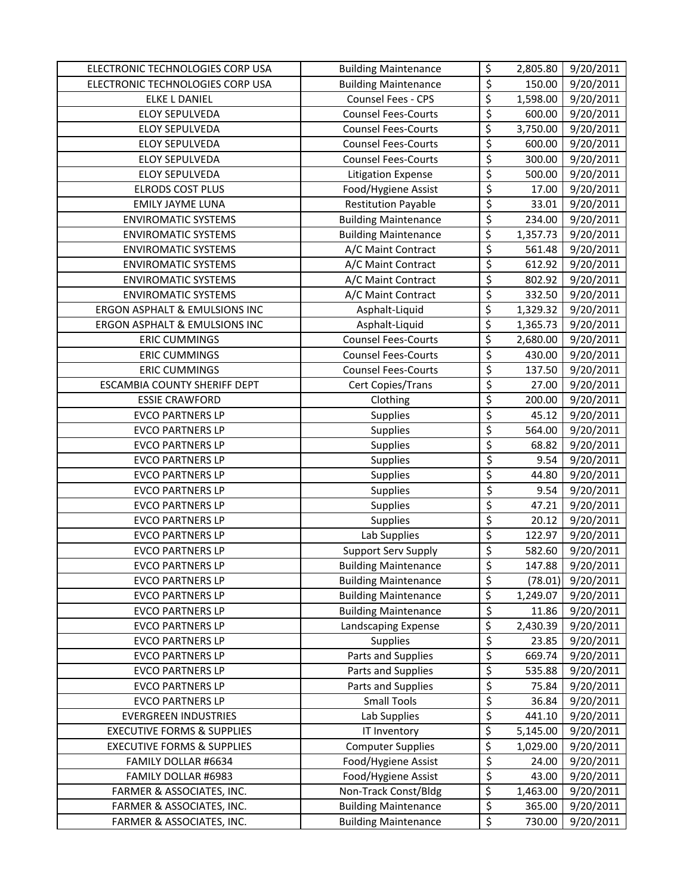| | | | | |
|---|---|---|---|---|
| ELECTRONIC TECHNOLOGIES CORP USA | Building Maintenance | $ | 2,805.80 | 9/20/2011 |
| ELECTRONIC TECHNOLOGIES CORP USA | Building Maintenance | $ | 150.00 | 9/20/2011 |
| ELKE L DANIEL | Counsel Fees - CPS | $ | 1,598.00 | 9/20/2011 |
| ELOY SEPULVEDA | Counsel Fees-Courts | $ | 600.00 | 9/20/2011 |
| ELOY SEPULVEDA | Counsel Fees-Courts | $ | 3,750.00 | 9/20/2011 |
| ELOY SEPULVEDA | Counsel Fees-Courts | $ | 600.00 | 9/20/2011 |
| ELOY SEPULVEDA | Counsel Fees-Courts | $ | 300.00 | 9/20/2011 |
| ELOY SEPULVEDA | Litigation Expense | $ | 500.00 | 9/20/2011 |
| ELRODS COST PLUS | Food/Hygiene Assist | $ | 17.00 | 9/20/2011 |
| EMILY JAYME LUNA | Restitution Payable | $ | 33.01 | 9/20/2011 |
| ENVIROMATIC SYSTEMS | Building Maintenance | $ | 234.00 | 9/20/2011 |
| ENVIROMATIC SYSTEMS | Building Maintenance | $ | 1,357.73 | 9/20/2011 |
| ENVIROMATIC SYSTEMS | A/C Maint Contract | $ | 561.48 | 9/20/2011 |
| ENVIROMATIC SYSTEMS | A/C Maint Contract | $ | 612.92 | 9/20/2011 |
| ENVIROMATIC SYSTEMS | A/C Maint Contract | $ | 802.92 | 9/20/2011 |
| ENVIROMATIC SYSTEMS | A/C Maint Contract | $ | 332.50 | 9/20/2011 |
| ERGON ASPHALT & EMULSIONS INC | Asphalt-Liquid | $ | 1,329.32 | 9/20/2011 |
| ERGON ASPHALT & EMULSIONS INC | Asphalt-Liquid | $ | 1,365.73 | 9/20/2011 |
| ERIC CUMMINGS | Counsel Fees-Courts | $ | 2,680.00 | 9/20/2011 |
| ERIC CUMMINGS | Counsel Fees-Courts | $ | 430.00 | 9/20/2011 |
| ERIC CUMMINGS | Counsel Fees-Courts | $ | 137.50 | 9/20/2011 |
| ESCAMBIA COUNTY SHERIFF DEPT | Cert Copies/Trans | $ | 27.00 | 9/20/2011 |
| ESSIE CRAWFORD | Clothing | $ | 200.00 | 9/20/2011 |
| EVCO PARTNERS LP | Supplies | $ | 45.12 | 9/20/2011 |
| EVCO PARTNERS LP | Supplies | $ | 564.00 | 9/20/2011 |
| EVCO PARTNERS LP | Supplies | $ | 68.82 | 9/20/2011 |
| EVCO PARTNERS LP | Supplies | $ | 9.54 | 9/20/2011 |
| EVCO PARTNERS LP | Supplies | $ | 44.80 | 9/20/2011 |
| EVCO PARTNERS LP | Supplies | $ | 9.54 | 9/20/2011 |
| EVCO PARTNERS LP | Supplies | $ | 47.21 | 9/20/2011 |
| EVCO PARTNERS LP | Supplies | $ | 20.12 | 9/20/2011 |
| EVCO PARTNERS LP | Lab Supplies | $ | 122.97 | 9/20/2011 |
| EVCO PARTNERS LP | Support Serv Supply | $ | 582.60 | 9/20/2011 |
| EVCO PARTNERS LP | Building Maintenance | $ | 147.88 | 9/20/2011 |
| EVCO PARTNERS LP | Building Maintenance | $ | (78.01) | 9/20/2011 |
| EVCO PARTNERS LP | Building Maintenance | $ | 1,249.07 | 9/20/2011 |
| EVCO PARTNERS LP | Building Maintenance | $ | 11.86 | 9/20/2011 |
| EVCO PARTNERS LP | Landscaping Expense | $ | 2,430.39 | 9/20/2011 |
| EVCO PARTNERS LP | Supplies | $ | 23.85 | 9/20/2011 |
| EVCO PARTNERS LP | Parts and Supplies | $ | 669.74 | 9/20/2011 |
| EVCO PARTNERS LP | Parts and Supplies | $ | 535.88 | 9/20/2011 |
| EVCO PARTNERS LP | Parts and Supplies | $ | 75.84 | 9/20/2011 |
| EVCO PARTNERS LP | Small Tools | $ | 36.84 | 9/20/2011 |
| EVERGREEN INDUSTRIES | Lab Supplies | $ | 441.10 | 9/20/2011 |
| EXECUTIVE FORMS & SUPPLIES | IT Inventory | $ | 5,145.00 | 9/20/2011 |
| EXECUTIVE FORMS & SUPPLIES | Computer Supplies | $ | 1,029.00 | 9/20/2011 |
| FAMILY DOLLAR #6634 | Food/Hygiene Assist | $ | 24.00 | 9/20/2011 |
| FAMILY DOLLAR #6983 | Food/Hygiene Assist | $ | 43.00 | 9/20/2011 |
| FARMER & ASSOCIATES, INC. | Non-Track Const/Bldg | $ | 1,463.00 | 9/20/2011 |
| FARMER & ASSOCIATES, INC. | Building Maintenance | $ | 365.00 | 9/20/2011 |
| FARMER & ASSOCIATES, INC. | Building Maintenance | $ | 730.00 | 9/20/2011 |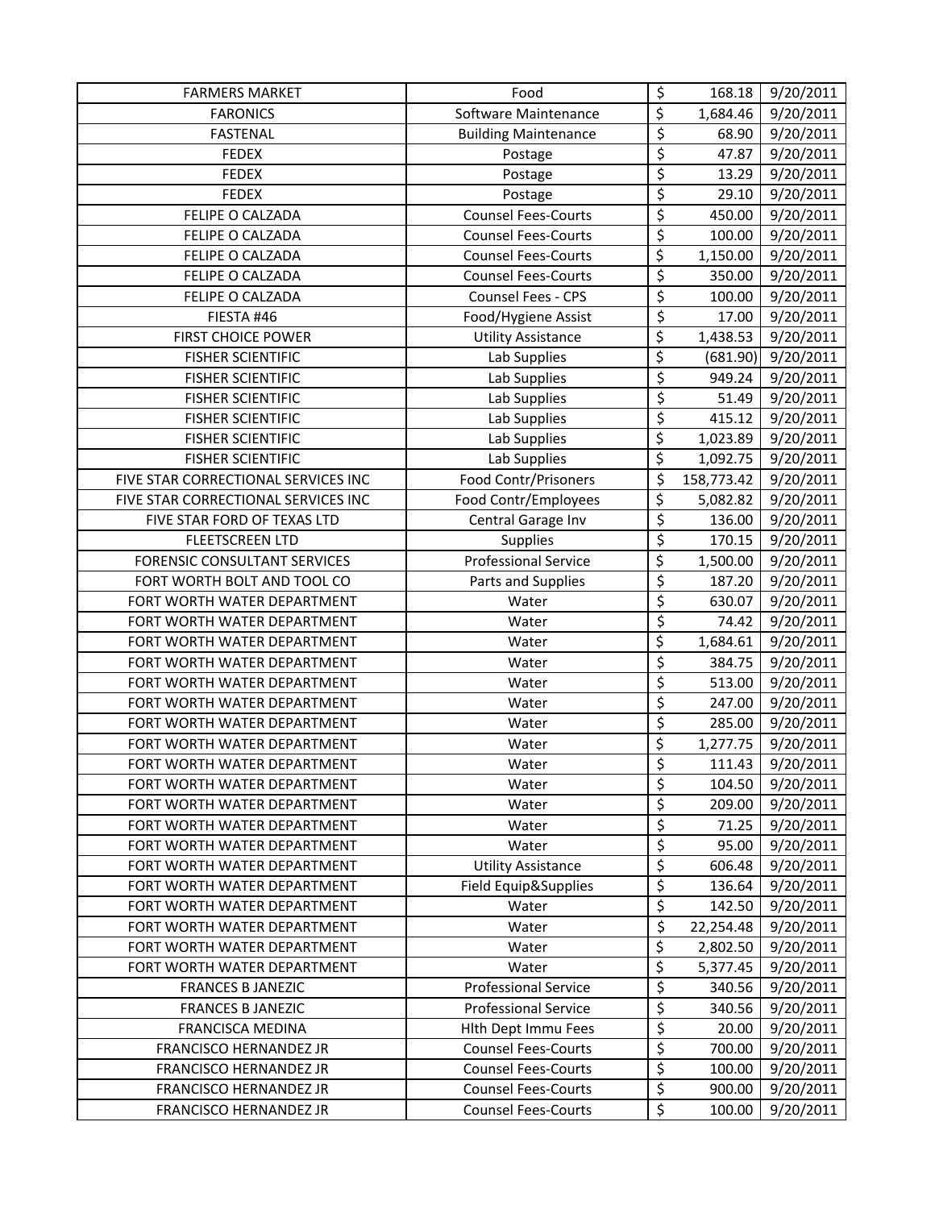| FARMERS MARKET | Food | $ | 168.18 | 9/20/2011 |
|---|---|---|---|---|
| FARONICS | Software Maintenance | $ | 1,684.46 | 9/20/2011 |
| FASTENAL | Building Maintenance | $ | 68.90 | 9/20/2011 |
| FEDEX | Postage | $ | 47.87 | 9/20/2011 |
| FEDEX | Postage | $ | 13.29 | 9/20/2011 |
| FEDEX | Postage | $ | 29.10 | 9/20/2011 |
| FELIPE O CALZADA | Counsel Fees-Courts | $ | 450.00 | 9/20/2011 |
| FELIPE O CALZADA | Counsel Fees-Courts | $ | 100.00 | 9/20/2011 |
| FELIPE O CALZADA | Counsel Fees-Courts | $ | 1,150.00 | 9/20/2011 |
| FELIPE O CALZADA | Counsel Fees-Courts | $ | 350.00 | 9/20/2011 |
| FELIPE O CALZADA | Counsel Fees - CPS | $ | 100.00 | 9/20/2011 |
| FIESTA #46 | Food/Hygiene Assist | $ | 17.00 | 9/20/2011 |
| FIRST CHOICE POWER | Utility Assistance | $ | 1,438.53 | 9/20/2011 |
| FISHER SCIENTIFIC | Lab Supplies | $ | (681.90) | 9/20/2011 |
| FISHER SCIENTIFIC | Lab Supplies | $ | 949.24 | 9/20/2011 |
| FISHER SCIENTIFIC | Lab Supplies | $ | 51.49 | 9/20/2011 |
| FISHER SCIENTIFIC | Lab Supplies | $ | 415.12 | 9/20/2011 |
| FISHER SCIENTIFIC | Lab Supplies | $ | 1,023.89 | 9/20/2011 |
| FISHER SCIENTIFIC | Lab Supplies | $ | 1,092.75 | 9/20/2011 |
| FIVE STAR CORRECTIONAL SERVICES INC | Food Contr/Prisoners | $ | 158,773.42 | 9/20/2011 |
| FIVE STAR CORRECTIONAL SERVICES INC | Food Contr/Employees | $ | 5,082.82 | 9/20/2011 |
| FIVE STAR FORD OF TEXAS LTD | Central Garage Inv | $ | 136.00 | 9/20/2011 |
| FLEETSCREEN LTD | Supplies | $ | 170.15 | 9/20/2011 |
| FORENSIC CONSULTANT SERVICES | Professional Service | $ | 1,500.00 | 9/20/2011 |
| FORT WORTH BOLT AND TOOL CO | Parts and Supplies | $ | 187.20 | 9/20/2011 |
| FORT WORTH WATER DEPARTMENT | Water | $ | 630.07 | 9/20/2011 |
| FORT WORTH WATER DEPARTMENT | Water | $ | 74.42 | 9/20/2011 |
| FORT WORTH WATER DEPARTMENT | Water | $ | 1,684.61 | 9/20/2011 |
| FORT WORTH WATER DEPARTMENT | Water | $ | 384.75 | 9/20/2011 |
| FORT WORTH WATER DEPARTMENT | Water | $ | 513.00 | 9/20/2011 |
| FORT WORTH WATER DEPARTMENT | Water | $ | 247.00 | 9/20/2011 |
| FORT WORTH WATER DEPARTMENT | Water | $ | 285.00 | 9/20/2011 |
| FORT WORTH WATER DEPARTMENT | Water | $ | 1,277.75 | 9/20/2011 |
| FORT WORTH WATER DEPARTMENT | Water | $ | 111.43 | 9/20/2011 |
| FORT WORTH WATER DEPARTMENT | Water | $ | 104.50 | 9/20/2011 |
| FORT WORTH WATER DEPARTMENT | Water | $ | 209.00 | 9/20/2011 |
| FORT WORTH WATER DEPARTMENT | Water | $ | 71.25 | 9/20/2011 |
| FORT WORTH WATER DEPARTMENT | Water | $ | 95.00 | 9/20/2011 |
| FORT WORTH WATER DEPARTMENT | Utility Assistance | $ | 606.48 | 9/20/2011 |
| FORT WORTH WATER DEPARTMENT | Field Equip&Supplies | $ | 136.64 | 9/20/2011 |
| FORT WORTH WATER DEPARTMENT | Water | $ | 142.50 | 9/20/2011 |
| FORT WORTH WATER DEPARTMENT | Water | $ | 22,254.48 | 9/20/2011 |
| FORT WORTH WATER DEPARTMENT | Water | $ | 2,802.50 | 9/20/2011 |
| FORT WORTH WATER DEPARTMENT | Water | $ | 5,377.45 | 9/20/2011 |
| FRANCES B JANEZIC | Professional Service | $ | 340.56 | 9/20/2011 |
| FRANCES B JANEZIC | Professional Service | $ | 340.56 | 9/20/2011 |
| FRANCISCA MEDINA | Hlth Dept Immu Fees | $ | 20.00 | 9/20/2011 |
| FRANCISCO HERNANDEZ JR | Counsel Fees-Courts | $ | 700.00 | 9/20/2011 |
| FRANCISCO HERNANDEZ JR | Counsel Fees-Courts | $ | 100.00 | 9/20/2011 |
| FRANCISCO HERNANDEZ JR | Counsel Fees-Courts | $ | 900.00 | 9/20/2011 |
| FRANCISCO HERNANDEZ JR | Counsel Fees-Courts | $ | 100.00 | 9/20/2011 |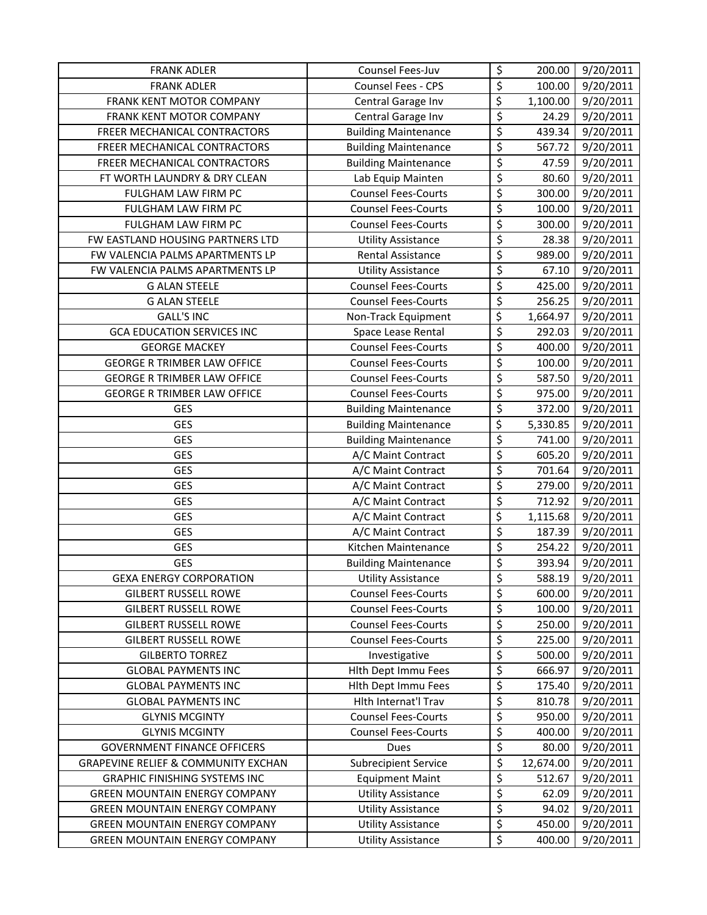| FRANK ADLER | Counsel Fees-Juv | $ | 200.00 | 9/20/2011 |
|---|---|---|---|---|
| FRANK ADLER | Counsel Fees - CPS | $ | 100.00 | 9/20/2011 |
| FRANK KENT MOTOR COMPANY | Central Garage Inv | $ | 1,100.00 | 9/20/2011 |
| FRANK KENT MOTOR COMPANY | Central Garage Inv | $ | 24.29 | 9/20/2011 |
| FREER MECHANICAL CONTRACTORS | Building Maintenance | $ | 439.34 | 9/20/2011 |
| FREER MECHANICAL CONTRACTORS | Building Maintenance | $ | 567.72 | 9/20/2011 |
| FREER MECHANICAL CONTRACTORS | Building Maintenance | $ | 47.59 | 9/20/2011 |
| FT WORTH LAUNDRY & DRY CLEAN | Lab Equip Mainten | $ | 80.60 | 9/20/2011 |
| FULGHAM LAW FIRM PC | Counsel Fees-Courts | $ | 300.00 | 9/20/2011 |
| FULGHAM LAW FIRM PC | Counsel Fees-Courts | $ | 100.00 | 9/20/2011 |
| FULGHAM LAW FIRM PC | Counsel Fees-Courts | $ | 300.00 | 9/20/2011 |
| FW EASTLAND HOUSING PARTNERS LTD | Utility Assistance | $ | 28.38 | 9/20/2011 |
| FW VALENCIA PALMS APARTMENTS LP | Rental Assistance | $ | 989.00 | 9/20/2011 |
| FW VALENCIA PALMS APARTMENTS LP | Utility Assistance | $ | 67.10 | 9/20/2011 |
| G ALAN STEELE | Counsel Fees-Courts | $ | 425.00 | 9/20/2011 |
| G ALAN STEELE | Counsel Fees-Courts | $ | 256.25 | 9/20/2011 |
| GALL'S INC | Non-Track Equipment | $ | 1,664.97 | 9/20/2011 |
| GCA EDUCATION SERVICES INC | Space Lease Rental | $ | 292.03 | 9/20/2011 |
| GEORGE MACKEY | Counsel Fees-Courts | $ | 400.00 | 9/20/2011 |
| GEORGE R TRIMBER LAW OFFICE | Counsel Fees-Courts | $ | 100.00 | 9/20/2011 |
| GEORGE R TRIMBER LAW OFFICE | Counsel Fees-Courts | $ | 587.50 | 9/20/2011 |
| GEORGE R TRIMBER LAW OFFICE | Counsel Fees-Courts | $ | 975.00 | 9/20/2011 |
| GES | Building Maintenance | $ | 372.00 | 9/20/2011 |
| GES | Building Maintenance | $ | 5,330.85 | 9/20/2011 |
| GES | Building Maintenance | $ | 741.00 | 9/20/2011 |
| GES | A/C Maint Contract | $ | 605.20 | 9/20/2011 |
| GES | A/C Maint Contract | $ | 701.64 | 9/20/2011 |
| GES | A/C Maint Contract | $ | 279.00 | 9/20/2011 |
| GES | A/C Maint Contract | $ | 712.92 | 9/20/2011 |
| GES | A/C Maint Contract | $ | 1,115.68 | 9/20/2011 |
| GES | A/C Maint Contract | $ | 187.39 | 9/20/2011 |
| GES | Kitchen Maintenance | $ | 254.22 | 9/20/2011 |
| GES | Building Maintenance | $ | 393.94 | 9/20/2011 |
| GEXA ENERGY CORPORATION | Utility Assistance | $ | 588.19 | 9/20/2011 |
| GILBERT RUSSELL ROWE | Counsel Fees-Courts | $ | 600.00 | 9/20/2011 |
| GILBERT RUSSELL ROWE | Counsel Fees-Courts | $ | 100.00 | 9/20/2011 |
| GILBERT RUSSELL ROWE | Counsel Fees-Courts | $ | 250.00 | 9/20/2011 |
| GILBERT RUSSELL ROWE | Counsel Fees-Courts | $ | 225.00 | 9/20/2011 |
| GILBERTO TORREZ | Investigative | $ | 500.00 | 9/20/2011 |
| GLOBAL PAYMENTS INC | Hlth Dept Immu Fees | $ | 666.97 | 9/20/2011 |
| GLOBAL PAYMENTS INC | Hlth Dept Immu Fees | $ | 175.40 | 9/20/2011 |
| GLOBAL PAYMENTS INC | Hlth Internat'l Trav | $ | 810.78 | 9/20/2011 |
| GLYNIS MCGINTY | Counsel Fees-Courts | $ | 950.00 | 9/20/2011 |
| GLYNIS MCGINTY | Counsel Fees-Courts | $ | 400.00 | 9/20/2011 |
| GOVERNMENT FINANCE OFFICERS | Dues | $ | 80.00 | 9/20/2011 |
| GRAPEVINE RELIEF & COMMUNITY EXCHAN | Subrecipient Service | $ | 12,674.00 | 9/20/2011 |
| GRAPHIC FINISHING SYSTEMS INC | Equipment Maint | $ | 512.67 | 9/20/2011 |
| GREEN MOUNTAIN ENERGY COMPANY | Utility Assistance | $ | 62.09 | 9/20/2011 |
| GREEN MOUNTAIN ENERGY COMPANY | Utility Assistance | $ | 94.02 | 9/20/2011 |
| GREEN MOUNTAIN ENERGY COMPANY | Utility Assistance | $ | 450.00 | 9/20/2011 |
| GREEN MOUNTAIN ENERGY COMPANY | Utility Assistance | $ | 400.00 | 9/20/2011 |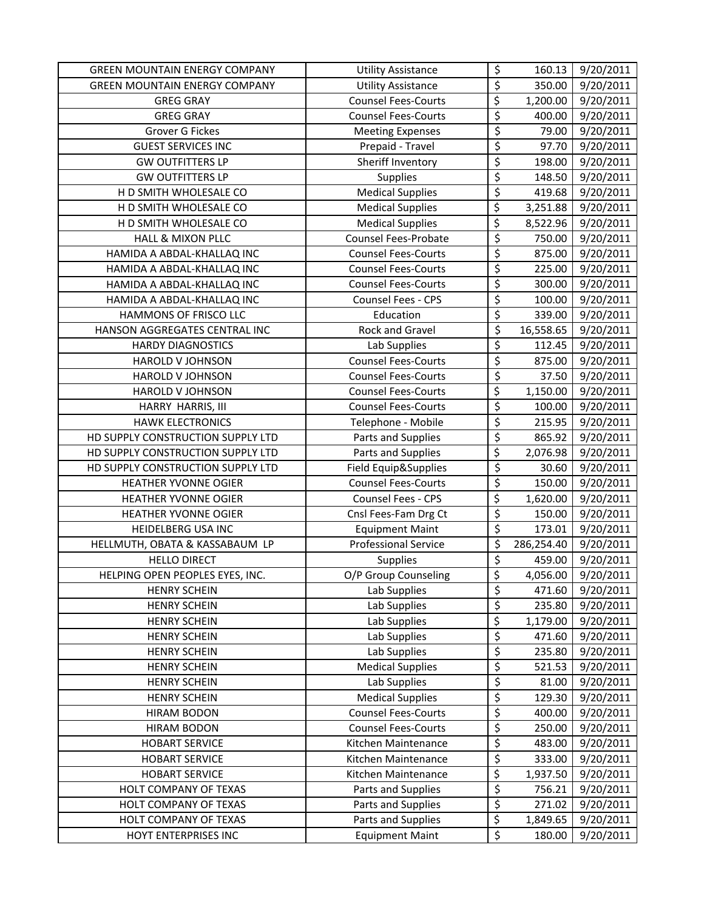| | | | | |
|---|---|---|---|---|
| GREEN MOUNTAIN ENERGY COMPANY | Utility Assistance | $ | 160.13 | 9/20/2011 |
| GREEN MOUNTAIN ENERGY COMPANY | Utility Assistance | $ | 350.00 | 9/20/2011 |
| GREG GRAY | Counsel Fees-Courts | $ | 1,200.00 | 9/20/2011 |
| GREG GRAY | Counsel Fees-Courts | $ | 400.00 | 9/20/2011 |
| Grover G Fickes | Meeting Expenses | $ | 79.00 | 9/20/2011 |
| GUEST SERVICES INC | Prepaid - Travel | $ | 97.70 | 9/20/2011 |
| GW OUTFITTERS LP | Sheriff Inventory | $ | 198.00 | 9/20/2011 |
| GW OUTFITTERS LP | Supplies | $ | 148.50 | 9/20/2011 |
| H D SMITH WHOLESALE CO | Medical Supplies | $ | 419.68 | 9/20/2011 |
| H D SMITH WHOLESALE CO | Medical Supplies | $ | 3,251.88 | 9/20/2011 |
| H D SMITH WHOLESALE CO | Medical Supplies | $ | 8,522.96 | 9/20/2011 |
| HALL & MIXON PLLC | Counsel Fees-Probate | $ | 750.00 | 9/20/2011 |
| HAMIDA A ABDAL-KHALLAQ INC | Counsel Fees-Courts | $ | 875.00 | 9/20/2011 |
| HAMIDA A ABDAL-KHALLAQ INC | Counsel Fees-Courts | $ | 225.00 | 9/20/2011 |
| HAMIDA A ABDAL-KHALLAQ INC | Counsel Fees-Courts | $ | 300.00 | 9/20/2011 |
| HAMIDA A ABDAL-KHALLAQ INC | Counsel Fees - CPS | $ | 100.00 | 9/20/2011 |
| HAMMONS OF FRISCO LLC | Education | $ | 339.00 | 9/20/2011 |
| HANSON AGGREGATES CENTRAL INC | Rock and Gravel | $ | 16,558.65 | 9/20/2011 |
| HARDY DIAGNOSTICS | Lab Supplies | $ | 112.45 | 9/20/2011 |
| HAROLD V JOHNSON | Counsel Fees-Courts | $ | 875.00 | 9/20/2011 |
| HAROLD V JOHNSON | Counsel Fees-Courts | $ | 37.50 | 9/20/2011 |
| HAROLD V JOHNSON | Counsel Fees-Courts | $ | 1,150.00 | 9/20/2011 |
| HARRY HARRIS, III | Counsel Fees-Courts | $ | 100.00 | 9/20/2011 |
| HAWK ELECTRONICS | Telephone - Mobile | $ | 215.95 | 9/20/2011 |
| HD SUPPLY CONSTRUCTION SUPPLY LTD | Parts and Supplies | $ | 865.92 | 9/20/2011 |
| HD SUPPLY CONSTRUCTION SUPPLY LTD | Parts and Supplies | $ | 2,076.98 | 9/20/2011 |
| HD SUPPLY CONSTRUCTION SUPPLY LTD | Field Equip&Supplies | $ | 30.60 | 9/20/2011 |
| HEATHER YVONNE OGIER | Counsel Fees-Courts | $ | 150.00 | 9/20/2011 |
| HEATHER YVONNE OGIER | Counsel Fees - CPS | $ | 1,620.00 | 9/20/2011 |
| HEATHER YVONNE OGIER | Cnsl Fees-Fam Drg Ct | $ | 150.00 | 9/20/2011 |
| HEIDELBERG USA INC | Equipment Maint | $ | 173.01 | 9/20/2011 |
| HELLMUTH, OBATA & KASSABAUM LP | Professional Service | $ | 286,254.40 | 9/20/2011 |
| HELLO DIRECT | Supplies | $ | 459.00 | 9/20/2011 |
| HELPING OPEN PEOPLES EYES, INC. | O/P Group Counseling | $ | 4,056.00 | 9/20/2011 |
| HENRY SCHEIN | Lab Supplies | $ | 471.60 | 9/20/2011 |
| HENRY SCHEIN | Lab Supplies | $ | 235.80 | 9/20/2011 |
| HENRY SCHEIN | Lab Supplies | $ | 1,179.00 | 9/20/2011 |
| HENRY SCHEIN | Lab Supplies | $ | 471.60 | 9/20/2011 |
| HENRY SCHEIN | Lab Supplies | $ | 235.80 | 9/20/2011 |
| HENRY SCHEIN | Medical Supplies | $ | 521.53 | 9/20/2011 |
| HENRY SCHEIN | Lab Supplies | $ | 81.00 | 9/20/2011 |
| HENRY SCHEIN | Medical Supplies | $ | 129.30 | 9/20/2011 |
| HIRAM BODON | Counsel Fees-Courts | $ | 400.00 | 9/20/2011 |
| HIRAM BODON | Counsel Fees-Courts | $ | 250.00 | 9/20/2011 |
| HOBART SERVICE | Kitchen Maintenance | $ | 483.00 | 9/20/2011 |
| HOBART SERVICE | Kitchen Maintenance | $ | 333.00 | 9/20/2011 |
| HOBART SERVICE | Kitchen Maintenance | $ | 1,937.50 | 9/20/2011 |
| HOLT COMPANY OF TEXAS | Parts and Supplies | $ | 756.21 | 9/20/2011 |
| HOLT COMPANY OF TEXAS | Parts and Supplies | $ | 271.02 | 9/20/2011 |
| HOLT COMPANY OF TEXAS | Parts and Supplies | $ | 1,849.65 | 9/20/2011 |
| HOYT ENTERPRISES INC | Equipment Maint | $ | 180.00 | 9/20/2011 |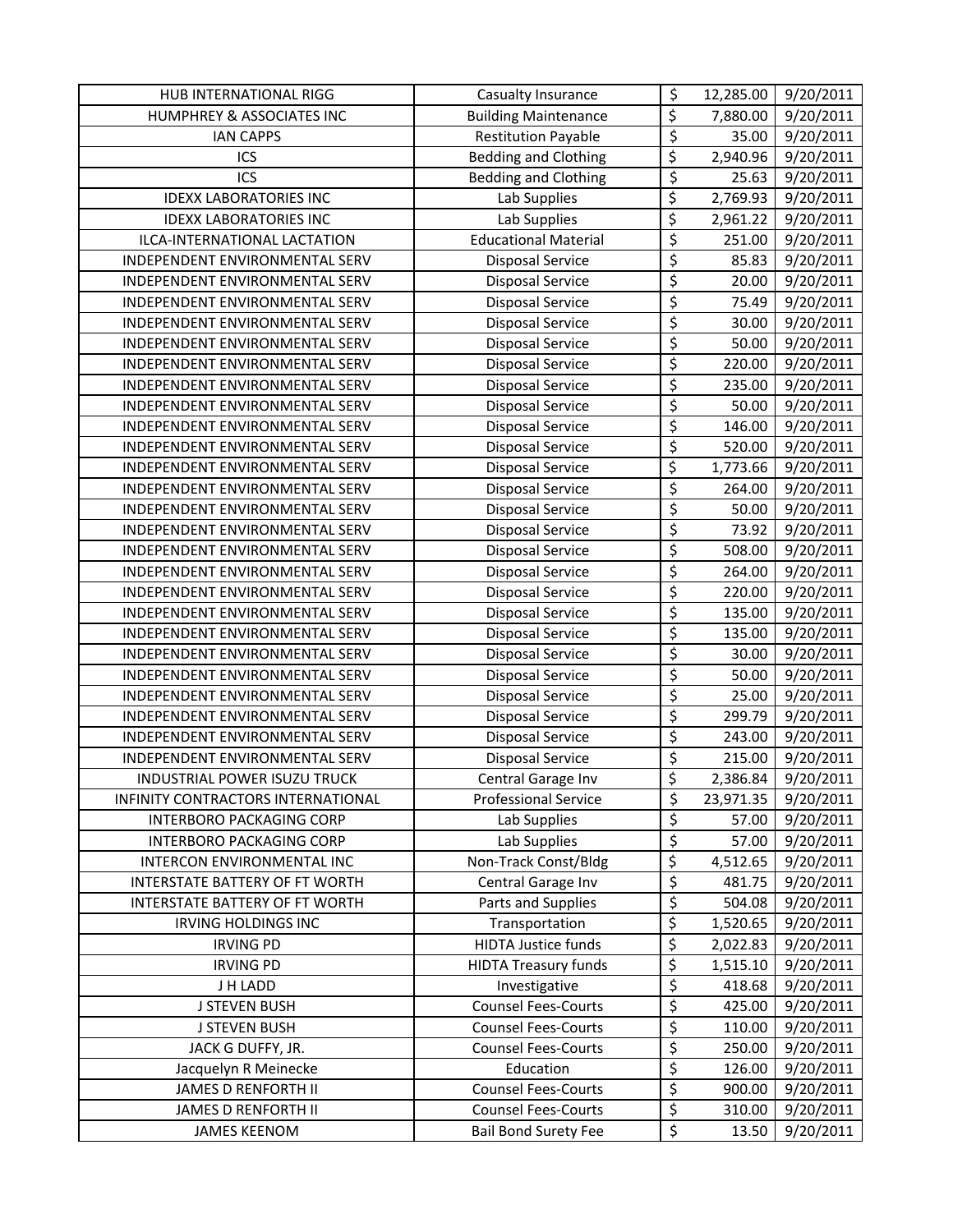| HUB INTERNATIONAL RIGG | Casualty Insurance | $ | 12,285.00 | 9/20/2011 |
|---|---|---|---|---|
| HUMPHREY & ASSOCIATES INC | Building Maintenance | $ | 7,880.00 | 9/20/2011 |
| IAN CAPPS | Restitution Payable | $ | 35.00 | 9/20/2011 |
| ICS | Bedding and Clothing | $ | 2,940.96 | 9/20/2011 |
| ICS | Bedding and Clothing | $ | 25.63 | 9/20/2011 |
| IDEXX LABORATORIES INC | Lab Supplies | $ | 2,769.93 | 9/20/2011 |
| IDEXX LABORATORIES INC | Lab Supplies | $ | 2,961.22 | 9/20/2011 |
| ILCA-INTERNATIONAL LACTATION | Educational Material | $ | 251.00 | 9/20/2011 |
| INDEPENDENT ENVIRONMENTAL SERV | Disposal Service | $ | 85.83 | 9/20/2011 |
| INDEPENDENT ENVIRONMENTAL SERV | Disposal Service | $ | 20.00 | 9/20/2011 |
| INDEPENDENT ENVIRONMENTAL SERV | Disposal Service | $ | 75.49 | 9/20/2011 |
| INDEPENDENT ENVIRONMENTAL SERV | Disposal Service | $ | 30.00 | 9/20/2011 |
| INDEPENDENT ENVIRONMENTAL SERV | Disposal Service | $ | 50.00 | 9/20/2011 |
| INDEPENDENT ENVIRONMENTAL SERV | Disposal Service | $ | 220.00 | 9/20/2011 |
| INDEPENDENT ENVIRONMENTAL SERV | Disposal Service | $ | 235.00 | 9/20/2011 |
| INDEPENDENT ENVIRONMENTAL SERV | Disposal Service | $ | 50.00 | 9/20/2011 |
| INDEPENDENT ENVIRONMENTAL SERV | Disposal Service | $ | 146.00 | 9/20/2011 |
| INDEPENDENT ENVIRONMENTAL SERV | Disposal Service | $ | 520.00 | 9/20/2011 |
| INDEPENDENT ENVIRONMENTAL SERV | Disposal Service | $ | 1,773.66 | 9/20/2011 |
| INDEPENDENT ENVIRONMENTAL SERV | Disposal Service | $ | 264.00 | 9/20/2011 |
| INDEPENDENT ENVIRONMENTAL SERV | Disposal Service | $ | 50.00 | 9/20/2011 |
| INDEPENDENT ENVIRONMENTAL SERV | Disposal Service | $ | 73.92 | 9/20/2011 |
| INDEPENDENT ENVIRONMENTAL SERV | Disposal Service | $ | 508.00 | 9/20/2011 |
| INDEPENDENT ENVIRONMENTAL SERV | Disposal Service | $ | 264.00 | 9/20/2011 |
| INDEPENDENT ENVIRONMENTAL SERV | Disposal Service | $ | 220.00 | 9/20/2011 |
| INDEPENDENT ENVIRONMENTAL SERV | Disposal Service | $ | 135.00 | 9/20/2011 |
| INDEPENDENT ENVIRONMENTAL SERV | Disposal Service | $ | 135.00 | 9/20/2011 |
| INDEPENDENT ENVIRONMENTAL SERV | Disposal Service | $ | 30.00 | 9/20/2011 |
| INDEPENDENT ENVIRONMENTAL SERV | Disposal Service | $ | 50.00 | 9/20/2011 |
| INDEPENDENT ENVIRONMENTAL SERV | Disposal Service | $ | 25.00 | 9/20/2011 |
| INDEPENDENT ENVIRONMENTAL SERV | Disposal Service | $ | 299.79 | 9/20/2011 |
| INDEPENDENT ENVIRONMENTAL SERV | Disposal Service | $ | 243.00 | 9/20/2011 |
| INDEPENDENT ENVIRONMENTAL SERV | Disposal Service | $ | 215.00 | 9/20/2011 |
| INDUSTRIAL POWER ISUZU TRUCK | Central Garage Inv | $ | 2,386.84 | 9/20/2011 |
| INFINITY CONTRACTORS INTERNATIONAL | Professional Service | $ | 23,971.35 | 9/20/2011 |
| INTERBORO PACKAGING CORP | Lab Supplies | $ | 57.00 | 9/20/2011 |
| INTERBORO PACKAGING CORP | Lab Supplies | $ | 57.00 | 9/20/2011 |
| INTERCON ENVIRONMENTAL INC | Non-Track Const/Bldg | $ | 4,512.65 | 9/20/2011 |
| INTERSTATE BATTERY OF FT WORTH | Central Garage Inv | $ | 481.75 | 9/20/2011 |
| INTERSTATE BATTERY OF FT WORTH | Parts and Supplies | $ | 504.08 | 9/20/2011 |
| IRVING HOLDINGS INC | Transportation | $ | 1,520.65 | 9/20/2011 |
| IRVING PD | HIDTA Justice funds | $ | 2,022.83 | 9/20/2011 |
| IRVING PD | HIDTA Treasury funds | $ | 1,515.10 | 9/20/2011 |
| J H LADD | Investigative | $ | 418.68 | 9/20/2011 |
| J STEVEN BUSH | Counsel Fees-Courts | $ | 425.00 | 9/20/2011 |
| J STEVEN BUSH | Counsel Fees-Courts | $ | 110.00 | 9/20/2011 |
| JACK G DUFFY, JR. | Counsel Fees-Courts | $ | 250.00 | 9/20/2011 |
| Jacquelyn R Meinecke | Education | $ | 126.00 | 9/20/2011 |
| JAMES D RENFORTH II | Counsel Fees-Courts | $ | 900.00 | 9/20/2011 |
| JAMES D RENFORTH II | Counsel Fees-Courts | $ | 310.00 | 9/20/2011 |
| JAMES KEENOM | Bail Bond Surety Fee | $ | 13.50 | 9/20/2011 |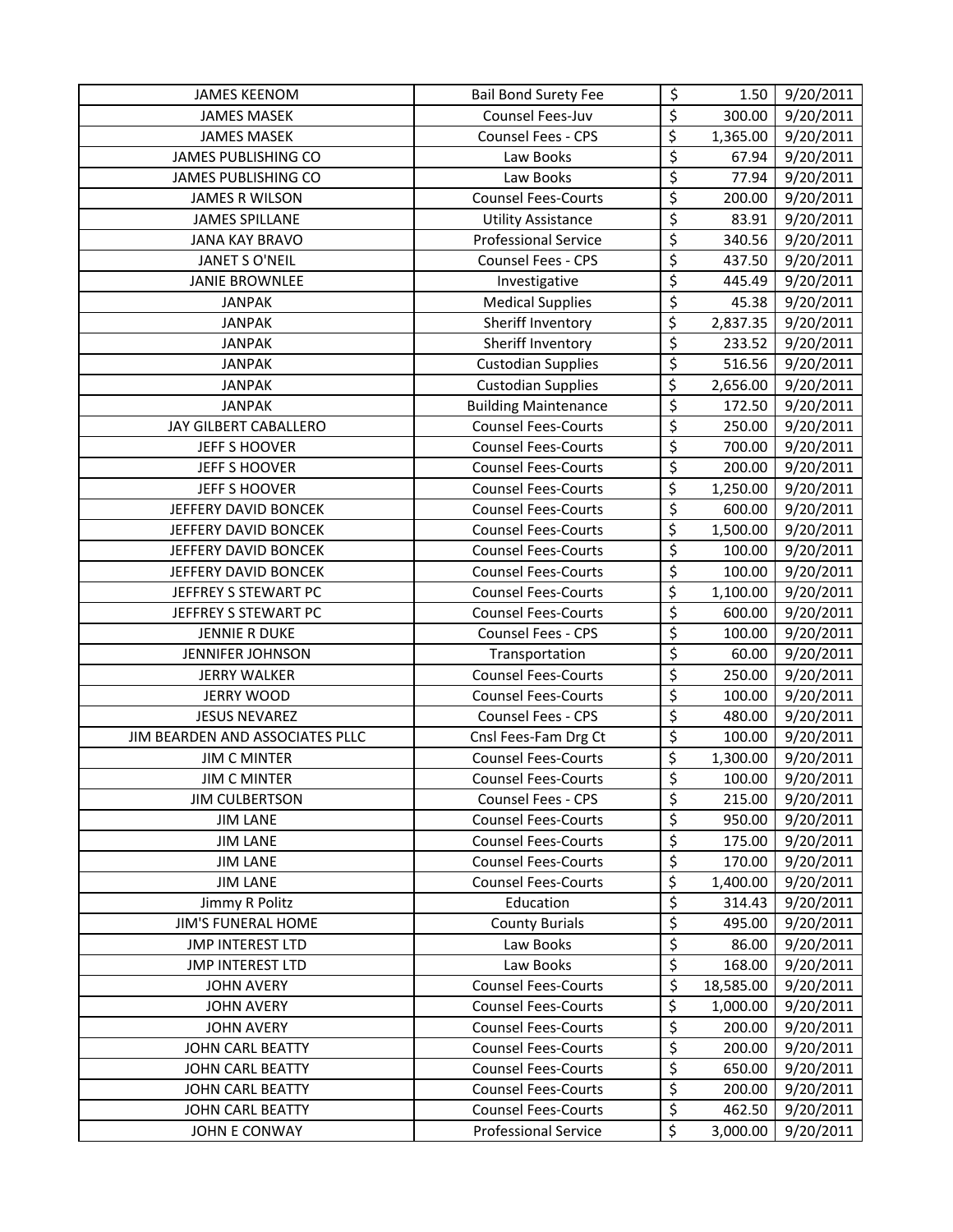| JAMES KEENOM | Bail Bond Surety Fee | $ | 1.50 | 9/20/2011 |
|---|---|---|---|---|
| JAMES MASEK | Counsel Fees-Juv | $ | 300.00 | 9/20/2011 |
| JAMES MASEK | Counsel Fees - CPS | $ | 1,365.00 | 9/20/2011 |
| JAMES PUBLISHING CO | Law Books | $ | 67.94 | 9/20/2011 |
| JAMES PUBLISHING CO | Law Books | $ | 77.94 | 9/20/2011 |
| JAMES R WILSON | Counsel Fees-Courts | $ | 200.00 | 9/20/2011 |
| JAMES SPILLANE | Utility Assistance | $ | 83.91 | 9/20/2011 |
| JANA KAY BRAVO | Professional Service | $ | 340.56 | 9/20/2011 |
| JANET S O'NEIL | Counsel Fees - CPS | $ | 437.50 | 9/20/2011 |
| JANIE BROWNLEE | Investigative | $ | 445.49 | 9/20/2011 |
| JANPAK | Medical Supplies | $ | 45.38 | 9/20/2011 |
| JANPAK | Sheriff Inventory | $ | 2,837.35 | 9/20/2011 |
| JANPAK | Sheriff Inventory | $ | 233.52 | 9/20/2011 |
| JANPAK | Custodian Supplies | $ | 516.56 | 9/20/2011 |
| JANPAK | Custodian Supplies | $ | 2,656.00 | 9/20/2011 |
| JANPAK | Building Maintenance | $ | 172.50 | 9/20/2011 |
| JAY GILBERT CABALLERO | Counsel Fees-Courts | $ | 250.00 | 9/20/2011 |
| JEFF S HOOVER | Counsel Fees-Courts | $ | 700.00 | 9/20/2011 |
| JEFF S HOOVER | Counsel Fees-Courts | $ | 200.00 | 9/20/2011 |
| JEFF S HOOVER | Counsel Fees-Courts | $ | 1,250.00 | 9/20/2011 |
| JEFFERY DAVID BONCEK | Counsel Fees-Courts | $ | 600.00 | 9/20/2011 |
| JEFFERY DAVID BONCEK | Counsel Fees-Courts | $ | 1,500.00 | 9/20/2011 |
| JEFFERY DAVID BONCEK | Counsel Fees-Courts | $ | 100.00 | 9/20/2011 |
| JEFFERY DAVID BONCEK | Counsel Fees-Courts | $ | 100.00 | 9/20/2011 |
| JEFFREY S STEWART PC | Counsel Fees-Courts | $ | 1,100.00 | 9/20/2011 |
| JEFFREY S STEWART PC | Counsel Fees-Courts | $ | 600.00 | 9/20/2011 |
| JENNIE R DUKE | Counsel Fees - CPS | $ | 100.00 | 9/20/2011 |
| JENNIFER JOHNSON | Transportation | $ | 60.00 | 9/20/2011 |
| JERRY WALKER | Counsel Fees-Courts | $ | 250.00 | 9/20/2011 |
| JERRY WOOD | Counsel Fees-Courts | $ | 100.00 | 9/20/2011 |
| JESUS NEVAREZ | Counsel Fees - CPS | $ | 480.00 | 9/20/2011 |
| JIM BEARDEN AND ASSOCIATES PLLC | Cnsl Fees-Fam Drg Ct | $ | 100.00 | 9/20/2011 |
| JIM C MINTER | Counsel Fees-Courts | $ | 1,300.00 | 9/20/2011 |
| JIM C MINTER | Counsel Fees-Courts | $ | 100.00 | 9/20/2011 |
| JIM CULBERTSON | Counsel Fees - CPS | $ | 215.00 | 9/20/2011 |
| JIM LANE | Counsel Fees-Courts | $ | 950.00 | 9/20/2011 |
| JIM LANE | Counsel Fees-Courts | $ | 175.00 | 9/20/2011 |
| JIM LANE | Counsel Fees-Courts | $ | 170.00 | 9/20/2011 |
| JIM LANE | Counsel Fees-Courts | $ | 1,400.00 | 9/20/2011 |
| Jimmy R Politz | Education | $ | 314.43 | 9/20/2011 |
| JIM'S FUNERAL HOME | County Burials | $ | 495.00 | 9/20/2011 |
| JMP INTEREST LTD | Law Books | $ | 86.00 | 9/20/2011 |
| JMP INTEREST LTD | Law Books | $ | 168.00 | 9/20/2011 |
| JOHN AVERY | Counsel Fees-Courts | $ | 18,585.00 | 9/20/2011 |
| JOHN AVERY | Counsel Fees-Courts | $ | 1,000.00 | 9/20/2011 |
| JOHN AVERY | Counsel Fees-Courts | $ | 200.00 | 9/20/2011 |
| JOHN CARL BEATTY | Counsel Fees-Courts | $ | 200.00 | 9/20/2011 |
| JOHN CARL BEATTY | Counsel Fees-Courts | $ | 650.00 | 9/20/2011 |
| JOHN CARL BEATTY | Counsel Fees-Courts | $ | 200.00 | 9/20/2011 |
| JOHN CARL BEATTY | Counsel Fees-Courts | $ | 462.50 | 9/20/2011 |
| JOHN E CONWAY | Professional Service | $ | 3,000.00 | 9/20/2011 |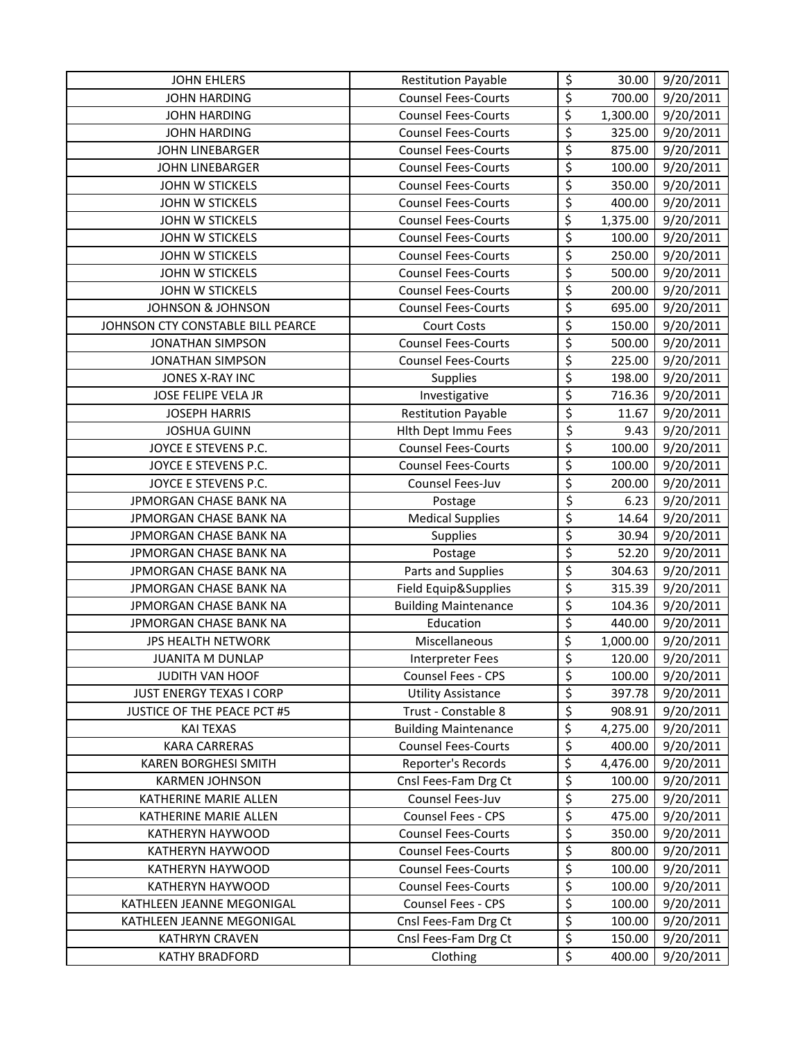| | | | |
|---|---|---|---|
| JOHN EHLERS | Restitution Payable | $ 30.00 | 9/20/2011 |
| JOHN HARDING | Counsel Fees-Courts | $ 700.00 | 9/20/2011 |
| JOHN HARDING | Counsel Fees-Courts | $ 1,300.00 | 9/20/2011 |
| JOHN HARDING | Counsel Fees-Courts | $ 325.00 | 9/20/2011 |
| JOHN LINEBARGER | Counsel Fees-Courts | $ 875.00 | 9/20/2011 |
| JOHN LINEBARGER | Counsel Fees-Courts | $ 100.00 | 9/20/2011 |
| JOHN W STICKELS | Counsel Fees-Courts | $ 350.00 | 9/20/2011 |
| JOHN W STICKELS | Counsel Fees-Courts | $ 400.00 | 9/20/2011 |
| JOHN W STICKELS | Counsel Fees-Courts | $ 1,375.00 | 9/20/2011 |
| JOHN W STICKELS | Counsel Fees-Courts | $ 100.00 | 9/20/2011 |
| JOHN W STICKELS | Counsel Fees-Courts | $ 250.00 | 9/20/2011 |
| JOHN W STICKELS | Counsel Fees-Courts | $ 500.00 | 9/20/2011 |
| JOHN W STICKELS | Counsel Fees-Courts | $ 200.00 | 9/20/2011 |
| JOHNSON & JOHNSON | Counsel Fees-Courts | $ 695.00 | 9/20/2011 |
| JOHNSON CTY CONSTABLE BILL PEARCE | Court Costs | $ 150.00 | 9/20/2011 |
| JONATHAN SIMPSON | Counsel Fees-Courts | $ 500.00 | 9/20/2011 |
| JONATHAN SIMPSON | Counsel Fees-Courts | $ 225.00 | 9/20/2011 |
| JONES X-RAY INC | Supplies | $ 198.00 | 9/20/2011 |
| JOSE FELIPE VELA JR | Investigative | $ 716.36 | 9/20/2011 |
| JOSEPH HARRIS | Restitution Payable | $ 11.67 | 9/20/2011 |
| JOSHUA GUINN | Hlth Dept Immu Fees | $ 9.43 | 9/20/2011 |
| JOYCE E STEVENS P.C. | Counsel Fees-Courts | $ 100.00 | 9/20/2011 |
| JOYCE E STEVENS P.C. | Counsel Fees-Courts | $ 100.00 | 9/20/2011 |
| JOYCE E STEVENS P.C. | Counsel Fees-Juv | $ 200.00 | 9/20/2011 |
| JPMORGAN CHASE BANK NA | Postage | $ 6.23 | 9/20/2011 |
| JPMORGAN CHASE BANK NA | Medical Supplies | $ 14.64 | 9/20/2011 |
| JPMORGAN CHASE BANK NA | Supplies | $ 30.94 | 9/20/2011 |
| JPMORGAN CHASE BANK NA | Postage | $ 52.20 | 9/20/2011 |
| JPMORGAN CHASE BANK NA | Parts and Supplies | $ 304.63 | 9/20/2011 |
| JPMORGAN CHASE BANK NA | Field Equip&Supplies | $ 315.39 | 9/20/2011 |
| JPMORGAN CHASE BANK NA | Building Maintenance | $ 104.36 | 9/20/2011 |
| JPMORGAN CHASE BANK NA | Education | $ 440.00 | 9/20/2011 |
| JPS HEALTH NETWORK | Miscellaneous | $ 1,000.00 | 9/20/2011 |
| JUANITA M DUNLAP | Interpreter Fees | $ 120.00 | 9/20/2011 |
| JUDITH VAN HOOF | Counsel Fees - CPS | $ 100.00 | 9/20/2011 |
| JUST ENERGY TEXAS I CORP | Utility Assistance | $ 397.78 | 9/20/2011 |
| JUSTICE OF THE PEACE PCT #5 | Trust - Constable 8 | $ 908.91 | 9/20/2011 |
| KAI TEXAS | Building Maintenance | $ 4,275.00 | 9/20/2011 |
| KARA CARRERAS | Counsel Fees-Courts | $ 400.00 | 9/20/2011 |
| KAREN BORGHESI SMITH | Reporter's Records | $ 4,476.00 | 9/20/2011 |
| KARMEN JOHNSON | Cnsl Fees-Fam Drg Ct | $ 100.00 | 9/20/2011 |
| KATHERINE MARIE ALLEN | Counsel Fees-Juv | $ 275.00 | 9/20/2011 |
| KATHERINE MARIE ALLEN | Counsel Fees - CPS | $ 475.00 | 9/20/2011 |
| KATHERYN HAYWOOD | Counsel Fees-Courts | $ 350.00 | 9/20/2011 |
| KATHERYN HAYWOOD | Counsel Fees-Courts | $ 800.00 | 9/20/2011 |
| KATHERYN HAYWOOD | Counsel Fees-Courts | $ 100.00 | 9/20/2011 |
| KATHERYN HAYWOOD | Counsel Fees-Courts | $ 100.00 | 9/20/2011 |
| KATHLEEN JEANNE MEGONIGAL | Counsel Fees - CPS | $ 100.00 | 9/20/2011 |
| KATHLEEN JEANNE MEGONIGAL | Cnsl Fees-Fam Drg Ct | $ 100.00 | 9/20/2011 |
| KATHRYN CRAVEN | Cnsl Fees-Fam Drg Ct | $ 150.00 | 9/20/2011 |
| KATHY BRADFORD | Clothing | $ 400.00 | 9/20/2011 |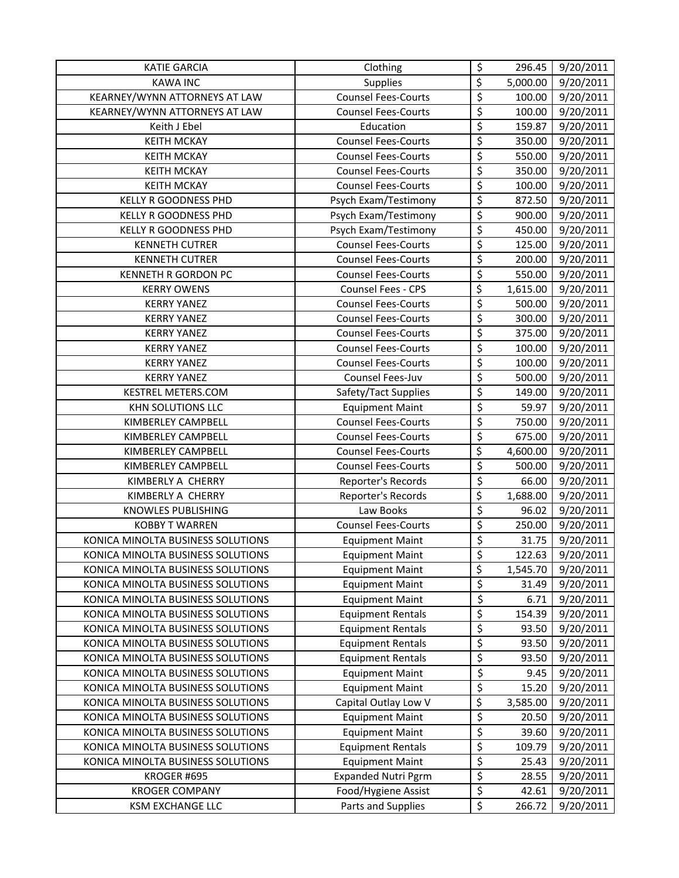| KATIE GARCIA | Clothing | $ | 296.45 | 9/20/2011 |
|---|---|---|---|---|
| KAWA INC | Supplies | $ | 5,000.00 | 9/20/2011 |
| KEARNEY/WYNN ATTORNEYS AT LAW | Counsel Fees-Courts | $ | 100.00 | 9/20/2011 |
| KEARNEY/WYNN ATTORNEYS AT LAW | Counsel Fees-Courts | $ | 100.00 | 9/20/2011 |
| Keith J Ebel | Education | $ | 159.87 | 9/20/2011 |
| KEITH MCKAY | Counsel Fees-Courts | $ | 350.00 | 9/20/2011 |
| KEITH MCKAY | Counsel Fees-Courts | $ | 550.00 | 9/20/2011 |
| KEITH MCKAY | Counsel Fees-Courts | $ | 350.00 | 9/20/2011 |
| KEITH MCKAY | Counsel Fees-Courts | $ | 100.00 | 9/20/2011 |
| KELLY R GOODNESS PHD | Psych Exam/Testimony | $ | 872.50 | 9/20/2011 |
| KELLY R GOODNESS PHD | Psych Exam/Testimony | $ | 900.00 | 9/20/2011 |
| KELLY R GOODNESS PHD | Psych Exam/Testimony | $ | 450.00 | 9/20/2011 |
| KENNETH CUTRER | Counsel Fees-Courts | $ | 125.00 | 9/20/2011 |
| KENNETH CUTRER | Counsel Fees-Courts | $ | 200.00 | 9/20/2011 |
| KENNETH R GORDON PC | Counsel Fees-Courts | $ | 550.00 | 9/20/2011 |
| KERRY OWENS | Counsel Fees - CPS | $ | 1,615.00 | 9/20/2011 |
| KERRY YANEZ | Counsel Fees-Courts | $ | 500.00 | 9/20/2011 |
| KERRY YANEZ | Counsel Fees-Courts | $ | 300.00 | 9/20/2011 |
| KERRY YANEZ | Counsel Fees-Courts | $ | 375.00 | 9/20/2011 |
| KERRY YANEZ | Counsel Fees-Courts | $ | 100.00 | 9/20/2011 |
| KERRY YANEZ | Counsel Fees-Courts | $ | 100.00 | 9/20/2011 |
| KERRY YANEZ | Counsel Fees-Juv | $ | 500.00 | 9/20/2011 |
| KESTREL METERS.COM | Safety/Tact Supplies | $ | 149.00 | 9/20/2011 |
| KHN SOLUTIONS LLC | Equipment Maint | $ | 59.97 | 9/20/2011 |
| KIMBERLEY CAMPBELL | Counsel Fees-Courts | $ | 750.00 | 9/20/2011 |
| KIMBERLEY CAMPBELL | Counsel Fees-Courts | $ | 675.00 | 9/20/2011 |
| KIMBERLEY CAMPBELL | Counsel Fees-Courts | $ | 4,600.00 | 9/20/2011 |
| KIMBERLEY CAMPBELL | Counsel Fees-Courts | $ | 500.00 | 9/20/2011 |
| KIMBERLY A CHERRY | Reporter's Records | $ | 66.00 | 9/20/2011 |
| KIMBERLY A CHERRY | Reporter's Records | $ | 1,688.00 | 9/20/2011 |
| KNOWLES PUBLISHING | Law Books | $ | 96.02 | 9/20/2011 |
| KOBBY T WARREN | Counsel Fees-Courts | $ | 250.00 | 9/20/2011 |
| KONICA MINOLTA BUSINESS SOLUTIONS | Equipment Maint | $ | 31.75 | 9/20/2011 |
| KONICA MINOLTA BUSINESS SOLUTIONS | Equipment Maint | $ | 122.63 | 9/20/2011 |
| KONICA MINOLTA BUSINESS SOLUTIONS | Equipment Maint | $ | 1,545.70 | 9/20/2011 |
| KONICA MINOLTA BUSINESS SOLUTIONS | Equipment Maint | $ | 31.49 | 9/20/2011 |
| KONICA MINOLTA BUSINESS SOLUTIONS | Equipment Maint | $ | 6.71 | 9/20/2011 |
| KONICA MINOLTA BUSINESS SOLUTIONS | Equipment Rentals | $ | 154.39 | 9/20/2011 |
| KONICA MINOLTA BUSINESS SOLUTIONS | Equipment Rentals | $ | 93.50 | 9/20/2011 |
| KONICA MINOLTA BUSINESS SOLUTIONS | Equipment Rentals | $ | 93.50 | 9/20/2011 |
| KONICA MINOLTA BUSINESS SOLUTIONS | Equipment Rentals | $ | 93.50 | 9/20/2011 |
| KONICA MINOLTA BUSINESS SOLUTIONS | Equipment Maint | $ | 9.45 | 9/20/2011 |
| KONICA MINOLTA BUSINESS SOLUTIONS | Equipment Maint | $ | 15.20 | 9/20/2011 |
| KONICA MINOLTA BUSINESS SOLUTIONS | Capital Outlay Low V | $ | 3,585.00 | 9/20/2011 |
| KONICA MINOLTA BUSINESS SOLUTIONS | Equipment Maint | $ | 20.50 | 9/20/2011 |
| KONICA MINOLTA BUSINESS SOLUTIONS | Equipment Maint | $ | 39.60 | 9/20/2011 |
| KONICA MINOLTA BUSINESS SOLUTIONS | Equipment Rentals | $ | 109.79 | 9/20/2011 |
| KONICA MINOLTA BUSINESS SOLUTIONS | Equipment Maint | $ | 25.43 | 9/20/2011 |
| KROGER #695 | Expanded Nutri Pgrm | $ | 28.55 | 9/20/2011 |
| KROGER COMPANY | Food/Hygiene Assist | $ | 42.61 | 9/20/2011 |
| KSM EXCHANGE LLC | Parts and Supplies | $ | 266.72 | 9/20/2011 |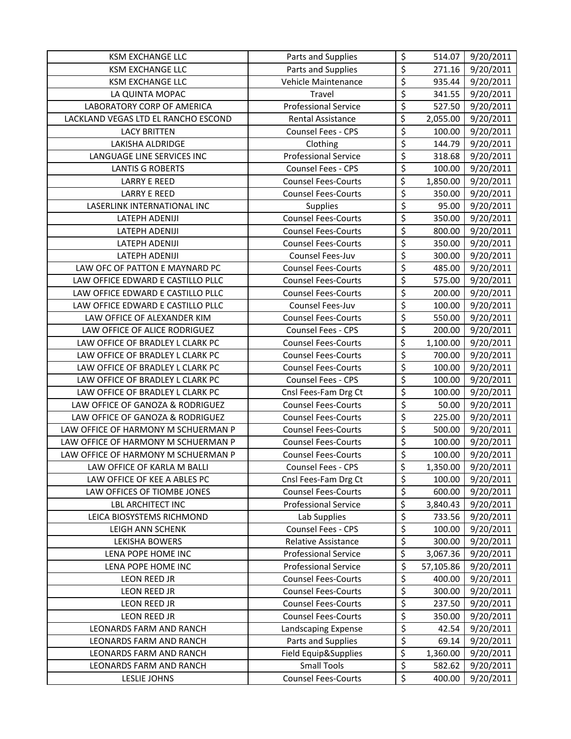| KSM EXCHANGE LLC | Parts and Supplies | $ | 514.07 | 9/20/2011 |
|---|---|---|---|---|
| KSM EXCHANGE LLC | Parts and Supplies | $ | 271.16 | 9/20/2011 |
| KSM EXCHANGE LLC | Vehicle Maintenance | $ | 935.44 | 9/20/2011 |
| LA QUINTA MOPAC | Travel | $ | 341.55 | 9/20/2011 |
| LABORATORY CORP OF AMERICA | Professional Service | $ | 527.50 | 9/20/2011 |
| LACKLAND VEGAS LTD EL RANCHO ESCOND | Rental Assistance | $ | 2,055.00 | 9/20/2011 |
| LACY BRITTEN | Counsel Fees - CPS | $ | 100.00 | 9/20/2011 |
| LAKISHA ALDRIDGE | Clothing | $ | 144.79 | 9/20/2011 |
| LANGUAGE LINE SERVICES INC | Professional Service | $ | 318.68 | 9/20/2011 |
| LANTIS G ROBERTS | Counsel Fees - CPS | $ | 100.00 | 9/20/2011 |
| LARRY E REED | Counsel Fees-Courts | $ | 1,850.00 | 9/20/2011 |
| LARRY E REED | Counsel Fees-Courts | $ | 350.00 | 9/20/2011 |
| LASERLINK INTERNATIONAL INC | Supplies | $ | 95.00 | 9/20/2011 |
| LATEPH ADENIJI | Counsel Fees-Courts | $ | 350.00 | 9/20/2011 |
| LATEPH ADENIJI | Counsel Fees-Courts | $ | 800.00 | 9/20/2011 |
| LATEPH ADENIJI | Counsel Fees-Courts | $ | 350.00 | 9/20/2011 |
| LATEPH ADENIJI | Counsel Fees-Juv | $ | 300.00 | 9/20/2011 |
| LAW OFC OF PATTON E MAYNARD PC | Counsel Fees-Courts | $ | 485.00 | 9/20/2011 |
| LAW OFFICE EDWARD E CASTILLO PLLC | Counsel Fees-Courts | $ | 575.00 | 9/20/2011 |
| LAW OFFICE EDWARD E CASTILLO PLLC | Counsel Fees-Courts | $ | 200.00 | 9/20/2011 |
| LAW OFFICE EDWARD E CASTILLO PLLC | Counsel Fees-Juv | $ | 100.00 | 9/20/2011 |
| LAW OFFICE OF ALEXANDER KIM | Counsel Fees-Courts | $ | 550.00 | 9/20/2011 |
| LAW OFFICE OF ALICE RODRIGUEZ | Counsel Fees - CPS | $ | 200.00 | 9/20/2011 |
| LAW OFFICE OF BRADLEY L CLARK PC | Counsel Fees-Courts | $ | 1,100.00 | 9/20/2011 |
| LAW OFFICE OF BRADLEY L CLARK PC | Counsel Fees-Courts | $ | 700.00 | 9/20/2011 |
| LAW OFFICE OF BRADLEY L CLARK PC | Counsel Fees-Courts | $ | 100.00 | 9/20/2011 |
| LAW OFFICE OF BRADLEY L CLARK PC | Counsel Fees - CPS | $ | 100.00 | 9/20/2011 |
| LAW OFFICE OF BRADLEY L CLARK PC | Cnsl Fees-Fam Drg Ct | $ | 100.00 | 9/20/2011 |
| LAW OFFICE OF GANOZA & RODRIGUEZ | Counsel Fees-Courts | $ | 50.00 | 9/20/2011 |
| LAW OFFICE OF GANOZA & RODRIGUEZ | Counsel Fees-Courts | $ | 225.00 | 9/20/2011 |
| LAW OFFICE OF HARMONY M SCHUERMAN P | Counsel Fees-Courts | $ | 500.00 | 9/20/2011 |
| LAW OFFICE OF HARMONY M SCHUERMAN P | Counsel Fees-Courts | $ | 100.00 | 9/20/2011 |
| LAW OFFICE OF HARMONY M SCHUERMAN P | Counsel Fees-Courts | $ | 100.00 | 9/20/2011 |
| LAW OFFICE OF KARLA M BALLI | Counsel Fees - CPS | $ | 1,350.00 | 9/20/2011 |
| LAW OFFICE OF KEE A ABLES PC | Cnsl Fees-Fam Drg Ct | $ | 100.00 | 9/20/2011 |
| LAW OFFICES OF TIOMBE JONES | Counsel Fees-Courts | $ | 600.00 | 9/20/2011 |
| LBL ARCHITECT INC | Professional Service | $ | 3,840.43 | 9/20/2011 |
| LEICA BIOSYSTEMS RICHMOND | Lab Supplies | $ | 733.56 | 9/20/2011 |
| LEIGH ANN SCHENK | Counsel Fees - CPS | $ | 100.00 | 9/20/2011 |
| LEKISHA BOWERS | Relative Assistance | $ | 300.00 | 9/20/2011 |
| LENA POPE HOME INC | Professional Service | $ | 3,067.36 | 9/20/2011 |
| LENA POPE HOME INC | Professional Service | $ | 57,105.86 | 9/20/2011 |
| LEON REED JR | Counsel Fees-Courts | $ | 400.00 | 9/20/2011 |
| LEON REED JR | Counsel Fees-Courts | $ | 300.00 | 9/20/2011 |
| LEON REED JR | Counsel Fees-Courts | $ | 237.50 | 9/20/2011 |
| LEON REED JR | Counsel Fees-Courts | $ | 350.00 | 9/20/2011 |
| LEONARDS FARM AND RANCH | Landscaping Expense | $ | 42.54 | 9/20/2011 |
| LEONARDS FARM AND RANCH | Parts and Supplies | $ | 69.14 | 9/20/2011 |
| LEONARDS FARM AND RANCH | Field Equip&Supplies | $ | 1,360.00 | 9/20/2011 |
| LEONARDS FARM AND RANCH | Small Tools | $ | 582.62 | 9/20/2011 |
| LESLIE JOHNS | Counsel Fees-Courts | $ | 400.00 | 9/20/2011 |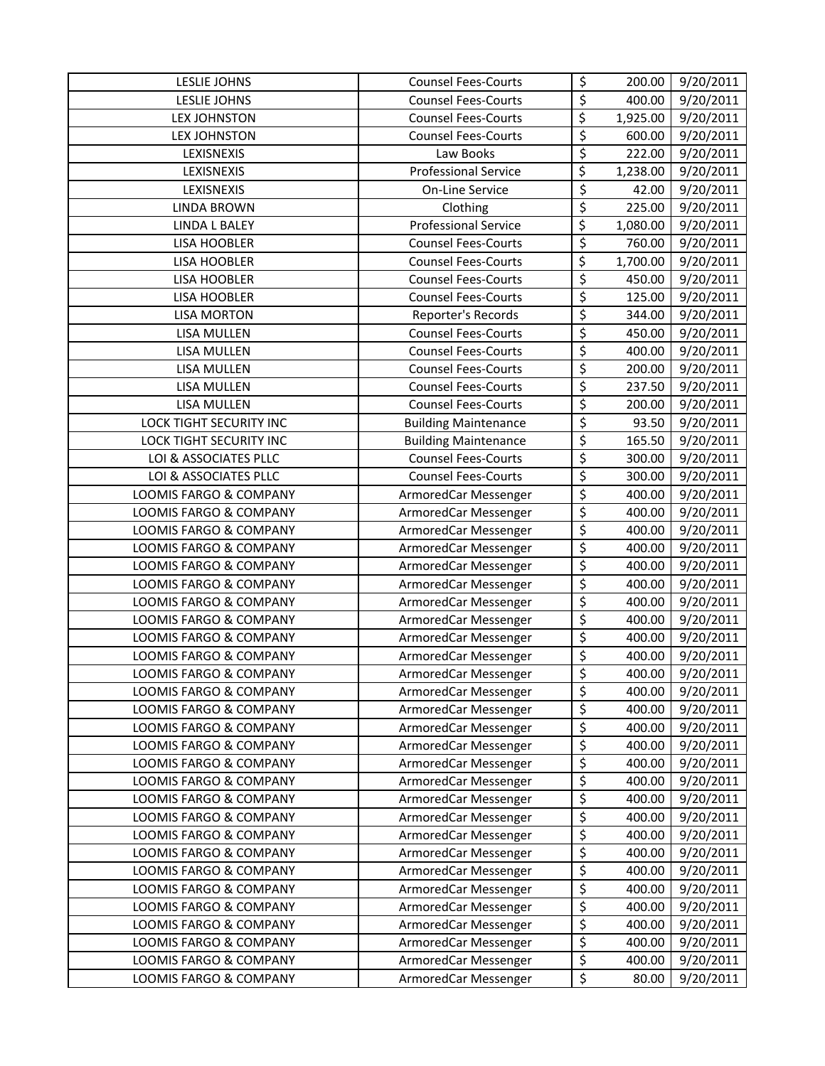| LESLIE JOHNS | Counsel Fees-Courts | $ | 200.00 | 9/20/2011 |
|---|---|---|---|---|
| LESLIE JOHNS | Counsel Fees-Courts | $ | 400.00 | 9/20/2011 |
| LEX JOHNSTON | Counsel Fees-Courts | $ | 1,925.00 | 9/20/2011 |
| LEX JOHNSTON | Counsel Fees-Courts | $ | 600.00 | 9/20/2011 |
| LEXISNEXIS | Law Books | $ | 222.00 | 9/20/2011 |
| LEXISNEXIS | Professional Service | $ | 1,238.00 | 9/20/2011 |
| LEXISNEXIS | On-Line Service | $ | 42.00 | 9/20/2011 |
| LINDA BROWN | Clothing | $ | 225.00 | 9/20/2011 |
| LINDA L BALEY | Professional Service | $ | 1,080.00 | 9/20/2011 |
| LISA HOOBLER | Counsel Fees-Courts | $ | 760.00 | 9/20/2011 |
| LISA HOOBLER | Counsel Fees-Courts | $ | 1,700.00 | 9/20/2011 |
| LISA HOOBLER | Counsel Fees-Courts | $ | 450.00 | 9/20/2011 |
| LISA HOOBLER | Counsel Fees-Courts | $ | 125.00 | 9/20/2011 |
| LISA MORTON | Reporter's Records | $ | 344.00 | 9/20/2011 |
| LISA MULLEN | Counsel Fees-Courts | $ | 450.00 | 9/20/2011 |
| LISA MULLEN | Counsel Fees-Courts | $ | 400.00 | 9/20/2011 |
| LISA MULLEN | Counsel Fees-Courts | $ | 200.00 | 9/20/2011 |
| LISA MULLEN | Counsel Fees-Courts | $ | 237.50 | 9/20/2011 |
| LISA MULLEN | Counsel Fees-Courts | $ | 200.00 | 9/20/2011 |
| LOCK TIGHT SECURITY INC | Building Maintenance | $ | 93.50 | 9/20/2011 |
| LOCK TIGHT SECURITY INC | Building Maintenance | $ | 165.50 | 9/20/2011 |
| LOI & ASSOCIATES PLLC | Counsel Fees-Courts | $ | 300.00 | 9/20/2011 |
| LOI & ASSOCIATES PLLC | Counsel Fees-Courts | $ | 300.00 | 9/20/2011 |
| LOOMIS FARGO & COMPANY | ArmoredCar Messenger | $ | 400.00 | 9/20/2011 |
| LOOMIS FARGO & COMPANY | ArmoredCar Messenger | $ | 400.00 | 9/20/2011 |
| LOOMIS FARGO & COMPANY | ArmoredCar Messenger | $ | 400.00 | 9/20/2011 |
| LOOMIS FARGO & COMPANY | ArmoredCar Messenger | $ | 400.00 | 9/20/2011 |
| LOOMIS FARGO & COMPANY | ArmoredCar Messenger | $ | 400.00 | 9/20/2011 |
| LOOMIS FARGO & COMPANY | ArmoredCar Messenger | $ | 400.00 | 9/20/2011 |
| LOOMIS FARGO & COMPANY | ArmoredCar Messenger | $ | 400.00 | 9/20/2011 |
| LOOMIS FARGO & COMPANY | ArmoredCar Messenger | $ | 400.00 | 9/20/2011 |
| LOOMIS FARGO & COMPANY | ArmoredCar Messenger | $ | 400.00 | 9/20/2011 |
| LOOMIS FARGO & COMPANY | ArmoredCar Messenger | $ | 400.00 | 9/20/2011 |
| LOOMIS FARGO & COMPANY | ArmoredCar Messenger | $ | 400.00 | 9/20/2011 |
| LOOMIS FARGO & COMPANY | ArmoredCar Messenger | $ | 400.00 | 9/20/2011 |
| LOOMIS FARGO & COMPANY | ArmoredCar Messenger | $ | 400.00 | 9/20/2011 |
| LOOMIS FARGO & COMPANY | ArmoredCar Messenger | $ | 400.00 | 9/20/2011 |
| LOOMIS FARGO & COMPANY | ArmoredCar Messenger | $ | 400.00 | 9/20/2011 |
| LOOMIS FARGO & COMPANY | ArmoredCar Messenger | $ | 400.00 | 9/20/2011 |
| LOOMIS FARGO & COMPANY | ArmoredCar Messenger | $ | 400.00 | 9/20/2011 |
| LOOMIS FARGO & COMPANY | ArmoredCar Messenger | $ | 400.00 | 9/20/2011 |
| LOOMIS FARGO & COMPANY | ArmoredCar Messenger | $ | 400.00 | 9/20/2011 |
| LOOMIS FARGO & COMPANY | ArmoredCar Messenger | $ | 400.00 | 9/20/2011 |
| LOOMIS FARGO & COMPANY | ArmoredCar Messenger | $ | 400.00 | 9/20/2011 |
| LOOMIS FARGO & COMPANY | ArmoredCar Messenger | $ | 400.00 | 9/20/2011 |
| LOOMIS FARGO & COMPANY | ArmoredCar Messenger | $ | 400.00 | 9/20/2011 |
| LOOMIS FARGO & COMPANY | ArmoredCar Messenger | $ | 400.00 | 9/20/2011 |
| LOOMIS FARGO & COMPANY | ArmoredCar Messenger | $ | 400.00 | 9/20/2011 |
| LOOMIS FARGO & COMPANY | ArmoredCar Messenger | $ | 400.00 | 9/20/2011 |
| LOOMIS FARGO & COMPANY | ArmoredCar Messenger | $ | 400.00 | 9/20/2011 |
| LOOMIS FARGO & COMPANY | ArmoredCar Messenger | $ | 400.00 | 9/20/2011 |
| LOOMIS FARGO & COMPANY | ArmoredCar Messenger | $ | 80.00 | 9/20/2011 |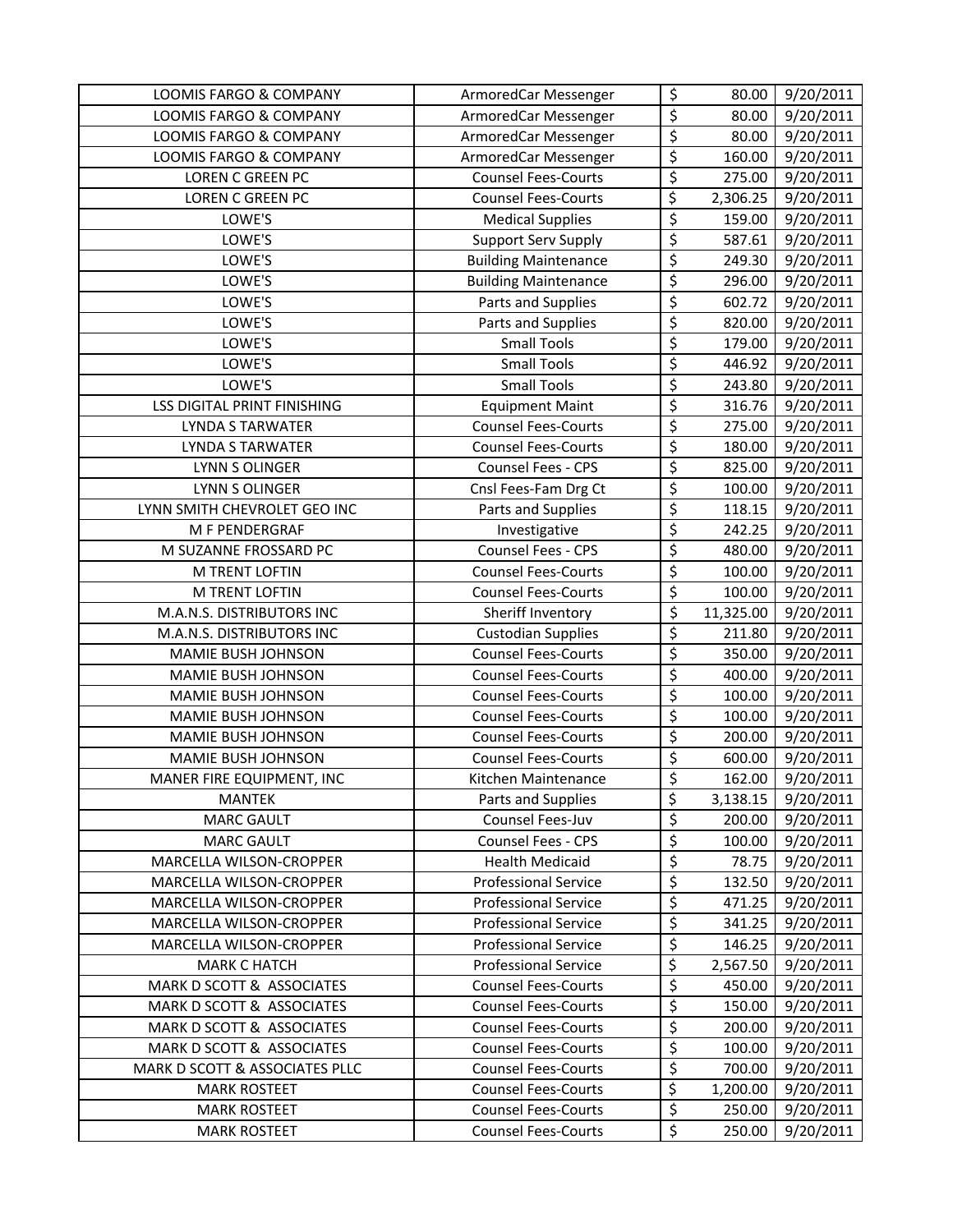| | | | | |
|---|---|---|---|---|
| LOOMIS FARGO & COMPANY | ArmoredCar Messenger | $ | 80.00 | 9/20/2011 |
| LOOMIS FARGO & COMPANY | ArmoredCar Messenger | $ | 80.00 | 9/20/2011 |
| LOOMIS FARGO & COMPANY | ArmoredCar Messenger | $ | 80.00 | 9/20/2011 |
| LOOMIS FARGO & COMPANY | ArmoredCar Messenger | $ | 160.00 | 9/20/2011 |
| LOREN C GREEN PC | Counsel Fees-Courts | $ | 275.00 | 9/20/2011 |
| LOREN C GREEN PC | Counsel Fees-Courts | $ | 2,306.25 | 9/20/2011 |
| LOWE'S | Medical Supplies | $ | 159.00 | 9/20/2011 |
| LOWE'S | Support Serv Supply | $ | 587.61 | 9/20/2011 |
| LOWE'S | Building Maintenance | $ | 249.30 | 9/20/2011 |
| LOWE'S | Building Maintenance | $ | 296.00 | 9/20/2011 |
| LOWE'S | Parts and Supplies | $ | 602.72 | 9/20/2011 |
| LOWE'S | Parts and Supplies | $ | 820.00 | 9/20/2011 |
| LOWE'S | Small Tools | $ | 179.00 | 9/20/2011 |
| LOWE'S | Small Tools | $ | 446.92 | 9/20/2011 |
| LOWE'S | Small Tools | $ | 243.80 | 9/20/2011 |
| LSS DIGITAL PRINT FINISHING | Equipment Maint | $ | 316.76 | 9/20/2011 |
| LYNDA S TARWATER | Counsel Fees-Courts | $ | 275.00 | 9/20/2011 |
| LYNDA S TARWATER | Counsel Fees-Courts | $ | 180.00 | 9/20/2011 |
| LYNN S OLINGER | Counsel Fees - CPS | $ | 825.00 | 9/20/2011 |
| LYNN S OLINGER | Cnsl Fees-Fam Drg Ct | $ | 100.00 | 9/20/2011 |
| LYNN SMITH CHEVROLET GEO INC | Parts and Supplies | $ | 118.15 | 9/20/2011 |
| M F PENDERGRAF | Investigative | $ | 242.25 | 9/20/2011 |
| M SUZANNE FROSSARD PC | Counsel Fees - CPS | $ | 480.00 | 9/20/2011 |
| M TRENT LOFTIN | Counsel Fees-Courts | $ | 100.00 | 9/20/2011 |
| M TRENT LOFTIN | Counsel Fees-Courts | $ | 100.00 | 9/20/2011 |
| M.A.N.S. DISTRIBUTORS INC | Sheriff Inventory | $ | 11,325.00 | 9/20/2011 |
| M.A.N.S. DISTRIBUTORS INC | Custodian Supplies | $ | 211.80 | 9/20/2011 |
| MAMIE BUSH JOHNSON | Counsel Fees-Courts | $ | 350.00 | 9/20/2011 |
| MAMIE BUSH JOHNSON | Counsel Fees-Courts | $ | 400.00 | 9/20/2011 |
| MAMIE BUSH JOHNSON | Counsel Fees-Courts | $ | 100.00 | 9/20/2011 |
| MAMIE BUSH JOHNSON | Counsel Fees-Courts | $ | 100.00 | 9/20/2011 |
| MAMIE BUSH JOHNSON | Counsel Fees-Courts | $ | 200.00 | 9/20/2011 |
| MAMIE BUSH JOHNSON | Counsel Fees-Courts | $ | 600.00 | 9/20/2011 |
| MANER FIRE EQUIPMENT, INC | Kitchen Maintenance | $ | 162.00 | 9/20/2011 |
| MANTEK | Parts and Supplies | $ | 3,138.15 | 9/20/2011 |
| MARC GAULT | Counsel Fees-Juv | $ | 200.00 | 9/20/2011 |
| MARC GAULT | Counsel Fees - CPS | $ | 100.00 | 9/20/2011 |
| MARCELLA WILSON-CROPPER | Health Medicaid | $ | 78.75 | 9/20/2011 |
| MARCELLA WILSON-CROPPER | Professional Service | $ | 132.50 | 9/20/2011 |
| MARCELLA WILSON-CROPPER | Professional Service | $ | 471.25 | 9/20/2011 |
| MARCELLA WILSON-CROPPER | Professional Service | $ | 341.25 | 9/20/2011 |
| MARCELLA WILSON-CROPPER | Professional Service | $ | 146.25 | 9/20/2011 |
| MARK C HATCH | Professional Service | $ | 2,567.50 | 9/20/2011 |
| MARK D SCOTT & ASSOCIATES | Counsel Fees-Courts | $ | 450.00 | 9/20/2011 |
| MARK D SCOTT & ASSOCIATES | Counsel Fees-Courts | $ | 150.00 | 9/20/2011 |
| MARK D SCOTT & ASSOCIATES | Counsel Fees-Courts | $ | 200.00 | 9/20/2011 |
| MARK D SCOTT & ASSOCIATES | Counsel Fees-Courts | $ | 100.00 | 9/20/2011 |
| MARK D SCOTT & ASSOCIATES PLLC | Counsel Fees-Courts | $ | 700.00 | 9/20/2011 |
| MARK ROSTEET | Counsel Fees-Courts | $ | 1,200.00 | 9/20/2011 |
| MARK ROSTEET | Counsel Fees-Courts | $ | 250.00 | 9/20/2011 |
| MARK ROSTEET | Counsel Fees-Courts | $ | 250.00 | 9/20/2011 |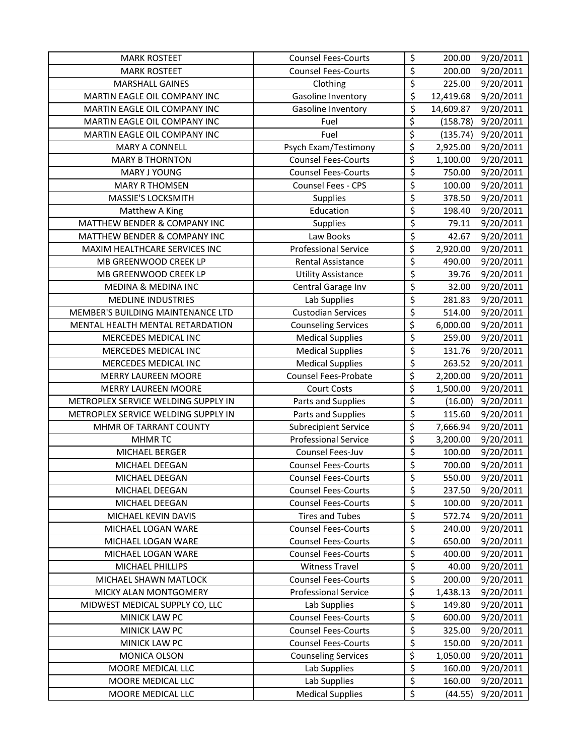| | | | | |
|---|---|---|---|---|
| MARK ROSTEET | Counsel Fees-Courts | $ | 200.00 | 9/20/2011 |
| MARK ROSTEET | Counsel Fees-Courts | $ | 200.00 | 9/20/2011 |
| MARSHALL GAINES | Clothing | $ | 225.00 | 9/20/2011 |
| MARTIN EAGLE OIL COMPANY INC | Gasoline Inventory | $ | 12,419.68 | 9/20/2011 |
| MARTIN EAGLE OIL COMPANY INC | Gasoline Inventory | $ | 14,609.87 | 9/20/2011 |
| MARTIN EAGLE OIL COMPANY INC | Fuel | $ | (158.78) | 9/20/2011 |
| MARTIN EAGLE OIL COMPANY INC | Fuel | $ | (135.74) | 9/20/2011 |
| MARY A CONNELL | Psych Exam/Testimony | $ | 2,925.00 | 9/20/2011 |
| MARY B THORNTON | Counsel Fees-Courts | $ | 1,100.00 | 9/20/2011 |
| MARY J YOUNG | Counsel Fees-Courts | $ | 750.00 | 9/20/2011 |
| MARY R THOMSEN | Counsel Fees - CPS | $ | 100.00 | 9/20/2011 |
| MASSIE'S LOCKSMITH | Supplies | $ | 378.50 | 9/20/2011 |
| Matthew A King | Education | $ | 198.40 | 9/20/2011 |
| MATTHEW BENDER & COMPANY INC | Supplies | $ | 79.11 | 9/20/2011 |
| MATTHEW BENDER & COMPANY INC | Law Books | $ | 42.67 | 9/20/2011 |
| MAXIM HEALTHCARE SERVICES INC | Professional Service | $ | 2,920.00 | 9/20/2011 |
| MB GREENWOOD CREEK LP | Rental Assistance | $ | 490.00 | 9/20/2011 |
| MB GREENWOOD CREEK LP | Utility Assistance | $ | 39.76 | 9/20/2011 |
| MEDINA & MEDINA INC | Central Garage Inv | $ | 32.00 | 9/20/2011 |
| MEDLINE INDUSTRIES | Lab Supplies | $ | 281.83 | 9/20/2011 |
| MEMBER'S BUILDING MAINTENANCE LTD | Custodian Services | $ | 514.00 | 9/20/2011 |
| MENTAL HEALTH MENTAL RETARDATION | Counseling Services | $ | 6,000.00 | 9/20/2011 |
| MERCEDES MEDICAL INC | Medical Supplies | $ | 259.00 | 9/20/2011 |
| MERCEDES MEDICAL INC | Medical Supplies | $ | 131.76 | 9/20/2011 |
| MERCEDES MEDICAL INC | Medical Supplies | $ | 263.52 | 9/20/2011 |
| MERRY LAUREEN MOORE | Counsel Fees-Probate | $ | 2,200.00 | 9/20/2011 |
| MERRY LAUREEN MOORE | Court Costs | $ | 1,500.00 | 9/20/2011 |
| METROPLEX SERVICE WELDING SUPPLY IN | Parts and Supplies | $ | (16.00) | 9/20/2011 |
| METROPLEX SERVICE WELDING SUPPLY IN | Parts and Supplies | $ | 115.60 | 9/20/2011 |
| MHMR OF TARRANT COUNTY | Subrecipient Service | $ | 7,666.94 | 9/20/2011 |
| MHMR TC | Professional Service | $ | 3,200.00 | 9/20/2011 |
| MICHAEL BERGER | Counsel Fees-Juv | $ | 100.00 | 9/20/2011 |
| MICHAEL DEEGAN | Counsel Fees-Courts | $ | 700.00 | 9/20/2011 |
| MICHAEL DEEGAN | Counsel Fees-Courts | $ | 550.00 | 9/20/2011 |
| MICHAEL DEEGAN | Counsel Fees-Courts | $ | 237.50 | 9/20/2011 |
| MICHAEL DEEGAN | Counsel Fees-Courts | $ | 100.00 | 9/20/2011 |
| MICHAEL KEVIN DAVIS | Tires and Tubes | $ | 572.74 | 9/20/2011 |
| MICHAEL LOGAN WARE | Counsel Fees-Courts | $ | 240.00 | 9/20/2011 |
| MICHAEL LOGAN WARE | Counsel Fees-Courts | $ | 650.00 | 9/20/2011 |
| MICHAEL LOGAN WARE | Counsel Fees-Courts | $ | 400.00 | 9/20/2011 |
| MICHAEL PHILLIPS | Witness Travel | $ | 40.00 | 9/20/2011 |
| MICHAEL SHAWN MATLOCK | Counsel Fees-Courts | $ | 200.00 | 9/20/2011 |
| MICKY ALAN MONTGOMERY | Professional Service | $ | 1,438.13 | 9/20/2011 |
| MIDWEST MEDICAL SUPPLY CO, LLC | Lab Supplies | $ | 149.80 | 9/20/2011 |
| MINICK LAW PC | Counsel Fees-Courts | $ | 600.00 | 9/20/2011 |
| MINICK LAW PC | Counsel Fees-Courts | $ | 325.00 | 9/20/2011 |
| MINICK LAW PC | Counsel Fees-Courts | $ | 150.00 | 9/20/2011 |
| MONICA OLSON | Counseling Services | $ | 1,050.00 | 9/20/2011 |
| MOORE MEDICAL LLC | Lab Supplies | $ | 160.00 | 9/20/2011 |
| MOORE MEDICAL LLC | Lab Supplies | $ | 160.00 | 9/20/2011 |
| MOORE MEDICAL LLC | Medical Supplies | $ | (44.55) | 9/20/2011 |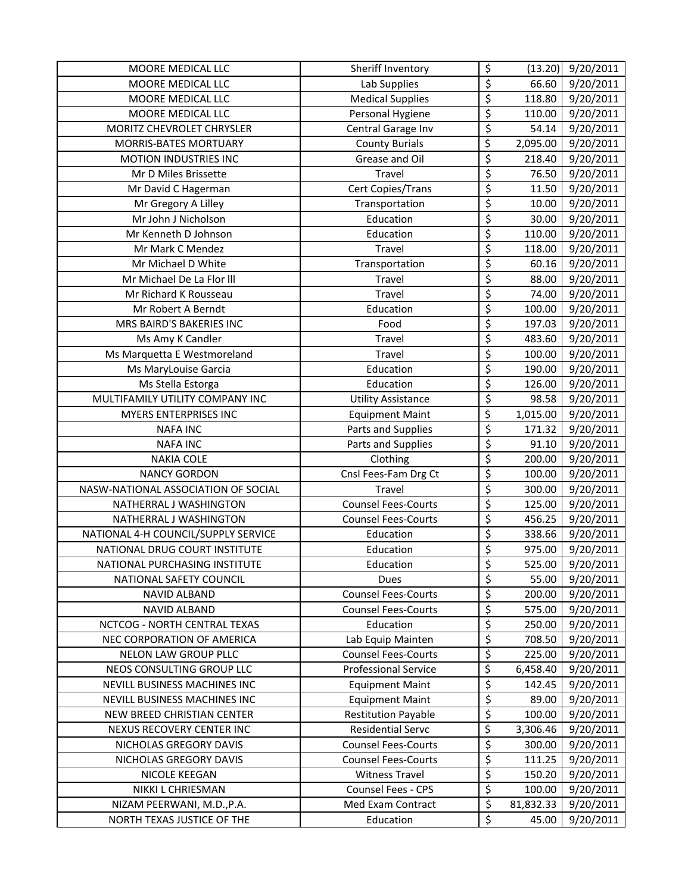| | | | | |
|---|---|---|---|---|
| MOORE MEDICAL LLC | Sheriff Inventory | $ | (13.20) | 9/20/2011 |
| MOORE MEDICAL LLC | Lab Supplies | $ | 66.60 | 9/20/2011 |
| MOORE MEDICAL LLC | Medical Supplies | $ | 118.80 | 9/20/2011 |
| MOORE MEDICAL LLC | Personal Hygiene | $ | 110.00 | 9/20/2011 |
| MORITZ CHEVROLET CHRYSLER | Central Garage Inv | $ | 54.14 | 9/20/2011 |
| MORRIS-BATES MORTUARY | County Burials | $ | 2,095.00 | 9/20/2011 |
| MOTION INDUSTRIES INC | Grease and Oil | $ | 218.40 | 9/20/2011 |
| Mr D Miles Brissette | Travel | $ | 76.50 | 9/20/2011 |
| Mr David C Hagerman | Cert Copies/Trans | $ | 11.50 | 9/20/2011 |
| Mr Gregory A Lilley | Transportation | $ | 10.00 | 9/20/2011 |
| Mr John J Nicholson | Education | $ | 30.00 | 9/20/2011 |
| Mr Kenneth D Johnson | Education | $ | 110.00 | 9/20/2011 |
| Mr Mark C Mendez | Travel | $ | 118.00 | 9/20/2011 |
| Mr Michael D White | Transportation | $ | 60.16 | 9/20/2011 |
| Mr Michael De La Flor lll | Travel | $ | 88.00 | 9/20/2011 |
| Mr Richard K Rousseau | Travel | $ | 74.00 | 9/20/2011 |
| Mr Robert A Berndt | Education | $ | 100.00 | 9/20/2011 |
| MRS BAIRD'S BAKERIES INC | Food | $ | 197.03 | 9/20/2011 |
| Ms Amy K Candler | Travel | $ | 483.60 | 9/20/2011 |
| Ms Marquetta E Westmoreland | Travel | $ | 100.00 | 9/20/2011 |
| Ms MaryLouise Garcia | Education | $ | 190.00 | 9/20/2011 |
| Ms Stella Estorga | Education | $ | 126.00 | 9/20/2011 |
| MULTIFAMILY UTILITY COMPANY INC | Utility Assistance | $ | 98.58 | 9/20/2011 |
| MYERS ENTERPRISES INC | Equipment Maint | $ | 1,015.00 | 9/20/2011 |
| NAFA INC | Parts and Supplies | $ | 171.32 | 9/20/2011 |
| NAFA INC | Parts and Supplies | $ | 91.10 | 9/20/2011 |
| NAKIA COLE | Clothing | $ | 200.00 | 9/20/2011 |
| NANCY GORDON | Cnsl Fees-Fam Drg Ct | $ | 100.00 | 9/20/2011 |
| NASW-NATIONAL ASSOCIATION OF SOCIAL | Travel | $ | 300.00 | 9/20/2011 |
| NATHERRAL J WASHINGTON | Counsel Fees-Courts | $ | 125.00 | 9/20/2011 |
| NATHERRAL J WASHINGTON | Counsel Fees-Courts | $ | 456.25 | 9/20/2011 |
| NATIONAL 4-H COUNCIL/SUPPLY SERVICE | Education | $ | 338.66 | 9/20/2011 |
| NATIONAL DRUG COURT INSTITUTE | Education | $ | 975.00 | 9/20/2011 |
| NATIONAL PURCHASING INSTITUTE | Education | $ | 525.00 | 9/20/2011 |
| NATIONAL SAFETY COUNCIL | Dues | $ | 55.00 | 9/20/2011 |
| NAVID ALBAND | Counsel Fees-Courts | $ | 200.00 | 9/20/2011 |
| NAVID ALBAND | Counsel Fees-Courts | $ | 575.00 | 9/20/2011 |
| NCTCOG - NORTH CENTRAL TEXAS | Education | $ | 250.00 | 9/20/2011 |
| NEC CORPORATION OF AMERICA | Lab Equip Mainten | $ | 708.50 | 9/20/2011 |
| NELON LAW GROUP PLLC | Counsel Fees-Courts | $ | 225.00 | 9/20/2011 |
| NEOS CONSULTING GROUP LLC | Professional Service | $ | 6,458.40 | 9/20/2011 |
| NEVILL BUSINESS MACHINES INC | Equipment Maint | $ | 142.45 | 9/20/2011 |
| NEVILL BUSINESS MACHINES INC | Equipment Maint | $ | 89.00 | 9/20/2011 |
| NEW BREED CHRISTIAN CENTER | Restitution Payable | $ | 100.00 | 9/20/2011 |
| NEXUS RECOVERY CENTER INC | Residential Servc | $ | 3,306.46 | 9/20/2011 |
| NICHOLAS GREGORY DAVIS | Counsel Fees-Courts | $ | 300.00 | 9/20/2011 |
| NICHOLAS GREGORY DAVIS | Counsel Fees-Courts | $ | 111.25 | 9/20/2011 |
| NICOLE KEEGAN | Witness Travel | $ | 150.20 | 9/20/2011 |
| NIKKI L CHRIESMAN | Counsel Fees - CPS | $ | 100.00 | 9/20/2011 |
| NIZAM PEERWANI, M.D.,P.A. | Med Exam Contract | $ | 81,832.33 | 9/20/2011 |
| NORTH TEXAS JUSTICE OF THE | Education | $ | 45.00 | 9/20/2011 |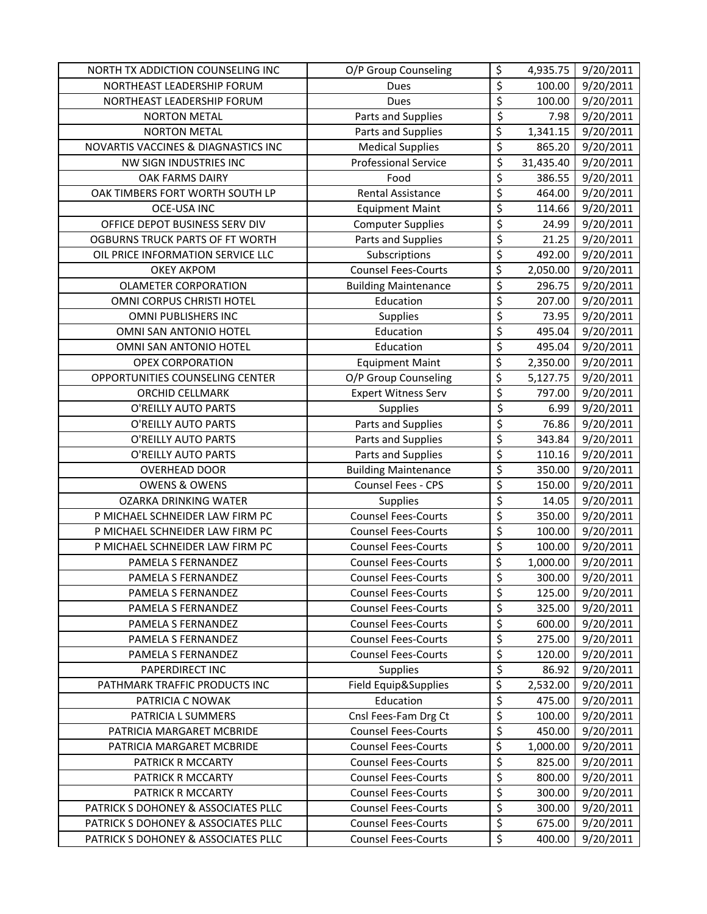| | | | | |
|---|---|---|---|---|
| NORTH TX ADDICTION COUNSELING INC | O/P Group Counseling | $ | 4,935.75 | 9/20/2011 |
| NORTHEAST LEADERSHIP FORUM | Dues | $ | 100.00 | 9/20/2011 |
| NORTHEAST LEADERSHIP FORUM | Dues | $ | 100.00 | 9/20/2011 |
| NORTON METAL | Parts and Supplies | $ | 7.98 | 9/20/2011 |
| NORTON METAL | Parts and Supplies | $ | 1,341.15 | 9/20/2011 |
| NOVARTIS VACCINES & DIAGNASTICS INC | Medical Supplies | $ | 865.20 | 9/20/2011 |
| NW SIGN INDUSTRIES INC | Professional Service | $ | 31,435.40 | 9/20/2011 |
| OAK FARMS DAIRY | Food | $ | 386.55 | 9/20/2011 |
| OAK TIMBERS FORT WORTH SOUTH LP | Rental Assistance | $ | 464.00 | 9/20/2011 |
| OCE-USA INC | Equipment Maint | $ | 114.66 | 9/20/2011 |
| OFFICE DEPOT BUSINESS SERV DIV | Computer Supplies | $ | 24.99 | 9/20/2011 |
| OGBURNS TRUCK PARTS OF FT WORTH | Parts and Supplies | $ | 21.25 | 9/20/2011 |
| OIL PRICE INFORMATION SERVICE LLC | Subscriptions | $ | 492.00 | 9/20/2011 |
| OKEY AKPOM | Counsel Fees-Courts | $ | 2,050.00 | 9/20/2011 |
| OLAMETER CORPORATION | Building Maintenance | $ | 296.75 | 9/20/2011 |
| OMNI CORPUS CHRISTI HOTEL | Education | $ | 207.00 | 9/20/2011 |
| OMNI PUBLISHERS INC | Supplies | $ | 73.95 | 9/20/2011 |
| OMNI SAN ANTONIO HOTEL | Education | $ | 495.04 | 9/20/2011 |
| OMNI SAN ANTONIO HOTEL | Education | $ | 495.04 | 9/20/2011 |
| OPEX CORPORATION | Equipment Maint | $ | 2,350.00 | 9/20/2011 |
| OPPORTUNITIES COUNSELING CENTER | O/P Group Counseling | $ | 5,127.75 | 9/20/2011 |
| ORCHID CELLMARK | Expert Witness Serv | $ | 797.00 | 9/20/2011 |
| O'REILLY AUTO PARTS | Supplies | $ | 6.99 | 9/20/2011 |
| O'REILLY AUTO PARTS | Parts and Supplies | $ | 76.86 | 9/20/2011 |
| O'REILLY AUTO PARTS | Parts and Supplies | $ | 343.84 | 9/20/2011 |
| O'REILLY AUTO PARTS | Parts and Supplies | $ | 110.16 | 9/20/2011 |
| OVERHEAD DOOR | Building Maintenance | $ | 350.00 | 9/20/2011 |
| OWENS & OWENS | Counsel Fees - CPS | $ | 150.00 | 9/20/2011 |
| OZARKA DRINKING WATER | Supplies | $ | 14.05 | 9/20/2011 |
| P MICHAEL SCHNEIDER LAW FIRM PC | Counsel Fees-Courts | $ | 350.00 | 9/20/2011 |
| P MICHAEL SCHNEIDER LAW FIRM PC | Counsel Fees-Courts | $ | 100.00 | 9/20/2011 |
| P MICHAEL SCHNEIDER LAW FIRM PC | Counsel Fees-Courts | $ | 100.00 | 9/20/2011 |
| PAMELA S FERNANDEZ | Counsel Fees-Courts | $ | 1,000.00 | 9/20/2011 |
| PAMELA S FERNANDEZ | Counsel Fees-Courts | $ | 300.00 | 9/20/2011 |
| PAMELA S FERNANDEZ | Counsel Fees-Courts | $ | 125.00 | 9/20/2011 |
| PAMELA S FERNANDEZ | Counsel Fees-Courts | $ | 325.00 | 9/20/2011 |
| PAMELA S FERNANDEZ | Counsel Fees-Courts | $ | 600.00 | 9/20/2011 |
| PAMELA S FERNANDEZ | Counsel Fees-Courts | $ | 275.00 | 9/20/2011 |
| PAMELA S FERNANDEZ | Counsel Fees-Courts | $ | 120.00 | 9/20/2011 |
| PAPERDIRECT INC | Supplies | $ | 86.92 | 9/20/2011 |
| PATHMARK TRAFFIC PRODUCTS INC | Field Equip&Supplies | $ | 2,532.00 | 9/20/2011 |
| PATRICIA C NOWAK | Education | $ | 475.00 | 9/20/2011 |
| PATRICIA L SUMMERS | Cnsl Fees-Fam Drg Ct | $ | 100.00 | 9/20/2011 |
| PATRICIA MARGARET MCBRIDE | Counsel Fees-Courts | $ | 450.00 | 9/20/2011 |
| PATRICIA MARGARET MCBRIDE | Counsel Fees-Courts | $ | 1,000.00 | 9/20/2011 |
| PATRICK R MCCARTY | Counsel Fees-Courts | $ | 825.00 | 9/20/2011 |
| PATRICK R MCCARTY | Counsel Fees-Courts | $ | 800.00 | 9/20/2011 |
| PATRICK R MCCARTY | Counsel Fees-Courts | $ | 300.00 | 9/20/2011 |
| PATRICK S DOHONEY & ASSOCIATES PLLC | Counsel Fees-Courts | $ | 300.00 | 9/20/2011 |
| PATRICK S DOHONEY & ASSOCIATES PLLC | Counsel Fees-Courts | $ | 675.00 | 9/20/2011 |
| PATRICK S DOHONEY & ASSOCIATES PLLC | Counsel Fees-Courts | $ | 400.00 | 9/20/2011 |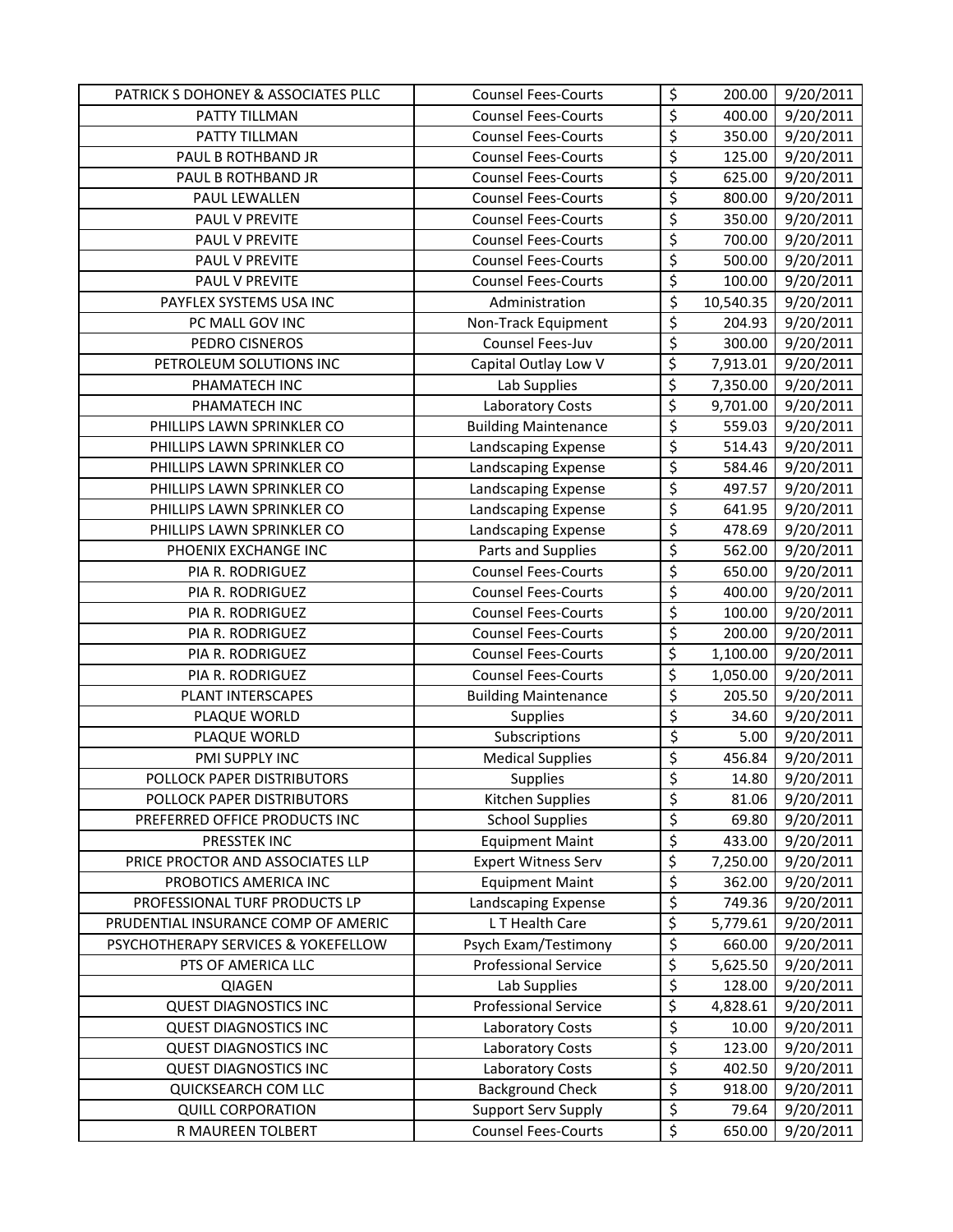| | | | | |
|---|---|---|---|---|
| PATRICK S DOHONEY & ASSOCIATES PLLC | Counsel Fees-Courts | $ | 200.00 | 9/20/2011 |
| PATTY TILLMAN | Counsel Fees-Courts | $ | 400.00 | 9/20/2011 |
| PATTY TILLMAN | Counsel Fees-Courts | $ | 350.00 | 9/20/2011 |
| PAUL B ROTHBAND JR | Counsel Fees-Courts | $ | 125.00 | 9/20/2011 |
| PAUL B ROTHBAND JR | Counsel Fees-Courts | $ | 625.00 | 9/20/2011 |
| PAUL LEWALLEN | Counsel Fees-Courts | $ | 800.00 | 9/20/2011 |
| PAUL V PREVITE | Counsel Fees-Courts | $ | 350.00 | 9/20/2011 |
| PAUL V PREVITE | Counsel Fees-Courts | $ | 700.00 | 9/20/2011 |
| PAUL V PREVITE | Counsel Fees-Courts | $ | 500.00 | 9/20/2011 |
| PAUL V PREVITE | Counsel Fees-Courts | $ | 100.00 | 9/20/2011 |
| PAYFLEX SYSTEMS USA INC | Administration | $ | 10,540.35 | 9/20/2011 |
| PC MALL GOV INC | Non-Track Equipment | $ | 204.93 | 9/20/2011 |
| PEDRO CISNEROS | Counsel Fees-Juv | $ | 300.00 | 9/20/2011 |
| PETROLEUM SOLUTIONS INC | Capital Outlay Low V | $ | 7,913.01 | 9/20/2011 |
| PHAMATECH INC | Lab Supplies | $ | 7,350.00 | 9/20/2011 |
| PHAMATECH INC | Laboratory Costs | $ | 9,701.00 | 9/20/2011 |
| PHILLIPS LAWN SPRINKLER CO | Building Maintenance | $ | 559.03 | 9/20/2011 |
| PHILLIPS LAWN SPRINKLER CO | Landscaping Expense | $ | 514.43 | 9/20/2011 |
| PHILLIPS LAWN SPRINKLER CO | Landscaping Expense | $ | 584.46 | 9/20/2011 |
| PHILLIPS LAWN SPRINKLER CO | Landscaping Expense | $ | 497.57 | 9/20/2011 |
| PHILLIPS LAWN SPRINKLER CO | Landscaping Expense | $ | 641.95 | 9/20/2011 |
| PHILLIPS LAWN SPRINKLER CO | Landscaping Expense | $ | 478.69 | 9/20/2011 |
| PHOENIX EXCHANGE INC | Parts and Supplies | $ | 562.00 | 9/20/2011 |
| PIA R. RODRIGUEZ | Counsel Fees-Courts | $ | 650.00 | 9/20/2011 |
| PIA R. RODRIGUEZ | Counsel Fees-Courts | $ | 400.00 | 9/20/2011 |
| PIA R. RODRIGUEZ | Counsel Fees-Courts | $ | 100.00 | 9/20/2011 |
| PIA R. RODRIGUEZ | Counsel Fees-Courts | $ | 200.00 | 9/20/2011 |
| PIA R. RODRIGUEZ | Counsel Fees-Courts | $ | 1,100.00 | 9/20/2011 |
| PIA R. RODRIGUEZ | Counsel Fees-Courts | $ | 1,050.00 | 9/20/2011 |
| PLANT INTERSCAPES | Building Maintenance | $ | 205.50 | 9/20/2011 |
| PLAQUE WORLD | Supplies | $ | 34.60 | 9/20/2011 |
| PLAQUE WORLD | Subscriptions | $ | 5.00 | 9/20/2011 |
| PMI SUPPLY INC | Medical Supplies | $ | 456.84 | 9/20/2011 |
| POLLOCK PAPER DISTRIBUTORS | Supplies | $ | 14.80 | 9/20/2011 |
| POLLOCK PAPER DISTRIBUTORS | Kitchen Supplies | $ | 81.06 | 9/20/2011 |
| PREFERRED OFFICE PRODUCTS INC | School Supplies | $ | 69.80 | 9/20/2011 |
| PRESSTEK INC | Equipment Maint | $ | 433.00 | 9/20/2011 |
| PRICE PROCTOR AND ASSOCIATES LLP | Expert Witness Serv | $ | 7,250.00 | 9/20/2011 |
| PROBOTICS AMERICA INC | Equipment Maint | $ | 362.00 | 9/20/2011 |
| PROFESSIONAL TURF PRODUCTS LP | Landscaping Expense | $ | 749.36 | 9/20/2011 |
| PRUDENTIAL INSURANCE COMP OF AMERIC | L T Health Care | $ | 5,779.61 | 9/20/2011 |
| PSYCHOTHERAPY SERVICES & YOKEFELLOW | Psych Exam/Testimony | $ | 660.00 | 9/20/2011 |
| PTS OF AMERICA LLC | Professional Service | $ | 5,625.50 | 9/20/2011 |
| QIAGEN | Lab Supplies | $ | 128.00 | 9/20/2011 |
| QUEST DIAGNOSTICS INC | Professional Service | $ | 4,828.61 | 9/20/2011 |
| QUEST DIAGNOSTICS INC | Laboratory Costs | $ | 10.00 | 9/20/2011 |
| QUEST DIAGNOSTICS INC | Laboratory Costs | $ | 123.00 | 9/20/2011 |
| QUEST DIAGNOSTICS INC | Laboratory Costs | $ | 402.50 | 9/20/2011 |
| QUICKSEARCH COM LLC | Background Check | $ | 918.00 | 9/20/2011 |
| QUILL CORPORATION | Support Serv Supply | $ | 79.64 | 9/20/2011 |
| R MAUREEN TOLBERT | Counsel Fees-Courts | $ | 650.00 | 9/20/2011 |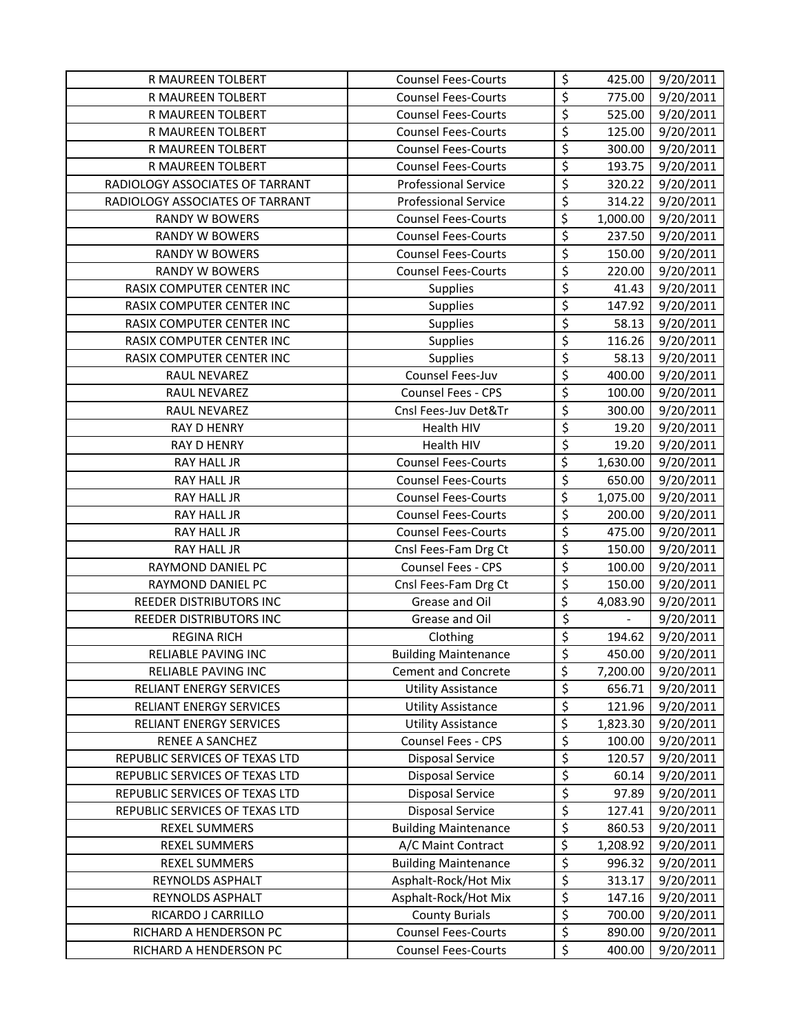| R MAUREEN TOLBERT | Counsel Fees-Courts | $ | 425.00 | 9/20/2011 |
|---|---|---|---|---|
| R MAUREEN TOLBERT | Counsel Fees-Courts | $ | 775.00 | 9/20/2011 |
| R MAUREEN TOLBERT | Counsel Fees-Courts | $ | 525.00 | 9/20/2011 |
| R MAUREEN TOLBERT | Counsel Fees-Courts | $ | 125.00 | 9/20/2011 |
| R MAUREEN TOLBERT | Counsel Fees-Courts | $ | 300.00 | 9/20/2011 |
| R MAUREEN TOLBERT | Counsel Fees-Courts | $ | 193.75 | 9/20/2011 |
| RADIOLOGY ASSOCIATES OF TARRANT | Professional Service | $ | 320.22 | 9/20/2011 |
| RADIOLOGY ASSOCIATES OF TARRANT | Professional Service | $ | 314.22 | 9/20/2011 |
| RANDY W BOWERS | Counsel Fees-Courts | $ | 1,000.00 | 9/20/2011 |
| RANDY W BOWERS | Counsel Fees-Courts | $ | 237.50 | 9/20/2011 |
| RANDY W BOWERS | Counsel Fees-Courts | $ | 150.00 | 9/20/2011 |
| RANDY W BOWERS | Counsel Fees-Courts | $ | 220.00 | 9/20/2011 |
| RASIX COMPUTER CENTER INC | Supplies | $ | 41.43 | 9/20/2011 |
| RASIX COMPUTER CENTER INC | Supplies | $ | 147.92 | 9/20/2011 |
| RASIX COMPUTER CENTER INC | Supplies | $ | 58.13 | 9/20/2011 |
| RASIX COMPUTER CENTER INC | Supplies | $ | 116.26 | 9/20/2011 |
| RASIX COMPUTER CENTER INC | Supplies | $ | 58.13 | 9/20/2011 |
| RAUL NEVAREZ | Counsel Fees-Juv | $ | 400.00 | 9/20/2011 |
| RAUL NEVAREZ | Counsel Fees - CPS | $ | 100.00 | 9/20/2011 |
| RAUL NEVAREZ | Cnsl Fees-Juv Det&Tr | $ | 300.00 | 9/20/2011 |
| RAY D HENRY | Health HIV | $ | 19.20 | 9/20/2011 |
| RAY D HENRY | Health HIV | $ | 19.20 | 9/20/2011 |
| RAY HALL JR | Counsel Fees-Courts | $ | 1,630.00 | 9/20/2011 |
| RAY HALL JR | Counsel Fees-Courts | $ | 650.00 | 9/20/2011 |
| RAY HALL JR | Counsel Fees-Courts | $ | 1,075.00 | 9/20/2011 |
| RAY HALL JR | Counsel Fees-Courts | $ | 200.00 | 9/20/2011 |
| RAY HALL JR | Counsel Fees-Courts | $ | 475.00 | 9/20/2011 |
| RAY HALL JR | Cnsl Fees-Fam Drg Ct | $ | 150.00 | 9/20/2011 |
| RAYMOND DANIEL PC | Counsel Fees - CPS | $ | 100.00 | 9/20/2011 |
| RAYMOND DANIEL PC | Cnsl Fees-Fam Drg Ct | $ | 150.00 | 9/20/2011 |
| REEDER DISTRIBUTORS INC | Grease and Oil | $ | 4,083.90 | 9/20/2011 |
| REEDER DISTRIBUTORS INC | Grease and Oil | $ | - | 9/20/2011 |
| REGINA RICH | Clothing | $ | 194.62 | 9/20/2011 |
| RELIABLE PAVING INC | Building Maintenance | $ | 450.00 | 9/20/2011 |
| RELIABLE PAVING INC | Cement and Concrete | $ | 7,200.00 | 9/20/2011 |
| RELIANT ENERGY SERVICES | Utility Assistance | $ | 656.71 | 9/20/2011 |
| RELIANT ENERGY SERVICES | Utility Assistance | $ | 121.96 | 9/20/2011 |
| RELIANT ENERGY SERVICES | Utility Assistance | $ | 1,823.30 | 9/20/2011 |
| RENEE A SANCHEZ | Counsel Fees - CPS | $ | 100.00 | 9/20/2011 |
| REPUBLIC SERVICES OF TEXAS LTD | Disposal Service | $ | 120.57 | 9/20/2011 |
| REPUBLIC SERVICES OF TEXAS LTD | Disposal Service | $ | 60.14 | 9/20/2011 |
| REPUBLIC SERVICES OF TEXAS LTD | Disposal Service | $ | 97.89 | 9/20/2011 |
| REPUBLIC SERVICES OF TEXAS LTD | Disposal Service | $ | 127.41 | 9/20/2011 |
| REXEL SUMMERS | Building Maintenance | $ | 860.53 | 9/20/2011 |
| REXEL SUMMERS | A/C Maint Contract | $ | 1,208.92 | 9/20/2011 |
| REXEL SUMMERS | Building Maintenance | $ | 996.32 | 9/20/2011 |
| REYNOLDS ASPHALT | Asphalt-Rock/Hot Mix | $ | 313.17 | 9/20/2011 |
| REYNOLDS ASPHALT | Asphalt-Rock/Hot Mix | $ | 147.16 | 9/20/2011 |
| RICARDO J CARRILLO | County Burials | $ | 700.00 | 9/20/2011 |
| RICHARD A HENDERSON PC | Counsel Fees-Courts | $ | 890.00 | 9/20/2011 |
| RICHARD A HENDERSON PC | Counsel Fees-Courts | $ | 400.00 | 9/20/2011 |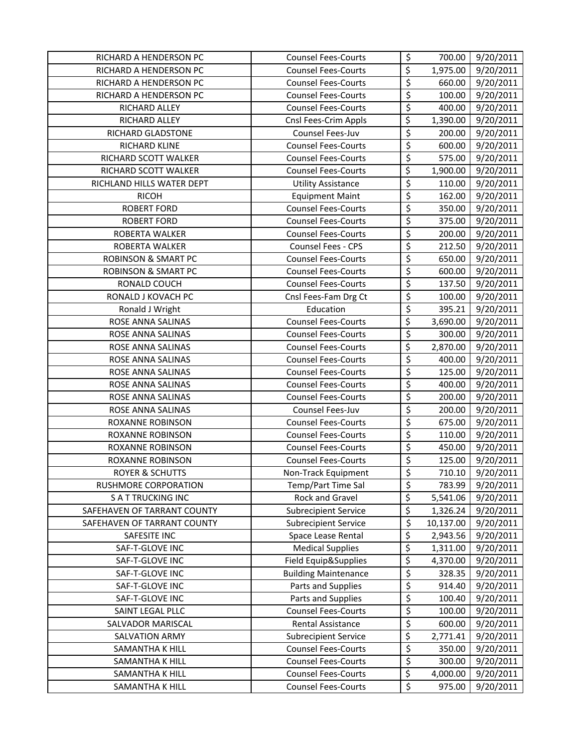| RICHARD A HENDERSON PC | Counsel Fees-Courts | $ | 700.00 | 9/20/2011 |
|---|---|---|---|---|
| RICHARD A HENDERSON PC | Counsel Fees-Courts | $ | 1,975.00 | 9/20/2011 |
| RICHARD A HENDERSON PC | Counsel Fees-Courts | $ | 660.00 | 9/20/2011 |
| RICHARD A HENDERSON PC | Counsel Fees-Courts | $ | 100.00 | 9/20/2011 |
| RICHARD ALLEY | Counsel Fees-Courts | $ | 400.00 | 9/20/2011 |
| RICHARD ALLEY | Cnsl Fees-Crim Appls | $ | 1,390.00 | 9/20/2011 |
| RICHARD GLADSTONE | Counsel Fees-Juv | $ | 200.00 | 9/20/2011 |
| RICHARD KLINE | Counsel Fees-Courts | $ | 600.00 | 9/20/2011 |
| RICHARD SCOTT WALKER | Counsel Fees-Courts | $ | 575.00 | 9/20/2011 |
| RICHARD SCOTT WALKER | Counsel Fees-Courts | $ | 1,900.00 | 9/20/2011 |
| RICHLAND HILLS WATER DEPT | Utility Assistance | $ | 110.00 | 9/20/2011 |
| RICOH | Equipment Maint | $ | 162.00 | 9/20/2011 |
| ROBERT FORD | Counsel Fees-Courts | $ | 350.00 | 9/20/2011 |
| ROBERT FORD | Counsel Fees-Courts | $ | 375.00 | 9/20/2011 |
| ROBERTA WALKER | Counsel Fees-Courts | $ | 200.00 | 9/20/2011 |
| ROBERTA WALKER | Counsel Fees - CPS | $ | 212.50 | 9/20/2011 |
| ROBINSON & SMART PC | Counsel Fees-Courts | $ | 650.00 | 9/20/2011 |
| ROBINSON & SMART PC | Counsel Fees-Courts | $ | 600.00 | 9/20/2011 |
| RONALD COUCH | Counsel Fees-Courts | $ | 137.50 | 9/20/2011 |
| RONALD J KOVACH PC | Cnsl Fees-Fam Drg Ct | $ | 100.00 | 9/20/2011 |
| Ronald J Wright | Education | $ | 395.21 | 9/20/2011 |
| ROSE ANNA SALINAS | Counsel Fees-Courts | $ | 3,690.00 | 9/20/2011 |
| ROSE ANNA SALINAS | Counsel Fees-Courts | $ | 300.00 | 9/20/2011 |
| ROSE ANNA SALINAS | Counsel Fees-Courts | $ | 2,870.00 | 9/20/2011 |
| ROSE ANNA SALINAS | Counsel Fees-Courts | $ | 400.00 | 9/20/2011 |
| ROSE ANNA SALINAS | Counsel Fees-Courts | $ | 125.00 | 9/20/2011 |
| ROSE ANNA SALINAS | Counsel Fees-Courts | $ | 400.00 | 9/20/2011 |
| ROSE ANNA SALINAS | Counsel Fees-Courts | $ | 200.00 | 9/20/2011 |
| ROSE ANNA SALINAS | Counsel Fees-Juv | $ | 200.00 | 9/20/2011 |
| ROXANNE ROBINSON | Counsel Fees-Courts | $ | 675.00 | 9/20/2011 |
| ROXANNE ROBINSON | Counsel Fees-Courts | $ | 110.00 | 9/20/2011 |
| ROXANNE ROBINSON | Counsel Fees-Courts | $ | 450.00 | 9/20/2011 |
| ROXANNE ROBINSON | Counsel Fees-Courts | $ | 125.00 | 9/20/2011 |
| ROYER & SCHUTTS | Non-Track Equipment | $ | 710.10 | 9/20/2011 |
| RUSHMORE CORPORATION | Temp/Part Time Sal | $ | 783.99 | 9/20/2011 |
| S A T TRUCKING INC | Rock and Gravel | $ | 5,541.06 | 9/20/2011 |
| SAFEHAVEN OF TARRANT COUNTY | Subrecipient Service | $ | 1,326.24 | 9/20/2011 |
| SAFEHAVEN OF TARRANT COUNTY | Subrecipient Service | $ | 10,137.00 | 9/20/2011 |
| SAFESITE INC | Space Lease Rental | $ | 2,943.56 | 9/20/2011 |
| SAF-T-GLOVE INC | Medical Supplies | $ | 1,311.00 | 9/20/2011 |
| SAF-T-GLOVE INC | Field Equip&Supplies | $ | 4,370.00 | 9/20/2011 |
| SAF-T-GLOVE INC | Building Maintenance | $ | 328.35 | 9/20/2011 |
| SAF-T-GLOVE INC | Parts and Supplies | $ | 914.40 | 9/20/2011 |
| SAF-T-GLOVE INC | Parts and Supplies | $ | 100.40 | 9/20/2011 |
| SAINT LEGAL PLLC | Counsel Fees-Courts | $ | 100.00 | 9/20/2011 |
| SALVADOR MARISCAL | Rental Assistance | $ | 600.00 | 9/20/2011 |
| SALVATION ARMY | Subrecipient Service | $ | 2,771.41 | 9/20/2011 |
| SAMANTHA K HILL | Counsel Fees-Courts | $ | 350.00 | 9/20/2011 |
| SAMANTHA K HILL | Counsel Fees-Courts | $ | 300.00 | 9/20/2011 |
| SAMANTHA K HILL | Counsel Fees-Courts | $ | 4,000.00 | 9/20/2011 |
| SAMANTHA K HILL | Counsel Fees-Courts | $ | 975.00 | 9/20/2011 |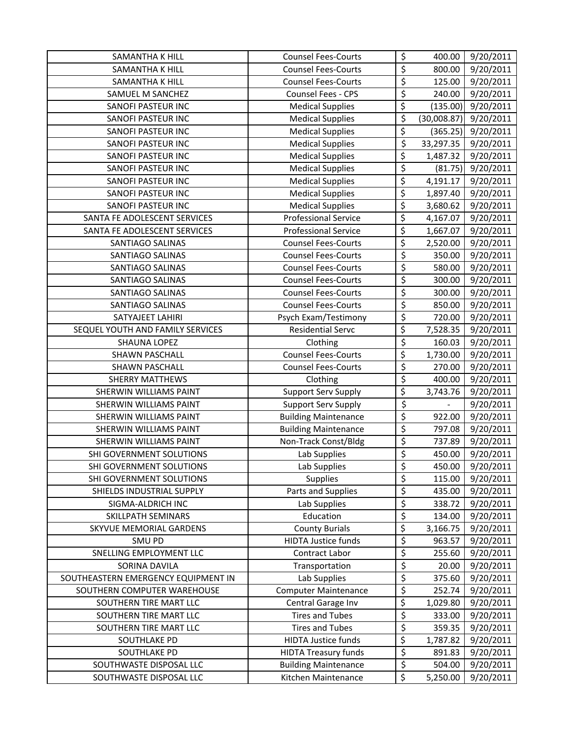| SAMANTHA K HILL | Counsel Fees-Courts | $ | 400.00 | 9/20/2011 |
|---|---|---|---|---|
| SAMANTHA K HILL | Counsel Fees-Courts | $ | 800.00 | 9/20/2011 |
| SAMANTHA K HILL | Counsel Fees-Courts | $ | 125.00 | 9/20/2011 |
| SAMUEL M SANCHEZ | Counsel Fees - CPS | $ | 240.00 | 9/20/2011 |
| SANOFI PASTEUR INC | Medical Supplies | $ | (135.00) | 9/20/2011 |
| SANOFI PASTEUR INC | Medical Supplies | $ | (30,008.87) | 9/20/2011 |
| SANOFI PASTEUR INC | Medical Supplies | $ | (365.25) | 9/20/2011 |
| SANOFI PASTEUR INC | Medical Supplies | $ | 33,297.35 | 9/20/2011 |
| SANOFI PASTEUR INC | Medical Supplies | $ | 1,487.32 | 9/20/2011 |
| SANOFI PASTEUR INC | Medical Supplies | $ | (81.75) | 9/20/2011 |
| SANOFI PASTEUR INC | Medical Supplies | $ | 4,191.17 | 9/20/2011 |
| SANOFI PASTEUR INC | Medical Supplies | $ | 1,897.40 | 9/20/2011 |
| SANOFI PASTEUR INC | Medical Supplies | $ | 3,680.62 | 9/20/2011 |
| SANTA FE ADOLESCENT SERVICES | Professional Service | $ | 4,167.07 | 9/20/2011 |
| SANTA FE ADOLESCENT SERVICES | Professional Service | $ | 1,667.07 | 9/20/2011 |
| SANTIAGO SALINAS | Counsel Fees-Courts | $ | 2,520.00 | 9/20/2011 |
| SANTIAGO SALINAS | Counsel Fees-Courts | $ | 350.00 | 9/20/2011 |
| SANTIAGO SALINAS | Counsel Fees-Courts | $ | 580.00 | 9/20/2011 |
| SANTIAGO SALINAS | Counsel Fees-Courts | $ | 300.00 | 9/20/2011 |
| SANTIAGO SALINAS | Counsel Fees-Courts | $ | 300.00 | 9/20/2011 |
| SANTIAGO SALINAS | Counsel Fees-Courts | $ | 850.00 | 9/20/2011 |
| SATYAJEET LAHIRI | Psych Exam/Testimony | $ | 720.00 | 9/20/2011 |
| SEQUEL YOUTH AND FAMILY SERVICES | Residential Servc | $ | 7,528.35 | 9/20/2011 |
| SHAUNA LOPEZ | Clothing | $ | 160.03 | 9/20/2011 |
| SHAWN PASCHALL | Counsel Fees-Courts | $ | 1,730.00 | 9/20/2011 |
| SHAWN PASCHALL | Counsel Fees-Courts | $ | 270.00 | 9/20/2011 |
| SHERRY MATTHEWS | Clothing | $ | 400.00 | 9/20/2011 |
| SHERWIN WILLIAMS PAINT | Support Serv Supply | $ | 3,743.76 | 9/20/2011 |
| SHERWIN WILLIAMS PAINT | Support Serv Supply | $ | - | 9/20/2011 |
| SHERWIN WILLIAMS PAINT | Building Maintenance | $ | 922.00 | 9/20/2011 |
| SHERWIN WILLIAMS PAINT | Building Maintenance | $ | 797.08 | 9/20/2011 |
| SHERWIN WILLIAMS PAINT | Non-Track Const/Bldg | $ | 737.89 | 9/20/2011 |
| SHI GOVERNMENT SOLUTIONS | Lab Supplies | $ | 450.00 | 9/20/2011 |
| SHI GOVERNMENT SOLUTIONS | Lab Supplies | $ | 450.00 | 9/20/2011 |
| SHI GOVERNMENT SOLUTIONS | Supplies | $ | 115.00 | 9/20/2011 |
| SHIELDS INDUSTRIAL SUPPLY | Parts and Supplies | $ | 435.00 | 9/20/2011 |
| SIGMA-ALDRICH INC | Lab Supplies | $ | 338.72 | 9/20/2011 |
| SKILLPATH SEMINARS | Education | $ | 134.00 | 9/20/2011 |
| SKYVUE MEMORIAL GARDENS | County Burials | $ | 3,166.75 | 9/20/2011 |
| SMU PD | HIDTA Justice funds | $ | 963.57 | 9/20/2011 |
| SNELLING EMPLOYMENT LLC | Contract Labor | $ | 255.60 | 9/20/2011 |
| SORINA DAVILA | Transportation | $ | 20.00 | 9/20/2011 |
| SOUTHEASTERN EMERGENCY EQUIPMENT IN | Lab Supplies | $ | 375.60 | 9/20/2011 |
| SOUTHERN COMPUTER WAREHOUSE | Computer Maintenance | $ | 252.74 | 9/20/2011 |
| SOUTHERN TIRE MART LLC | Central Garage Inv | $ | 1,029.80 | 9/20/2011 |
| SOUTHERN TIRE MART LLC | Tires and Tubes | $ | 333.00 | 9/20/2011 |
| SOUTHERN TIRE MART LLC | Tires and Tubes | $ | 359.35 | 9/20/2011 |
| SOUTHLAKE PD | HIDTA Justice funds | $ | 1,787.82 | 9/20/2011 |
| SOUTHLAKE PD | HIDTA Treasury funds | $ | 891.83 | 9/20/2011 |
| SOUTHWASTE DISPOSAL LLC | Building Maintenance | $ | 504.00 | 9/20/2011 |
| SOUTHWASTE DISPOSAL LLC | Kitchen Maintenance | $ | 5,250.00 | 9/20/2011 |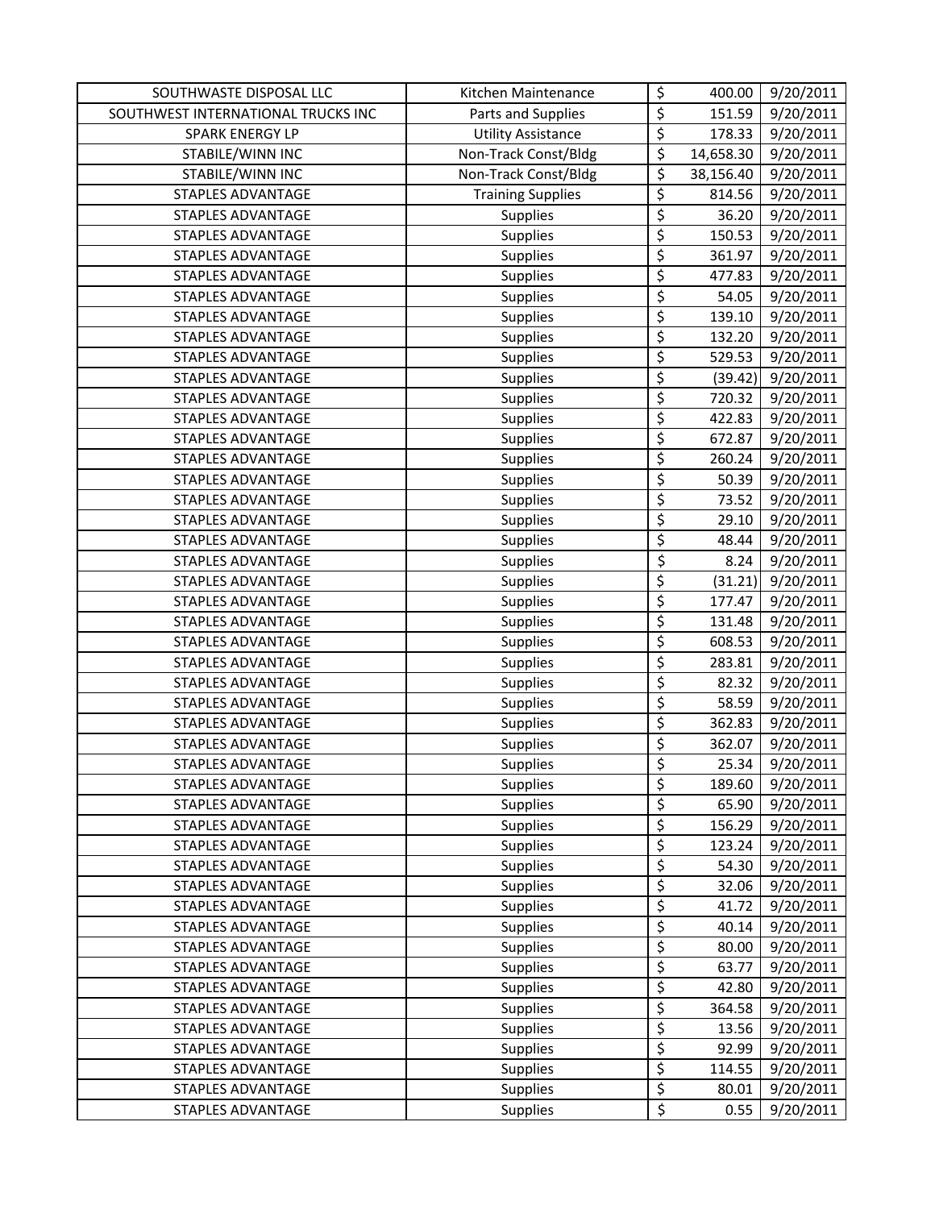| SOUTHWASTE DISPOSAL LLC | Kitchen Maintenance | $ | 400.00 | 9/20/2011 |
|---|---|---|---|---|
| SOUTHWEST INTERNATIONAL TRUCKS INC | Parts and Supplies | $ | 151.59 | 9/20/2011 |
| SPARK ENERGY LP | Utility Assistance | $ | 178.33 | 9/20/2011 |
| STABILE/WINN INC | Non-Track Const/Bldg | $ | 14,658.30 | 9/20/2011 |
| STABILE/WINN INC | Non-Track Const/Bldg | $ | 38,156.40 | 9/20/2011 |
| STAPLES ADVANTAGE | Training Supplies | $ | 814.56 | 9/20/2011 |
| STAPLES ADVANTAGE | Supplies | $ | 36.20 | 9/20/2011 |
| STAPLES ADVANTAGE | Supplies | $ | 150.53 | 9/20/2011 |
| STAPLES ADVANTAGE | Supplies | $ | 361.97 | 9/20/2011 |
| STAPLES ADVANTAGE | Supplies | $ | 477.83 | 9/20/2011 |
| STAPLES ADVANTAGE | Supplies | $ | 54.05 | 9/20/2011 |
| STAPLES ADVANTAGE | Supplies | $ | 139.10 | 9/20/2011 |
| STAPLES ADVANTAGE | Supplies | $ | 132.20 | 9/20/2011 |
| STAPLES ADVANTAGE | Supplies | $ | 529.53 | 9/20/2011 |
| STAPLES ADVANTAGE | Supplies | $ | (39.42) | 9/20/2011 |
| STAPLES ADVANTAGE | Supplies | $ | 720.32 | 9/20/2011 |
| STAPLES ADVANTAGE | Supplies | $ | 422.83 | 9/20/2011 |
| STAPLES ADVANTAGE | Supplies | $ | 672.87 | 9/20/2011 |
| STAPLES ADVANTAGE | Supplies | $ | 260.24 | 9/20/2011 |
| STAPLES ADVANTAGE | Supplies | $ | 50.39 | 9/20/2011 |
| STAPLES ADVANTAGE | Supplies | $ | 73.52 | 9/20/2011 |
| STAPLES ADVANTAGE | Supplies | $ | 29.10 | 9/20/2011 |
| STAPLES ADVANTAGE | Supplies | $ | 48.44 | 9/20/2011 |
| STAPLES ADVANTAGE | Supplies | $ | 8.24 | 9/20/2011 |
| STAPLES ADVANTAGE | Supplies | $ | (31.21) | 9/20/2011 |
| STAPLES ADVANTAGE | Supplies | $ | 177.47 | 9/20/2011 |
| STAPLES ADVANTAGE | Supplies | $ | 131.48 | 9/20/2011 |
| STAPLES ADVANTAGE | Supplies | $ | 608.53 | 9/20/2011 |
| STAPLES ADVANTAGE | Supplies | $ | 283.81 | 9/20/2011 |
| STAPLES ADVANTAGE | Supplies | $ | 82.32 | 9/20/2011 |
| STAPLES ADVANTAGE | Supplies | $ | 58.59 | 9/20/2011 |
| STAPLES ADVANTAGE | Supplies | $ | 362.83 | 9/20/2011 |
| STAPLES ADVANTAGE | Supplies | $ | 362.07 | 9/20/2011 |
| STAPLES ADVANTAGE | Supplies | $ | 25.34 | 9/20/2011 |
| STAPLES ADVANTAGE | Supplies | $ | 189.60 | 9/20/2011 |
| STAPLES ADVANTAGE | Supplies | $ | 65.90 | 9/20/2011 |
| STAPLES ADVANTAGE | Supplies | $ | 156.29 | 9/20/2011 |
| STAPLES ADVANTAGE | Supplies | $ | 123.24 | 9/20/2011 |
| STAPLES ADVANTAGE | Supplies | $ | 54.30 | 9/20/2011 |
| STAPLES ADVANTAGE | Supplies | $ | 32.06 | 9/20/2011 |
| STAPLES ADVANTAGE | Supplies | $ | 41.72 | 9/20/2011 |
| STAPLES ADVANTAGE | Supplies | $ | 40.14 | 9/20/2011 |
| STAPLES ADVANTAGE | Supplies | $ | 80.00 | 9/20/2011 |
| STAPLES ADVANTAGE | Supplies | $ | 63.77 | 9/20/2011 |
| STAPLES ADVANTAGE | Supplies | $ | 42.80 | 9/20/2011 |
| STAPLES ADVANTAGE | Supplies | $ | 364.58 | 9/20/2011 |
| STAPLES ADVANTAGE | Supplies | $ | 13.56 | 9/20/2011 |
| STAPLES ADVANTAGE | Supplies | $ | 92.99 | 9/20/2011 |
| STAPLES ADVANTAGE | Supplies | $ | 114.55 | 9/20/2011 |
| STAPLES ADVANTAGE | Supplies | $ | 80.01 | 9/20/2011 |
| STAPLES ADVANTAGE | Supplies | $ | 0.55 | 9/20/2011 |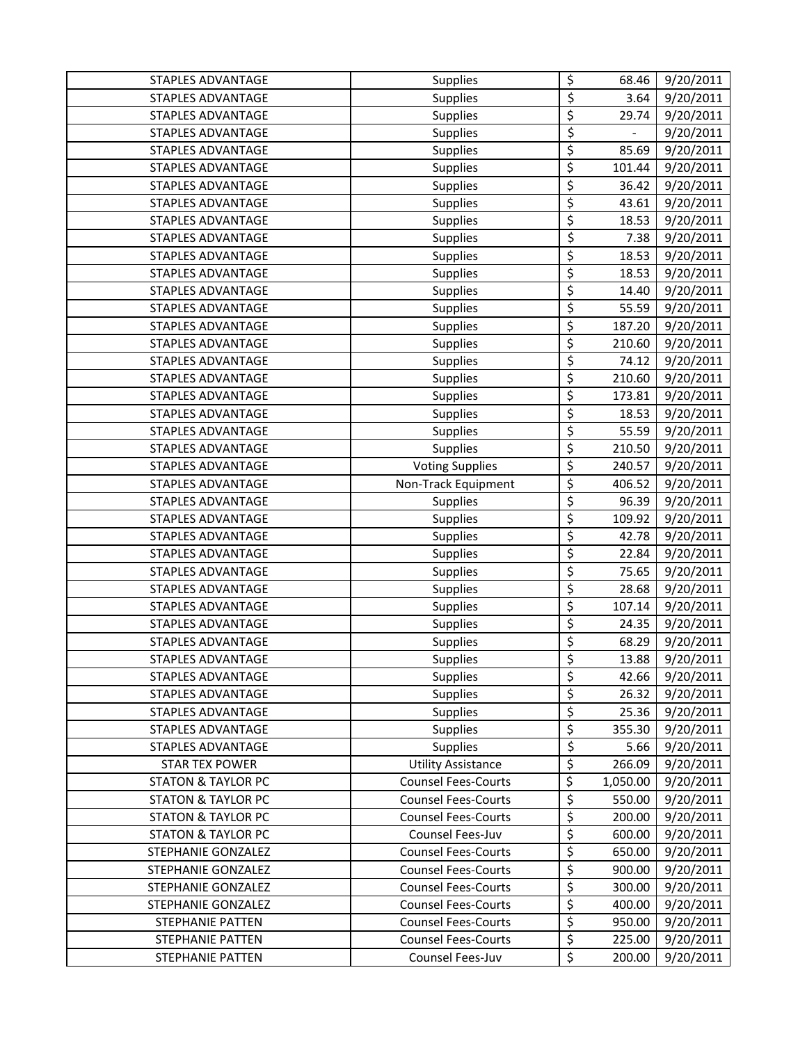| | | | | |
|---|---|---|---|---|
| STAPLES ADVANTAGE | Supplies | $ | 68.46 | 9/20/2011 |
| STAPLES ADVANTAGE | Supplies | $ | 3.64 | 9/20/2011 |
| STAPLES ADVANTAGE | Supplies | $ | 29.74 | 9/20/2011 |
| STAPLES ADVANTAGE | Supplies | $ | - | 9/20/2011 |
| STAPLES ADVANTAGE | Supplies | $ | 85.69 | 9/20/2011 |
| STAPLES ADVANTAGE | Supplies | $ | 101.44 | 9/20/2011 |
| STAPLES ADVANTAGE | Supplies | $ | 36.42 | 9/20/2011 |
| STAPLES ADVANTAGE | Supplies | $ | 43.61 | 9/20/2011 |
| STAPLES ADVANTAGE | Supplies | $ | 18.53 | 9/20/2011 |
| STAPLES ADVANTAGE | Supplies | $ | 7.38 | 9/20/2011 |
| STAPLES ADVANTAGE | Supplies | $ | 18.53 | 9/20/2011 |
| STAPLES ADVANTAGE | Supplies | $ | 18.53 | 9/20/2011 |
| STAPLES ADVANTAGE | Supplies | $ | 14.40 | 9/20/2011 |
| STAPLES ADVANTAGE | Supplies | $ | 55.59 | 9/20/2011 |
| STAPLES ADVANTAGE | Supplies | $ | 187.20 | 9/20/2011 |
| STAPLES ADVANTAGE | Supplies | $ | 210.60 | 9/20/2011 |
| STAPLES ADVANTAGE | Supplies | $ | 74.12 | 9/20/2011 |
| STAPLES ADVANTAGE | Supplies | $ | 210.60 | 9/20/2011 |
| STAPLES ADVANTAGE | Supplies | $ | 173.81 | 9/20/2011 |
| STAPLES ADVANTAGE | Supplies | $ | 18.53 | 9/20/2011 |
| STAPLES ADVANTAGE | Supplies | $ | 55.59 | 9/20/2011 |
| STAPLES ADVANTAGE | Supplies | $ | 210.50 | 9/20/2011 |
| STAPLES ADVANTAGE | Voting Supplies | $ | 240.57 | 9/20/2011 |
| STAPLES ADVANTAGE | Non-Track Equipment | $ | 406.52 | 9/20/2011 |
| STAPLES ADVANTAGE | Supplies | $ | 96.39 | 9/20/2011 |
| STAPLES ADVANTAGE | Supplies | $ | 109.92 | 9/20/2011 |
| STAPLES ADVANTAGE | Supplies | $ | 42.78 | 9/20/2011 |
| STAPLES ADVANTAGE | Supplies | $ | 22.84 | 9/20/2011 |
| STAPLES ADVANTAGE | Supplies | $ | 75.65 | 9/20/2011 |
| STAPLES ADVANTAGE | Supplies | $ | 28.68 | 9/20/2011 |
| STAPLES ADVANTAGE | Supplies | $ | 107.14 | 9/20/2011 |
| STAPLES ADVANTAGE | Supplies | $ | 24.35 | 9/20/2011 |
| STAPLES ADVANTAGE | Supplies | $ | 68.29 | 9/20/2011 |
| STAPLES ADVANTAGE | Supplies | $ | 13.88 | 9/20/2011 |
| STAPLES ADVANTAGE | Supplies | $ | 42.66 | 9/20/2011 |
| STAPLES ADVANTAGE | Supplies | $ | 26.32 | 9/20/2011 |
| STAPLES ADVANTAGE | Supplies | $ | 25.36 | 9/20/2011 |
| STAPLES ADVANTAGE | Supplies | $ | 355.30 | 9/20/2011 |
| STAPLES ADVANTAGE | Supplies | $ | 5.66 | 9/20/2011 |
| STAR TEX POWER | Utility Assistance | $ | 266.09 | 9/20/2011 |
| STATON & TAYLOR PC | Counsel Fees-Courts | $ | 1,050.00 | 9/20/2011 |
| STATON & TAYLOR PC | Counsel Fees-Courts | $ | 550.00 | 9/20/2011 |
| STATON & TAYLOR PC | Counsel Fees-Courts | $ | 200.00 | 9/20/2011 |
| STATON & TAYLOR PC | Counsel Fees-Juv | $ | 600.00 | 9/20/2011 |
| STEPHANIE GONZALEZ | Counsel Fees-Courts | $ | 650.00 | 9/20/2011 |
| STEPHANIE GONZALEZ | Counsel Fees-Courts | $ | 900.00 | 9/20/2011 |
| STEPHANIE GONZALEZ | Counsel Fees-Courts | $ | 300.00 | 9/20/2011 |
| STEPHANIE GONZALEZ | Counsel Fees-Courts | $ | 400.00 | 9/20/2011 |
| STEPHANIE PATTEN | Counsel Fees-Courts | $ | 950.00 | 9/20/2011 |
| STEPHANIE PATTEN | Counsel Fees-Courts | $ | 225.00 | 9/20/2011 |
| STEPHANIE PATTEN | Counsel Fees-Juv | $ | 200.00 | 9/20/2011 |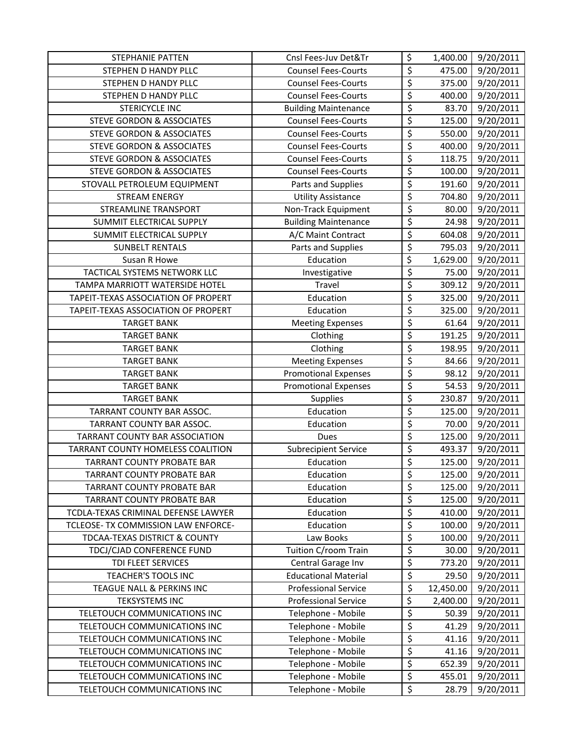| STEPHANIE PATTEN | Cnsl Fees-Juv Det&Tr | $ | 1,400.00 | 9/20/2011 |
|---|---|---|---|---|
| STEPHEN D HANDY PLLC | Counsel Fees-Courts | $ | 475.00 | 9/20/2011 |
| STEPHEN D HANDY PLLC | Counsel Fees-Courts | $ | 375.00 | 9/20/2011 |
| STEPHEN D HANDY PLLC | Counsel Fees-Courts | $ | 400.00 | 9/20/2011 |
| STERICYCLE INC | Building Maintenance | $ | 83.70 | 9/20/2011 |
| STEVE GORDON & ASSOCIATES | Counsel Fees-Courts | $ | 125.00 | 9/20/2011 |
| STEVE GORDON & ASSOCIATES | Counsel Fees-Courts | $ | 550.00 | 9/20/2011 |
| STEVE GORDON & ASSOCIATES | Counsel Fees-Courts | $ | 400.00 | 9/20/2011 |
| STEVE GORDON & ASSOCIATES | Counsel Fees-Courts | $ | 118.75 | 9/20/2011 |
| STEVE GORDON & ASSOCIATES | Counsel Fees-Courts | $ | 100.00 | 9/20/2011 |
| STOVALL PETROLEUM EQUIPMENT | Parts and Supplies | $ | 191.60 | 9/20/2011 |
| STREAM ENERGY | Utility Assistance | $ | 704.80 | 9/20/2011 |
| STREAMLINE TRANSPORT | Non-Track Equipment | $ | 80.00 | 9/20/2011 |
| SUMMIT ELECTRICAL SUPPLY | Building Maintenance | $ | 24.98 | 9/20/2011 |
| SUMMIT ELECTRICAL SUPPLY | A/C Maint Contract | $ | 604.08 | 9/20/2011 |
| SUNBELT RENTALS | Parts and Supplies | $ | 795.03 | 9/20/2011 |
| Susan R Howe | Education | $ | 1,629.00 | 9/20/2011 |
| TACTICAL SYSTEMS NETWORK LLC | Investigative | $ | 75.00 | 9/20/2011 |
| TAMPA MARRIOTT WATERSIDE HOTEL | Travel | $ | 309.12 | 9/20/2011 |
| TAPEIT-TEXAS ASSOCIATION OF PROPERT | Education | $ | 325.00 | 9/20/2011 |
| TAPEIT-TEXAS ASSOCIATION OF PROPERT | Education | $ | 325.00 | 9/20/2011 |
| TARGET BANK | Meeting Expenses | $ | 61.64 | 9/20/2011 |
| TARGET BANK | Clothing | $ | 191.25 | 9/20/2011 |
| TARGET BANK | Clothing | $ | 198.95 | 9/20/2011 |
| TARGET BANK | Meeting Expenses | $ | 84.66 | 9/20/2011 |
| TARGET BANK | Promotional Expenses | $ | 98.12 | 9/20/2011 |
| TARGET BANK | Promotional Expenses | $ | 54.53 | 9/20/2011 |
| TARGET BANK | Supplies | $ | 230.87 | 9/20/2011 |
| TARRANT COUNTY BAR ASSOC. | Education | $ | 125.00 | 9/20/2011 |
| TARRANT COUNTY BAR ASSOC. | Education | $ | 70.00 | 9/20/2011 |
| TARRANT COUNTY BAR ASSOCIATION | Dues | $ | 125.00 | 9/20/2011 |
| TARRANT COUNTY HOMELESS COALITION | Subrecipient Service | $ | 493.37 | 9/20/2011 |
| TARRANT COUNTY PROBATE BAR | Education | $ | 125.00 | 9/20/2011 |
| TARRANT COUNTY PROBATE BAR | Education | $ | 125.00 | 9/20/2011 |
| TARRANT COUNTY PROBATE BAR | Education | $ | 125.00 | 9/20/2011 |
| TARRANT COUNTY PROBATE BAR | Education | $ | 125.00 | 9/20/2011 |
| TCDLA-TEXAS CRIMINAL DEFENSE LAWYER | Education | $ | 410.00 | 9/20/2011 |
| TCLEOSE- TX COMMISSION LAW ENFORCE- | Education | $ | 100.00 | 9/20/2011 |
| TDCAA-TEXAS DISTRICT & COUNTY | Law Books | $ | 100.00 | 9/20/2011 |
| TDCJ/CJAD CONFERENCE FUND | Tuition C/room Train | $ | 30.00 | 9/20/2011 |
| TDI FLEET SERVICES | Central Garage Inv | $ | 773.20 | 9/20/2011 |
| TEACHER'S TOOLS INC | Educational Material | $ | 29.50 | 9/20/2011 |
| TEAGUE NALL & PERKINS INC | Professional Service | $ | 12,450.00 | 9/20/2011 |
| TEKSYSTEMS INC | Professional Service | $ | 2,400.00 | 9/20/2011 |
| TELETOUCH COMMUNICATIONS INC | Telephone - Mobile | $ | 50.39 | 9/20/2011 |
| TELETOUCH COMMUNICATIONS INC | Telephone - Mobile | $ | 41.29 | 9/20/2011 |
| TELETOUCH COMMUNICATIONS INC | Telephone - Mobile | $ | 41.16 | 9/20/2011 |
| TELETOUCH COMMUNICATIONS INC | Telephone - Mobile | $ | 41.16 | 9/20/2011 |
| TELETOUCH COMMUNICATIONS INC | Telephone - Mobile | $ | 652.39 | 9/20/2011 |
| TELETOUCH COMMUNICATIONS INC | Telephone - Mobile | $ | 455.01 | 9/20/2011 |
| TELETOUCH COMMUNICATIONS INC | Telephone - Mobile | $ | 28.79 | 9/20/2011 |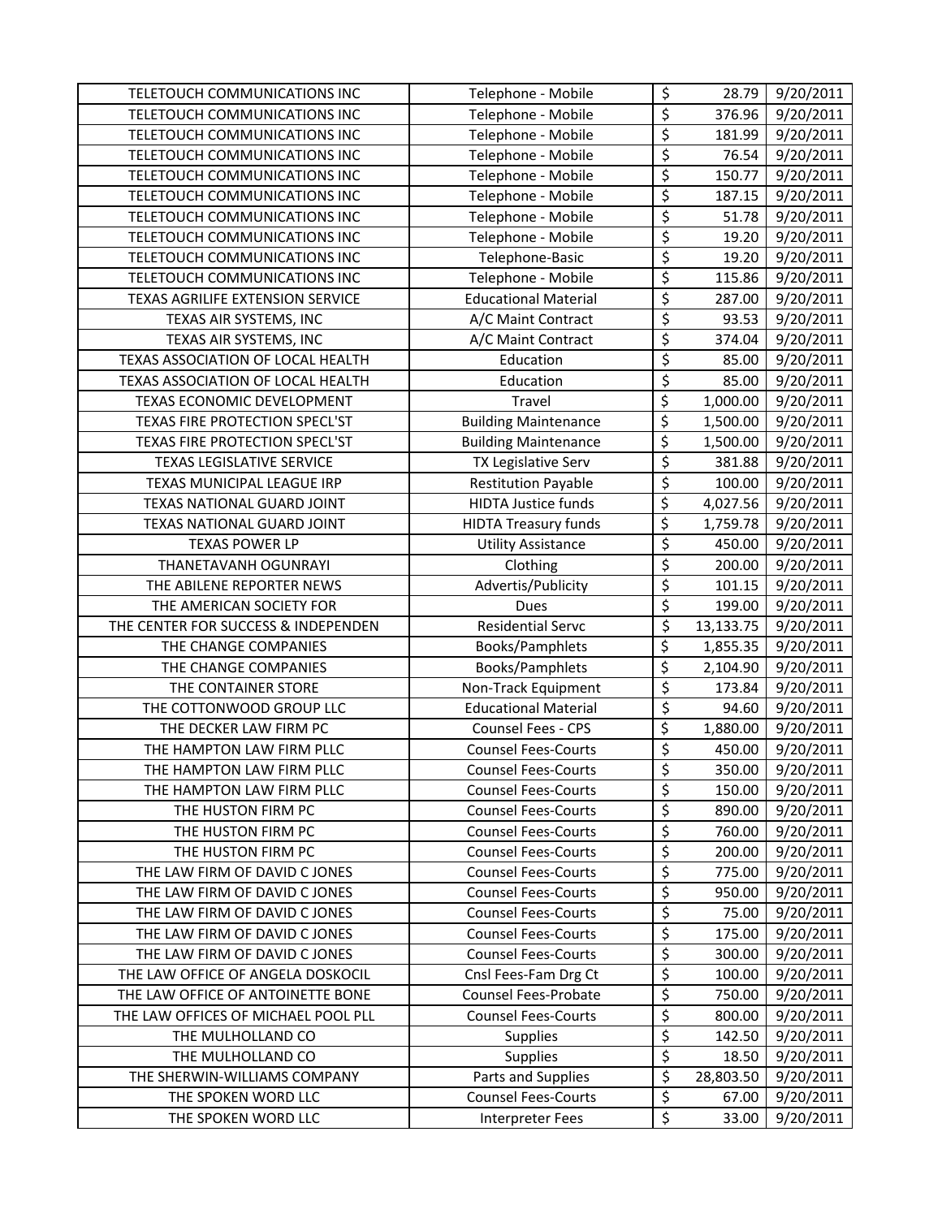| | | | | |
|---|---|---|---|---|
| TELETOUCH COMMUNICATIONS INC | Telephone - Mobile | $ | 28.79 | 9/20/2011 |
| TELETOUCH COMMUNICATIONS INC | Telephone - Mobile | $ | 376.96 | 9/20/2011 |
| TELETOUCH COMMUNICATIONS INC | Telephone - Mobile | $ | 181.99 | 9/20/2011 |
| TELETOUCH COMMUNICATIONS INC | Telephone - Mobile | $ | 76.54 | 9/20/2011 |
| TELETOUCH COMMUNICATIONS INC | Telephone - Mobile | $ | 150.77 | 9/20/2011 |
| TELETOUCH COMMUNICATIONS INC | Telephone - Mobile | $ | 187.15 | 9/20/2011 |
| TELETOUCH COMMUNICATIONS INC | Telephone - Mobile | $ | 51.78 | 9/20/2011 |
| TELETOUCH COMMUNICATIONS INC | Telephone - Mobile | $ | 19.20 | 9/20/2011 |
| TELETOUCH COMMUNICATIONS INC | Telephone-Basic | $ | 19.20 | 9/20/2011 |
| TELETOUCH COMMUNICATIONS INC | Telephone - Mobile | $ | 115.86 | 9/20/2011 |
| TEXAS AGRILIFE EXTENSION SERVICE | Educational Material | $ | 287.00 | 9/20/2011 |
| TEXAS AIR SYSTEMS, INC | A/C Maint Contract | $ | 93.53 | 9/20/2011 |
| TEXAS AIR SYSTEMS, INC | A/C Maint Contract | $ | 374.04 | 9/20/2011 |
| TEXAS ASSOCIATION OF LOCAL HEALTH | Education | $ | 85.00 | 9/20/2011 |
| TEXAS ASSOCIATION OF LOCAL HEALTH | Education | $ | 85.00 | 9/20/2011 |
| TEXAS ECONOMIC DEVELOPMENT | Travel | $ | 1,000.00 | 9/20/2011 |
| TEXAS FIRE PROTECTION SPECL'ST | Building Maintenance | $ | 1,500.00 | 9/20/2011 |
| TEXAS FIRE PROTECTION SPECL'ST | Building Maintenance | $ | 1,500.00 | 9/20/2011 |
| TEXAS LEGISLATIVE SERVICE | TX Legislative Serv | $ | 381.88 | 9/20/2011 |
| TEXAS MUNICIPAL LEAGUE IRP | Restitution Payable | $ | 100.00 | 9/20/2011 |
| TEXAS NATIONAL GUARD JOINT | HIDTA Justice funds | $ | 4,027.56 | 9/20/2011 |
| TEXAS NATIONAL GUARD JOINT | HIDTA Treasury funds | $ | 1,759.78 | 9/20/2011 |
| TEXAS POWER LP | Utility Assistance | $ | 450.00 | 9/20/2011 |
| THANETAVANH OGUNRAYI | Clothing | $ | 200.00 | 9/20/2011 |
| THE ABILENE REPORTER NEWS | Advertis/Publicity | $ | 101.15 | 9/20/2011 |
| THE AMERICAN SOCIETY FOR | Dues | $ | 199.00 | 9/20/2011 |
| THE CENTER FOR SUCCESS & INDEPENDEN | Residential Servc | $ | 13,133.75 | 9/20/2011 |
| THE CHANGE COMPANIES | Books/Pamphlets | $ | 1,855.35 | 9/20/2011 |
| THE CHANGE COMPANIES | Books/Pamphlets | $ | 2,104.90 | 9/20/2011 |
| THE CONTAINER STORE | Non-Track Equipment | $ | 173.84 | 9/20/2011 |
| THE COTTONWOOD GROUP LLC | Educational Material | $ | 94.60 | 9/20/2011 |
| THE DECKER LAW FIRM PC | Counsel Fees - CPS | $ | 1,880.00 | 9/20/2011 |
| THE HAMPTON LAW FIRM PLLC | Counsel Fees-Courts | $ | 450.00 | 9/20/2011 |
| THE HAMPTON LAW FIRM PLLC | Counsel Fees-Courts | $ | 350.00 | 9/20/2011 |
| THE HAMPTON LAW FIRM PLLC | Counsel Fees-Courts | $ | 150.00 | 9/20/2011 |
| THE HUSTON FIRM PC | Counsel Fees-Courts | $ | 890.00 | 9/20/2011 |
| THE HUSTON FIRM PC | Counsel Fees-Courts | $ | 760.00 | 9/20/2011 |
| THE HUSTON FIRM PC | Counsel Fees-Courts | $ | 200.00 | 9/20/2011 |
| THE LAW FIRM OF DAVID C JONES | Counsel Fees-Courts | $ | 775.00 | 9/20/2011 |
| THE LAW FIRM OF DAVID C JONES | Counsel Fees-Courts | $ | 950.00 | 9/20/2011 |
| THE LAW FIRM OF DAVID C JONES | Counsel Fees-Courts | $ | 75.00 | 9/20/2011 |
| THE LAW FIRM OF DAVID C JONES | Counsel Fees-Courts | $ | 175.00 | 9/20/2011 |
| THE LAW FIRM OF DAVID C JONES | Counsel Fees-Courts | $ | 300.00 | 9/20/2011 |
| THE LAW OFFICE OF ANGELA DOSKOCIL | Cnsl Fees-Fam Drg Ct | $ | 100.00 | 9/20/2011 |
| THE LAW OFFICE OF ANTOINETTE BONE | Counsel Fees-Probate | $ | 750.00 | 9/20/2011 |
| THE LAW OFFICES OF MICHAEL POOL PLL | Counsel Fees-Courts | $ | 800.00 | 9/20/2011 |
| THE MULHOLLAND CO | Supplies | $ | 142.50 | 9/20/2011 |
| THE MULHOLLAND CO | Supplies | $ | 18.50 | 9/20/2011 |
| THE SHERWIN-WILLIAMS COMPANY | Parts and Supplies | $ | 28,803.50 | 9/20/2011 |
| THE SPOKEN WORD LLC | Counsel Fees-Courts | $ | 67.00 | 9/20/2011 |
| THE SPOKEN WORD LLC | Interpreter Fees | $ | 33.00 | 9/20/2011 |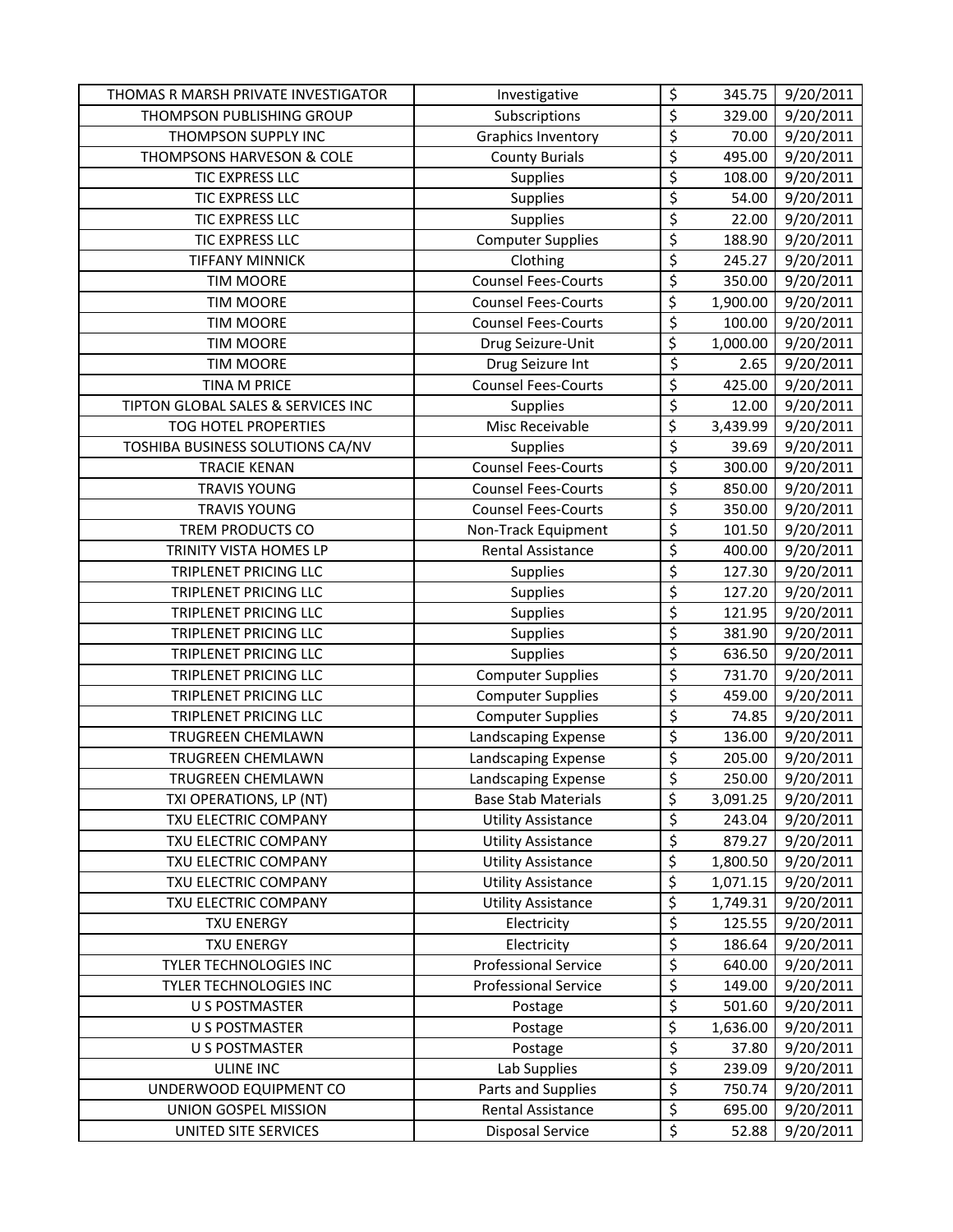| | | | | |
|---|---|---|---|---|
| THOMAS R MARSH PRIVATE INVESTIGATOR | Investigative | $ | 345.75 | 9/20/2011 |
| THOMPSON PUBLISHING GROUP | Subscriptions | $ | 329.00 | 9/20/2011 |
| THOMPSON SUPPLY INC | Graphics Inventory | $ | 70.00 | 9/20/2011 |
| THOMPSONS HARVESON & COLE | County Burials | $ | 495.00 | 9/20/2011 |
| TIC EXPRESS LLC | Supplies | $ | 108.00 | 9/20/2011 |
| TIC EXPRESS LLC | Supplies | $ | 54.00 | 9/20/2011 |
| TIC EXPRESS LLC | Supplies | $ | 22.00 | 9/20/2011 |
| TIC EXPRESS LLC | Computer Supplies | $ | 188.90 | 9/20/2011 |
| TIFFANY MINNICK | Clothing | $ | 245.27 | 9/20/2011 |
| TIM MOORE | Counsel Fees-Courts | $ | 350.00 | 9/20/2011 |
| TIM MOORE | Counsel Fees-Courts | $ | 1,900.00 | 9/20/2011 |
| TIM MOORE | Counsel Fees-Courts | $ | 100.00 | 9/20/2011 |
| TIM MOORE | Drug Seizure-Unit | $ | 1,000.00 | 9/20/2011 |
| TIM MOORE | Drug Seizure Int | $ | 2.65 | 9/20/2011 |
| TINA M PRICE | Counsel Fees-Courts | $ | 425.00 | 9/20/2011 |
| TIPTON GLOBAL SALES & SERVICES INC | Supplies | $ | 12.00 | 9/20/2011 |
| TOG HOTEL PROPERTIES | Misc Receivable | $ | 3,439.99 | 9/20/2011 |
| TOSHIBA BUSINESS SOLUTIONS CA/NV | Supplies | $ | 39.69 | 9/20/2011 |
| TRACIE KENAN | Counsel Fees-Courts | $ | 300.00 | 9/20/2011 |
| TRAVIS YOUNG | Counsel Fees-Courts | $ | 850.00 | 9/20/2011 |
| TRAVIS YOUNG | Counsel Fees-Courts | $ | 350.00 | 9/20/2011 |
| TREM PRODUCTS CO | Non-Track Equipment | $ | 101.50 | 9/20/2011 |
| TRINITY VISTA HOMES LP | Rental Assistance | $ | 400.00 | 9/20/2011 |
| TRIPLENET PRICING LLC | Supplies | $ | 127.30 | 9/20/2011 |
| TRIPLENET PRICING LLC | Supplies | $ | 127.20 | 9/20/2011 |
| TRIPLENET PRICING LLC | Supplies | $ | 121.95 | 9/20/2011 |
| TRIPLENET PRICING LLC | Supplies | $ | 381.90 | 9/20/2011 |
| TRIPLENET PRICING LLC | Supplies | $ | 636.50 | 9/20/2011 |
| TRIPLENET PRICING LLC | Computer Supplies | $ | 731.70 | 9/20/2011 |
| TRIPLENET PRICING LLC | Computer Supplies | $ | 459.00 | 9/20/2011 |
| TRIPLENET PRICING LLC | Computer Supplies | $ | 74.85 | 9/20/2011 |
| TRUGREEN CHEMLAWN | Landscaping Expense | $ | 136.00 | 9/20/2011 |
| TRUGREEN CHEMLAWN | Landscaping Expense | $ | 205.00 | 9/20/2011 |
| TRUGREEN CHEMLAWN | Landscaping Expense | $ | 250.00 | 9/20/2011 |
| TXI OPERATIONS, LP (NT) | Base Stab Materials | $ | 3,091.25 | 9/20/2011 |
| TXU ELECTRIC COMPANY | Utility Assistance | $ | 243.04 | 9/20/2011 |
| TXU ELECTRIC COMPANY | Utility Assistance | $ | 879.27 | 9/20/2011 |
| TXU ELECTRIC COMPANY | Utility Assistance | $ | 1,800.50 | 9/20/2011 |
| TXU ELECTRIC COMPANY | Utility Assistance | $ | 1,071.15 | 9/20/2011 |
| TXU ELECTRIC COMPANY | Utility Assistance | $ | 1,749.31 | 9/20/2011 |
| TXU ENERGY | Electricity | $ | 125.55 | 9/20/2011 |
| TXU ENERGY | Electricity | $ | 186.64 | 9/20/2011 |
| TYLER TECHNOLOGIES INC | Professional Service | $ | 640.00 | 9/20/2011 |
| TYLER TECHNOLOGIES INC | Professional Service | $ | 149.00 | 9/20/2011 |
| U S POSTMASTER | Postage | $ | 501.60 | 9/20/2011 |
| U S POSTMASTER | Postage | $ | 1,636.00 | 9/20/2011 |
| U S POSTMASTER | Postage | $ | 37.80 | 9/20/2011 |
| ULINE INC | Lab Supplies | $ | 239.09 | 9/20/2011 |
| UNDERWOOD EQUIPMENT CO | Parts and Supplies | $ | 750.74 | 9/20/2011 |
| UNION GOSPEL MISSION | Rental Assistance | $ | 695.00 | 9/20/2011 |
| UNITED SITE SERVICES | Disposal Service | $ | 52.88 | 9/20/2011 |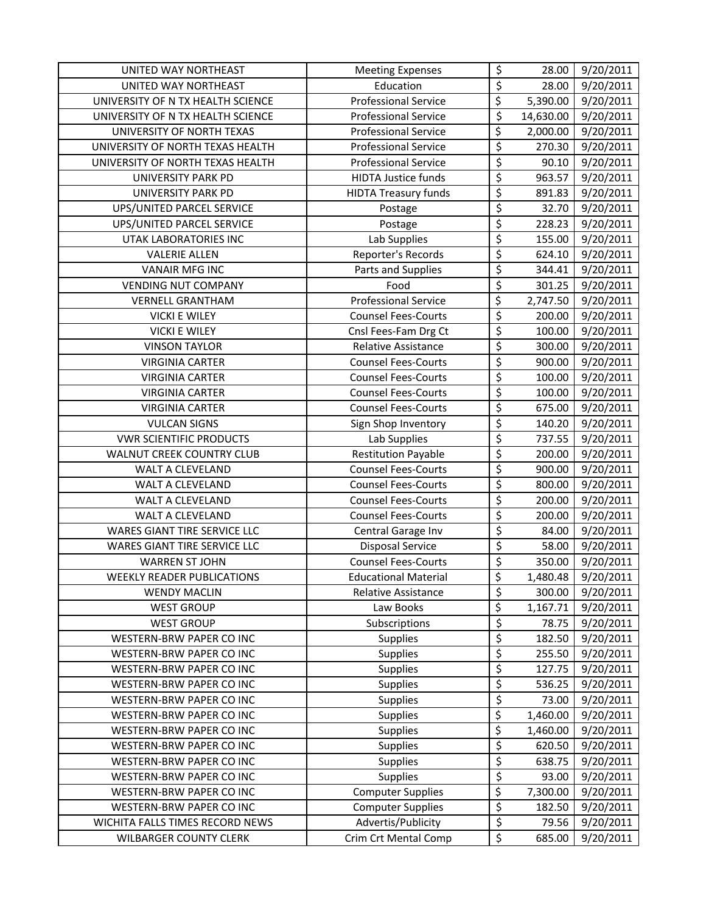| UNITED WAY NORTHEAST | Meeting Expenses | $ | 28.00 | 9/20/2011 |
|---|---|---|---|---|
| UNITED WAY NORTHEAST | Education | $ | 28.00 | 9/20/2011 |
| UNIVERSITY OF N TX HEALTH SCIENCE | Professional Service | $ | 5,390.00 | 9/20/2011 |
| UNIVERSITY OF N TX HEALTH SCIENCE | Professional Service | $ | 14,630.00 | 9/20/2011 |
| UNIVERSITY OF NORTH TEXAS | Professional Service | $ | 2,000.00 | 9/20/2011 |
| UNIVERSITY OF NORTH TEXAS HEALTH | Professional Service | $ | 270.30 | 9/20/2011 |
| UNIVERSITY OF NORTH TEXAS HEALTH | Professional Service | $ | 90.10 | 9/20/2011 |
| UNIVERSITY PARK PD | HIDTA Justice funds | $ | 963.57 | 9/20/2011 |
| UNIVERSITY PARK PD | HIDTA Treasury funds | $ | 891.83 | 9/20/2011 |
| UPS/UNITED PARCEL SERVICE | Postage | $ | 32.70 | 9/20/2011 |
| UPS/UNITED PARCEL SERVICE | Postage | $ | 228.23 | 9/20/2011 |
| UTAK LABORATORIES INC | Lab Supplies | $ | 155.00 | 9/20/2011 |
| VALERIE ALLEN | Reporter's Records | $ | 624.10 | 9/20/2011 |
| VANAIR MFG INC | Parts and Supplies | $ | 344.41 | 9/20/2011 |
| VENDING NUT COMPANY | Food | $ | 301.25 | 9/20/2011 |
| VERNELL GRANTHAM | Professional Service | $ | 2,747.50 | 9/20/2011 |
| VICKI E WILEY | Counsel Fees-Courts | $ | 200.00 | 9/20/2011 |
| VICKI E WILEY | Cnsl Fees-Fam Drg Ct | $ | 100.00 | 9/20/2011 |
| VINSON TAYLOR | Relative Assistance | $ | 300.00 | 9/20/2011 |
| VIRGINIA CARTER | Counsel Fees-Courts | $ | 900.00 | 9/20/2011 |
| VIRGINIA CARTER | Counsel Fees-Courts | $ | 100.00 | 9/20/2011 |
| VIRGINIA CARTER | Counsel Fees-Courts | $ | 100.00 | 9/20/2011 |
| VIRGINIA CARTER | Counsel Fees-Courts | $ | 675.00 | 9/20/2011 |
| VULCAN SIGNS | Sign Shop Inventory | $ | 140.20 | 9/20/2011 |
| VWR SCIENTIFIC PRODUCTS | Lab Supplies | $ | 737.55 | 9/20/2011 |
| WALNUT CREEK COUNTRY CLUB | Restitution Payable | $ | 200.00 | 9/20/2011 |
| WALT A CLEVELAND | Counsel Fees-Courts | $ | 900.00 | 9/20/2011 |
| WALT A CLEVELAND | Counsel Fees-Courts | $ | 800.00 | 9/20/2011 |
| WALT A CLEVELAND | Counsel Fees-Courts | $ | 200.00 | 9/20/2011 |
| WALT A CLEVELAND | Counsel Fees-Courts | $ | 200.00 | 9/20/2011 |
| WARES GIANT TIRE SERVICE LLC | Central Garage Inv | $ | 84.00 | 9/20/2011 |
| WARES GIANT TIRE SERVICE LLC | Disposal Service | $ | 58.00 | 9/20/2011 |
| WARREN ST JOHN | Counsel Fees-Courts | $ | 350.00 | 9/20/2011 |
| WEEKLY READER PUBLICATIONS | Educational Material | $ | 1,480.48 | 9/20/2011 |
| WENDY MACLIN | Relative Assistance | $ | 300.00 | 9/20/2011 |
| WEST GROUP | Law Books | $ | 1,167.71 | 9/20/2011 |
| WEST GROUP | Subscriptions | $ | 78.75 | 9/20/2011 |
| WESTERN-BRW PAPER CO INC | Supplies | $ | 182.50 | 9/20/2011 |
| WESTERN-BRW PAPER CO INC | Supplies | $ | 255.50 | 9/20/2011 |
| WESTERN-BRW PAPER CO INC | Supplies | $ | 127.75 | 9/20/2011 |
| WESTERN-BRW PAPER CO INC | Supplies | $ | 536.25 | 9/20/2011 |
| WESTERN-BRW PAPER CO INC | Supplies | $ | 73.00 | 9/20/2011 |
| WESTERN-BRW PAPER CO INC | Supplies | $ | 1,460.00 | 9/20/2011 |
| WESTERN-BRW PAPER CO INC | Supplies | $ | 1,460.00 | 9/20/2011 |
| WESTERN-BRW PAPER CO INC | Supplies | $ | 620.50 | 9/20/2011 |
| WESTERN-BRW PAPER CO INC | Supplies | $ | 638.75 | 9/20/2011 |
| WESTERN-BRW PAPER CO INC | Supplies | $ | 93.00 | 9/20/2011 |
| WESTERN-BRW PAPER CO INC | Computer Supplies | $ | 7,300.00 | 9/20/2011 |
| WESTERN-BRW PAPER CO INC | Computer Supplies | $ | 182.50 | 9/20/2011 |
| WICHITA FALLS TIMES RECORD NEWS | Advertis/Publicity | $ | 79.56 | 9/20/2011 |
| WILBARGER COUNTY CLERK | Crim Crt Mental Comp | $ | 685.00 | 9/20/2011 |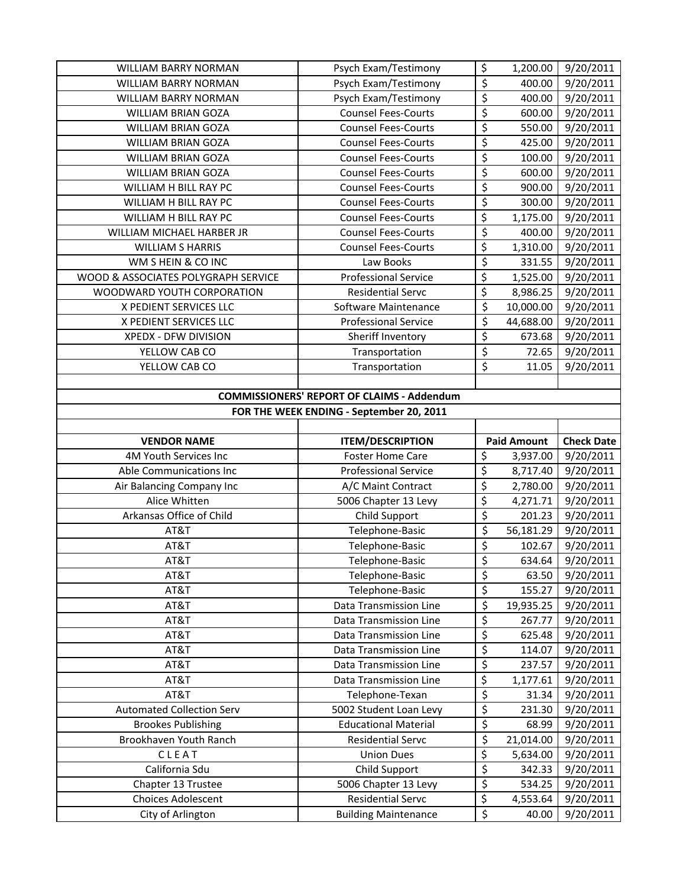| | | | |
|---|---|---|---|
| WILLIAM BARRY NORMAN | Psych Exam/Testimony | $ 1,200.00 | 9/20/2011 |
| WILLIAM BARRY NORMAN | Psych Exam/Testimony | $ 400.00 | 9/20/2011 |
| WILLIAM BARRY NORMAN | Psych Exam/Testimony | $ 400.00 | 9/20/2011 |
| WILLIAM BRIAN GOZA | Counsel Fees-Courts | $ 600.00 | 9/20/2011 |
| WILLIAM BRIAN GOZA | Counsel Fees-Courts | $ 550.00 | 9/20/2011 |
| WILLIAM BRIAN GOZA | Counsel Fees-Courts | $ 425.00 | 9/20/2011 |
| WILLIAM BRIAN GOZA | Counsel Fees-Courts | $ 100.00 | 9/20/2011 |
| WILLIAM BRIAN GOZA | Counsel Fees-Courts | $ 600.00 | 9/20/2011 |
| WILLIAM H BILL RAY PC | Counsel Fees-Courts | $ 900.00 | 9/20/2011 |
| WILLIAM H BILL RAY PC | Counsel Fees-Courts | $ 300.00 | 9/20/2011 |
| WILLIAM H BILL RAY PC | Counsel Fees-Courts | $ 1,175.00 | 9/20/2011 |
| WILLIAM MICHAEL HARBER JR | Counsel Fees-Courts | $ 400.00 | 9/20/2011 |
| WILLIAM S HARRIS | Counsel Fees-Courts | $ 1,310.00 | 9/20/2011 |
| WM S HEIN & CO INC | Law Books | $ 331.55 | 9/20/2011 |
| WOOD & ASSOCIATES POLYGRAPH SERVICE | Professional Service | $ 1,525.00 | 9/20/2011 |
| WOODWARD YOUTH CORPORATION | Residential Servc | $ 8,986.25 | 9/20/2011 |
| X PEDIENT SERVICES LLC | Software Maintenance | $ 10,000.00 | 9/20/2011 |
| X PEDIENT SERVICES LLC | Professional Service | $ 44,688.00 | 9/20/2011 |
| XPEDX - DFW DIVISION | Sheriff Inventory | $ 673.68 | 9/20/2011 |
| YELLOW CAB CO | Transportation | $ 72.65 | 9/20/2011 |
| YELLOW CAB CO | Transportation | $ 11.05 | 9/20/2011 |

**COMMISSIONERS' REPORT OF CLAIMS - Addendum**

**FOR THE WEEK ENDING - September 20, 2011**

| VENDOR NAME | ITEM/DESCRIPTION | Paid Amount | Check Date |
|---|---|---|---|
| 4M Youth Services Inc | Foster Home Care | $ 3,937.00 | 9/20/2011 |
| Able Communications Inc | Professional Service | $ 8,717.40 | 9/20/2011 |
| Air Balancing Company Inc | A/C Maint Contract | $ 2,780.00 | 9/20/2011 |
| Alice Whitten | 5006 Chapter 13 Levy | $ 4,271.71 | 9/20/2011 |
| Arkansas Office of Child | Child Support | $ 201.23 | 9/20/2011 |
| AT&T | Telephone-Basic | $ 56,181.29 | 9/20/2011 |
| AT&T | Telephone-Basic | $ 102.67 | 9/20/2011 |
| AT&T | Telephone-Basic | $ 634.64 | 9/20/2011 |
| AT&T | Telephone-Basic | $ 63.50 | 9/20/2011 |
| AT&T | Telephone-Basic | $ 155.27 | 9/20/2011 |
| AT&T | Data Transmission Line | $ 19,935.25 | 9/20/2011 |
| AT&T | Data Transmission Line | $ 267.77 | 9/20/2011 |
| AT&T | Data Transmission Line | $ 625.48 | 9/20/2011 |
| AT&T | Data Transmission Line | $ 114.07 | 9/20/2011 |
| AT&T | Data Transmission Line | $ 237.57 | 9/20/2011 |
| AT&T | Data Transmission Line | $ 1,177.61 | 9/20/2011 |
| AT&T | Telephone-Texan | $ 31.34 | 9/20/2011 |
| Automated Collection Serv | 5002 Student Loan Levy | $ 231.30 | 9/20/2011 |
| Brookes Publishing | Educational Material | $ 68.99 | 9/20/2011 |
| Brookhaven Youth Ranch | Residential Servc | $ 21,014.00 | 9/20/2011 |
| C L E A T | Union Dues | $ 5,634.00 | 9/20/2011 |
| California Sdu | Child Support | $ 342.33 | 9/20/2011 |
| Chapter 13 Trustee | 5006 Chapter 13 Levy | $ 534.25 | 9/20/2011 |
| Choices Adolescent | Residential Servc | $ 4,553.64 | 9/20/2011 |
| City of Arlington | Building Maintenance | $ 40.00 | 9/20/2011 |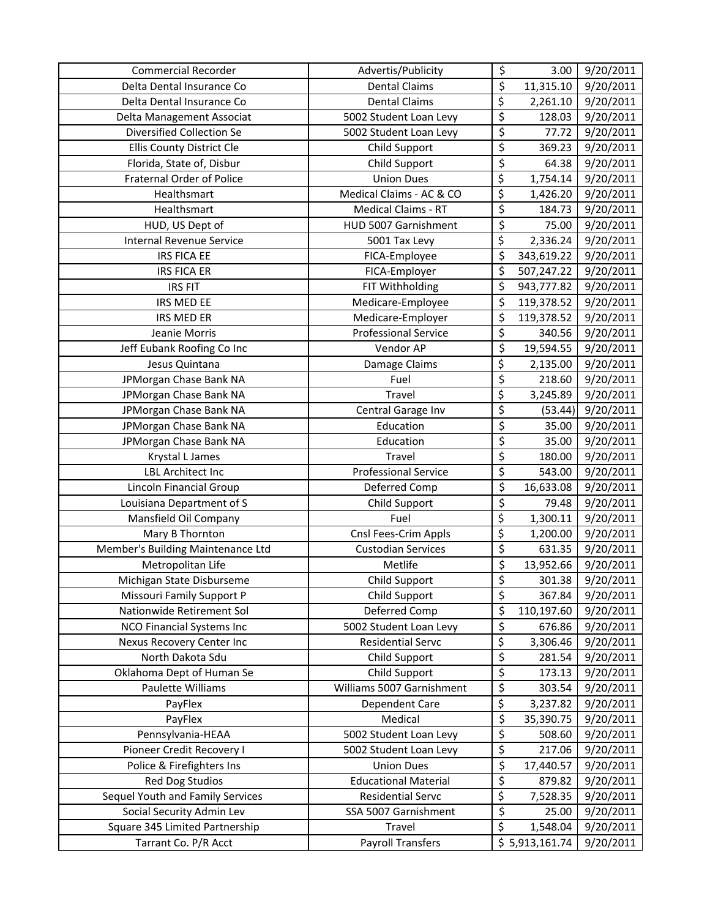| Commercial Recorder | Advertis/Publicity | $ 3.00 | 9/20/2011 |
|---|---|---|---|
| Delta Dental Insurance Co | Dental Claims | $ 11,315.10 | 9/20/2011 |
| Delta Dental Insurance Co | Dental Claims | $ 2,261.10 | 9/20/2011 |
| Delta Management Associat | 5002 Student Loan Levy | $ 128.03 | 9/20/2011 |
| Diversified Collection Se | 5002 Student Loan Levy | $ 77.72 | 9/20/2011 |
| Ellis County District Cle | Child Support | $ 369.23 | 9/20/2011 |
| Florida, State of, Disbur | Child Support | $ 64.38 | 9/20/2011 |
| Fraternal Order of Police | Union Dues | $ 1,754.14 | 9/20/2011 |
| Healthsmart | Medical Claims - AC & CO | $ 1,426.20 | 9/20/2011 |
| Healthsmart | Medical Claims - RT | $ 184.73 | 9/20/2011 |
| HUD, US Dept of | HUD 5007 Garnishment | $ 75.00 | 9/20/2011 |
| Internal Revenue Service | 5001 Tax Levy | $ 2,336.24 | 9/20/2011 |
| IRS FICA EE | FICA-Employee | $ 343,619.22 | 9/20/2011 |
| IRS FICA ER | FICA-Employer | $ 507,247.22 | 9/20/2011 |
| IRS FIT | FIT Withholding | $ 943,777.82 | 9/20/2011 |
| IRS MED EE | Medicare-Employee | $ 119,378.52 | 9/20/2011 |
| IRS MED ER | Medicare-Employer | $ 119,378.52 | 9/20/2011 |
| Jeanie Morris | Professional Service | $ 340.56 | 9/20/2011 |
| Jeff Eubank Roofing Co Inc | Vendor AP | $ 19,594.55 | 9/20/2011 |
| Jesus Quintana | Damage Claims | $ 2,135.00 | 9/20/2011 |
| JPMorgan Chase Bank NA | Fuel | $ 218.60 | 9/20/2011 |
| JPMorgan Chase Bank NA | Travel | $ 3,245.89 | 9/20/2011 |
| JPMorgan Chase Bank NA | Central Garage Inv | $ (53.44) | 9/20/2011 |
| JPMorgan Chase Bank NA | Education | $ 35.00 | 9/20/2011 |
| JPMorgan Chase Bank NA | Education | $ 35.00 | 9/20/2011 |
| Krystal L James | Travel | $ 180.00 | 9/20/2011 |
| LBL Architect Inc | Professional Service | $ 543.00 | 9/20/2011 |
| Lincoln Financial Group | Deferred Comp | $ 16,633.08 | 9/20/2011 |
| Louisiana Department of S | Child Support | $ 79.48 | 9/20/2011 |
| Mansfield Oil Company | Fuel | $ 1,300.11 | 9/20/2011 |
| Mary B Thornton | Cnsl Fees-Crim Appls | $ 1,200.00 | 9/20/2011 |
| Member's Building Maintenance Ltd | Custodian Services | $ 631.35 | 9/20/2011 |
| Metropolitan Life | Metlife | $ 13,952.66 | 9/20/2011 |
| Michigan State Disburseme | Child Support | $ 301.38 | 9/20/2011 |
| Missouri Family Support P | Child Support | $ 367.84 | 9/20/2011 |
| Nationwide Retirement Sol | Deferred Comp | $ 110,197.60 | 9/20/2011 |
| NCO Financial Systems Inc | 5002 Student Loan Levy | $ 676.86 | 9/20/2011 |
| Nexus Recovery Center Inc | Residential Servc | $ 3,306.46 | 9/20/2011 |
| North Dakota Sdu | Child Support | $ 281.54 | 9/20/2011 |
| Oklahoma Dept of Human Se | Child Support | $ 173.13 | 9/20/2011 |
| Paulette Williams | Williams 5007 Garnishment | $ 303.54 | 9/20/2011 |
| PayFlex | Dependent Care | $ 3,237.82 | 9/20/2011 |
| PayFlex | Medical | $ 35,390.75 | 9/20/2011 |
| Pennsylvania-HEAA | 5002 Student Loan Levy | $ 508.60 | 9/20/2011 |
| Pioneer Credit Recovery I | 5002 Student Loan Levy | $ 217.06 | 9/20/2011 |
| Police & Firefighters Ins | Union Dues | $ 17,440.57 | 9/20/2011 |
| Red Dog Studios | Educational Material | $ 879.82 | 9/20/2011 |
| Sequel Youth and Family Services | Residential Servc | $ 7,528.35 | 9/20/2011 |
| Social Security Admin Lev | SSA 5007 Garnishment | $ 25.00 | 9/20/2011 |
| Square 345 Limited Partnership | Travel | $ 1,548.04 | 9/20/2011 |
| Tarrant Co. P/R Acct | Payroll Transfers | $ 5,913,161.74 | 9/20/2011 |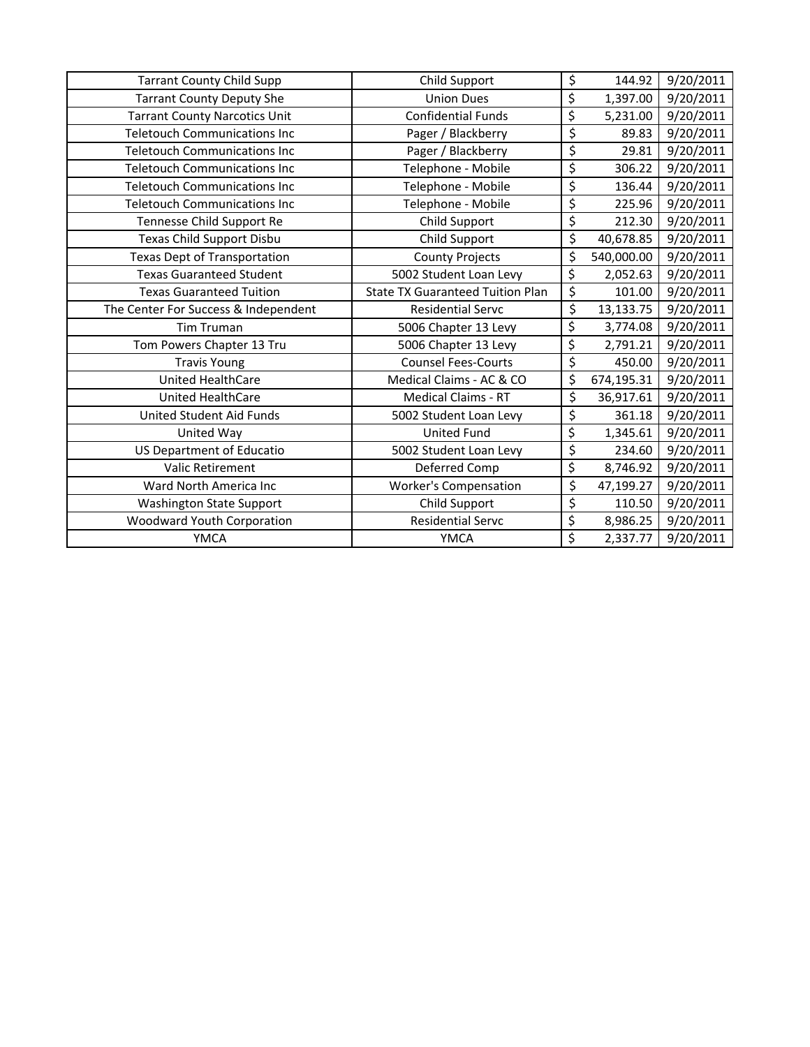| | | | |
|---|---|---|---|
| Tarrant County Child Supp | Child Support | $ 144.92 | 9/20/2011 |
| Tarrant County Deputy She | Union Dues | $ 1,397.00 | 9/20/2011 |
| Tarrant County Narcotics Unit | Confidential Funds | $ 5,231.00 | 9/20/2011 |
| Teletouch Communications Inc | Pager / Blackberry | $ 89.83 | 9/20/2011 |
| Teletouch Communications Inc | Pager / Blackberry | $ 29.81 | 9/20/2011 |
| Teletouch Communications Inc | Telephone - Mobile | $ 306.22 | 9/20/2011 |
| Teletouch Communications Inc | Telephone - Mobile | $ 136.44 | 9/20/2011 |
| Teletouch Communications Inc | Telephone - Mobile | $ 225.96 | 9/20/2011 |
| Tennesse Child Support Re | Child Support | $ 212.30 | 9/20/2011 |
| Texas Child Support Disbu | Child Support | $ 40,678.85 | 9/20/2011 |
| Texas Dept of Transportation | County Projects | $ 540,000.00 | 9/20/2011 |
| Texas Guaranteed Student | 5002 Student Loan Levy | $ 2,052.63 | 9/20/2011 |
| Texas Guaranteed Tuition | State TX Guaranteed Tuition Plan | $ 101.00 | 9/20/2011 |
| The Center For Success & Independent | Residential Servc | $ 13,133.75 | 9/20/2011 |
| Tim Truman | 5006 Chapter 13 Levy | $ 3,774.08 | 9/20/2011 |
| Tom Powers Chapter 13 Tru | 5006 Chapter 13 Levy | $ 2,791.21 | 9/20/2011 |
| Travis Young | Counsel Fees-Courts | $ 450.00 | 9/20/2011 |
| United HealthCare | Medical Claims - AC & CO | $ 674,195.31 | 9/20/2011 |
| United HealthCare | Medical Claims - RT | $ 36,917.61 | 9/20/2011 |
| United Student Aid Funds | 5002 Student Loan Levy | $ 361.18 | 9/20/2011 |
| United Way | United Fund | $ 1,345.61 | 9/20/2011 |
| US Department of Educatio | 5002 Student Loan Levy | $ 234.60 | 9/20/2011 |
| Valic Retirement | Deferred Comp | $ 8,746.92 | 9/20/2011 |
| Ward North America Inc | Worker's Compensation | $ 47,199.27 | 9/20/2011 |
| Washington State Support | Child Support | $ 110.50 | 9/20/2011 |
| Woodward Youth Corporation | Residential Servc | $ 8,986.25 | 9/20/2011 |
| YMCA | YMCA | $ 2,337.77 | 9/20/2011 |